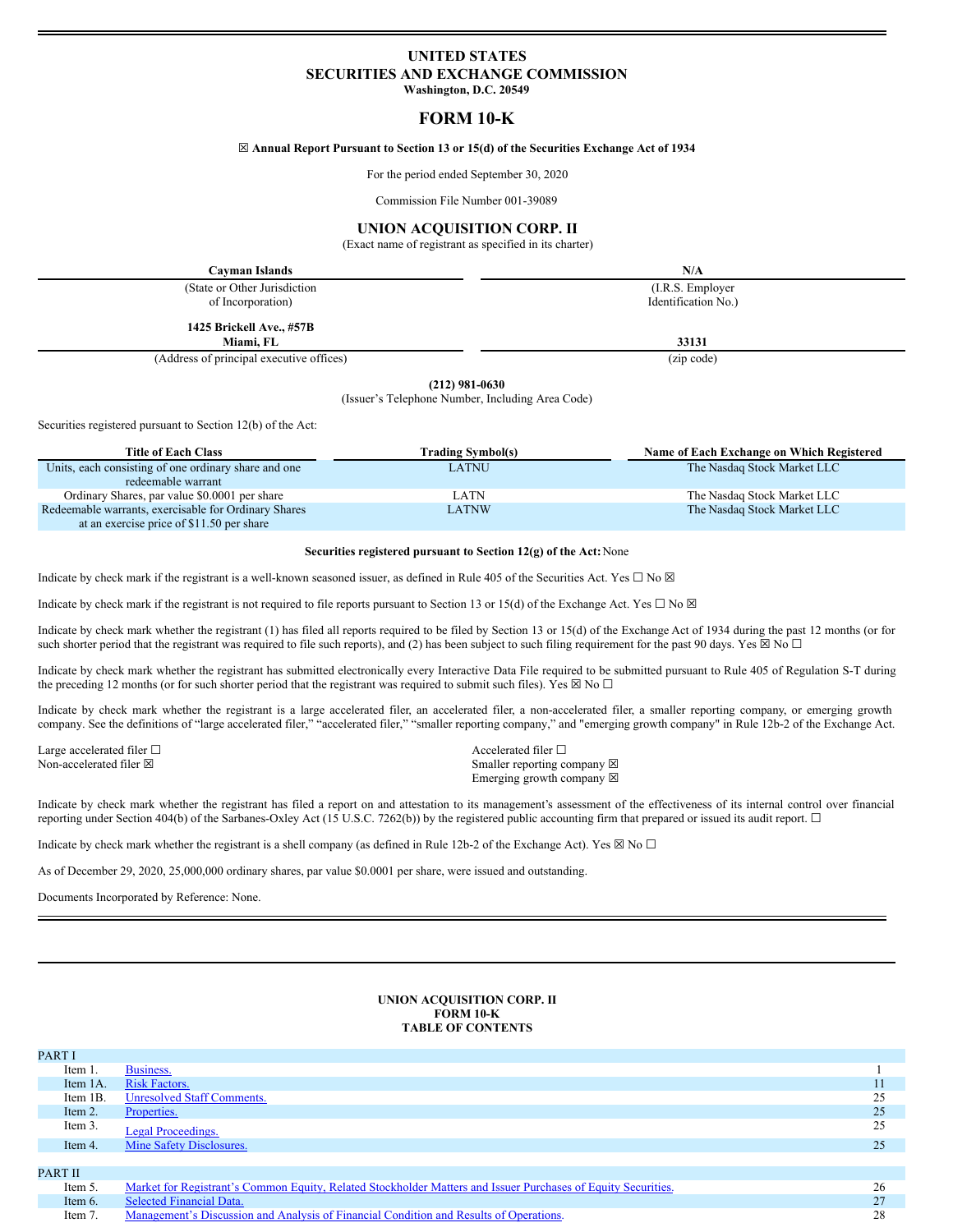# UNITED STATES
# SECURITIES AND EXCHANGE COMMISSION
**Washington, D.C. 20549**

# FORM 10-K

☒ **Annual Report Pursuant to Section 13 or 15(d) of the Securities Exchange Act of 1934**

For the period ended September 30, 2020

Commission File Number 001-39089

## UNION ACQUISITION CORP. II
(Exact name of registrant as specified in its charter)

| **Cayman Islands** | **N/A** |
|---|---|
| (State or Other Jurisdiction of Incorporation) | (I.R.S. Employer Identification No.) |
| **1425 Brickell Ave., #57B Miami, FL** | **33131** |
| (Address of principal executive offices) | (zip code) |

**(212) 981-0630**
(Issuer's Telephone Number, Including Area Code)

Securities registered pursuant to Section 12(b) of the Act:

| Title of Each Class | Trading Symbol(s) | Name of Each Exchange on Which Registered |
|---|---|---|
| Units, each consisting of one ordinary share and one redeemable warrant | LATNU | The Nasdaq Stock Market LLC |
| Ordinary Shares, par value $0.0001 per share | LATN | The Nasdaq Stock Market LLC |
| Redeemable warrants, exercisable for Ordinary Shares at an exercise price of $11.50 per share | LATNW | The Nasdaq Stock Market LLC |

**Securities registered pursuant to Section 12(g) of the Act:** None

Indicate by check mark if the registrant is a well-known seasoned issuer, as defined in Rule 405 of the Securities Act. Yes ☐ No ☒

Indicate by check mark if the registrant is not required to file reports pursuant to Section 13 or 15(d) of the Exchange Act. Yes ☐ No ☒

Indicate by check mark whether the registrant (1) has filed all reports required to be filed by Section 13 or 15(d) of the Exchange Act of 1934 during the past 12 months (or for such shorter period that the registrant was required to file such reports), and (2) has been subject to such filing requirement for the past 90 days. Yes ☒ No ☐

Indicate by check mark whether the registrant has submitted electronically every Interactive Data File required to be submitted pursuant to Rule 405 of Regulation S-T during the preceding 12 months (or for such shorter period that the registrant was required to submit such files). Yes ☒ No ☐

Indicate by check mark whether the registrant is a large accelerated filer, an accelerated filer, a non-accelerated filer, a smaller reporting company, or emerging growth company. See the definitions of "large accelerated filer," "accelerated filer," "smaller reporting company," and "emerging growth company" in Rule 12b-2 of the Exchange Act.

| | |
|---|---|
| Large accelerated filer ☐ | Accelerated filer ☐ |
| Non-accelerated filer ☒ | Smaller reporting company ☒ |
| | Emerging growth company ☒ |

Indicate by check mark whether the registrant has filed a report on and attestation to its management's assessment of the effectiveness of its internal control over financial reporting under Section 404(b) of the Sarbanes-Oxley Act (15 U.S.C. 7262(b)) by the registered public accounting firm that prepared or issued its audit report. ☐

Indicate by check mark whether the registrant is a shell company (as defined in Rule 12b-2 of the Exchange Act). Yes ☒ No ☐

As of December 29, 2020, 25,000,000 ordinary shares, par value $0.0001 per share, were issued and outstanding.

Documents Incorporated by Reference: None.

---

**UNION ACQUISITION CORP. II**
**FORM 10-K**
**TABLE OF CONTENTS**

| | | | |
|---|---|---|---|
| PART I | | | |
| | Item 1. | Business. | 1 |
| | Item 1A. | Risk Factors. | 11 |
| | Item 1B. | Unresolved Staff Comments. | 25 |
| | Item 2. | Properties. | 25 |
| | Item 3. | Legal Proceedings. | 25 |
| | Item 4. | Mine Safety Disclosures. | 25 |
| PART II | | | |
| | Item 5. | Market for Registrant's Common Equity, Related Stockholder Matters and Issuer Purchases of Equity Securities. | 26 |
| | Item 6. | Selected Financial Data. | 27 |
| | Item 7. | Management's Discussion and Analysis of Financial Condition and Results of Operations. | 28 |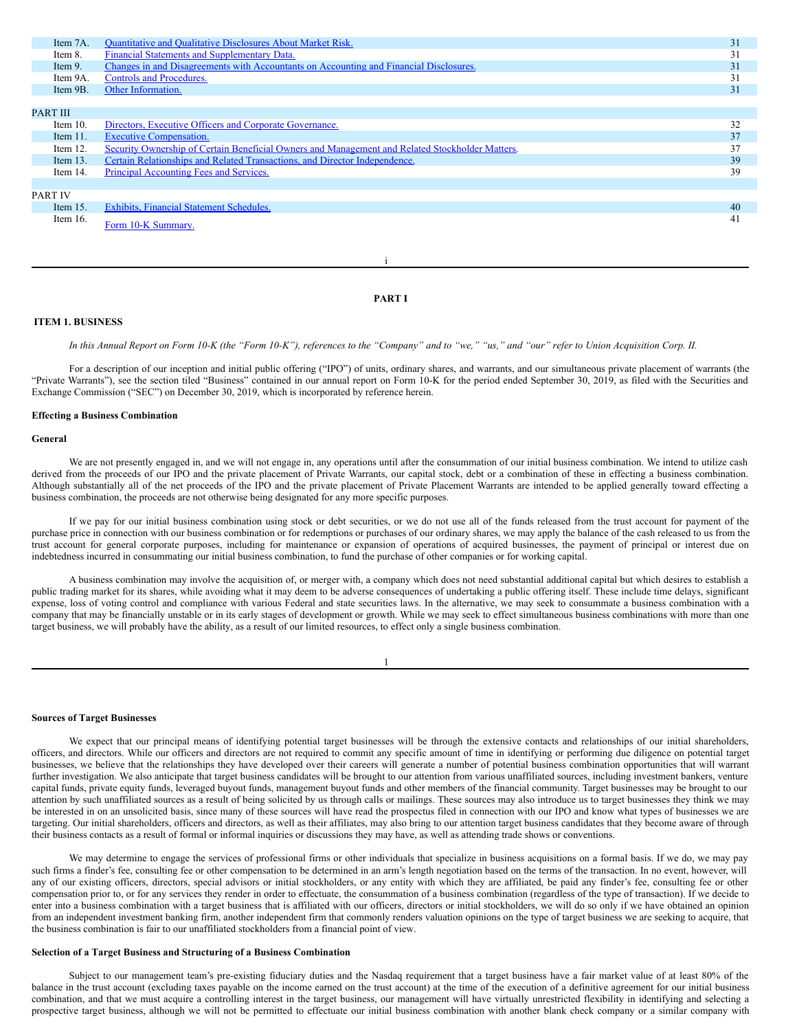| | | |
|---|---|---|
| Item 7A. | Quantitative and Qualitative Disclosures About Market Risk. | 31 |
| Item 8. | Financial Statements and Supplementary Data. | 31 |
| Item 9. | Changes in and Disagreements with Accountants on Accounting and Financial Disclosures. | 31 |
| Item 9A. | Controls and Procedures. | 31 |
| Item 9B. | Other Information. | 31 |
| PART III | | |
| Item 10. | Directors, Executive Officers and Corporate Governance. | 32 |
| Item 11. | Executive Compensation. | 37 |
| Item 12. | Security Ownership of Certain Beneficial Owners and Management and Related Stockholder Matters. | 37 |
| Item 13. | Certain Relationships and Related Transactions, and Director Independence. | 39 |
| Item 14. | Principal Accounting Fees and Services. | 39 |
| PART IV | | |
| Item 15. | Exhibits, Financial Statement Schedules. | 40 |
| Item 16. | Form 10-K Summary. | 41 |

# PART I

## ITEM 1. BUSINESS

*In this Annual Report on Form 10-K (the "Form 10-K"), references to the "Company" and to "we," "us," and "our" refer to Union Acquisition Corp. II.*

For a description of our inception and initial public offering ("IPO") of units, ordinary shares, and warrants, and our simultaneous private placement of warrants (the "Private Warrants"), see the section tiled "Business" contained in our annual report on Form 10-K for the period ended September 30, 2019, as filed with the Securities and Exchange Commission ("SEC") on December 30, 2019, which is incorporated by reference herein.

### Effecting a Business Combination

### General

We are not presently engaged in, and we will not engage in, any operations until after the consummation of our initial business combination. We intend to utilize cash derived from the proceeds of our IPO and the private placement of Private Warrants, our capital stock, debt or a combination of these in effecting a business combination. Although substantially all of the net proceeds of the IPO and the private placement of Private Placement Warrants are intended to be applied generally toward effecting a business combination, the proceeds are not otherwise being designated for any more specific purposes.

If we pay for our initial business combination using stock or debt securities, or we do not use all of the funds released from the trust account for payment of the purchase price in connection with our business combination or for redemptions or purchases of our ordinary shares, we may apply the balance of the cash released to us from the trust account for general corporate purposes, including for maintenance or expansion of operations of acquired businesses, the payment of principal or interest due on indebtedness incurred in consummating our initial business combination, to fund the purchase of other companies or for working capital.

A business combination may involve the acquisition of, or merger with, a company which does not need substantial additional capital but which desires to establish a public trading market for its shares, while avoiding what it may deem to be adverse consequences of undertaking a public offering itself. These include time delays, significant expense, loss of voting control and compliance with various Federal and state securities laws. In the alternative, we may seek to consummate a business combination with a company that may be financially unstable or in its early stages of development or growth. While we may seek to effect simultaneous business combinations with more than one target business, we will probably have the ability, as a result of our limited resources, to effect only a single business combination.

### Sources of Target Businesses

We expect that our principal means of identifying potential target businesses will be through the extensive contacts and relationships of our initial shareholders, officers, and directors. While our officers and directors are not required to commit any specific amount of time in identifying or performing due diligence on potential target businesses, we believe that the relationships they have developed over their careers will generate a number of potential business combination opportunities that will warrant further investigation. We also anticipate that target business candidates will be brought to our attention from various unaffiliated sources, including investment bankers, venture capital funds, private equity funds, leveraged buyout funds, management buyout funds and other members of the financial community. Target businesses may be brought to our attention by such unaffiliated sources as a result of being solicited by us through calls or mailings. These sources may also introduce us to target businesses they think we may be interested in on an unsolicited basis, since many of these sources will have read the prospectus filed in connection with our IPO and know what types of businesses we are targeting. Our initial shareholders, officers and directors, as well as their affiliates, may also bring to our attention target business candidates that they become aware of through their business contacts as a result of formal or informal inquiries or discussions they may have, as well as attending trade shows or conventions.

We may determine to engage the services of professional firms or other individuals that specialize in business acquisitions on a formal basis. If we do, we may pay such firms a finder's fee, consulting fee or other compensation to be determined in an arm's length negotiation based on the terms of the transaction. In no event, however, will any of our existing officers, directors, special advisors or initial stockholders, or any entity with which they are affiliated, be paid any finder's fee, consulting fee or other compensation prior to, or for any services they render in order to effectuate, the consummation of a business combination (regardless of the type of transaction). If we decide to enter into a business combination with a target business that is affiliated with our officers, directors or initial stockholders, we will do so only if we have obtained an opinion from an independent investment banking firm, another independent firm that commonly renders valuation opinions on the type of target business we are seeking to acquire, that the business combination is fair to our unaffiliated stockholders from a financial point of view.

### Selection of a Target Business and Structuring of a Business Combination

Subject to our management team's pre-existing fiduciary duties and the Nasdaq requirement that a target business have a fair market value of at least 80% of the balance in the trust account (excluding taxes payable on the income earned on the trust account) at the time of the execution of a definitive agreement for our initial business combination, and that we must acquire a controlling interest in the target business, our management will have virtually unrestricted flexibility in identifying and selecting a prospective target business, although we will not be permitted to effectuate our initial business combination with another blank check company or a similar company with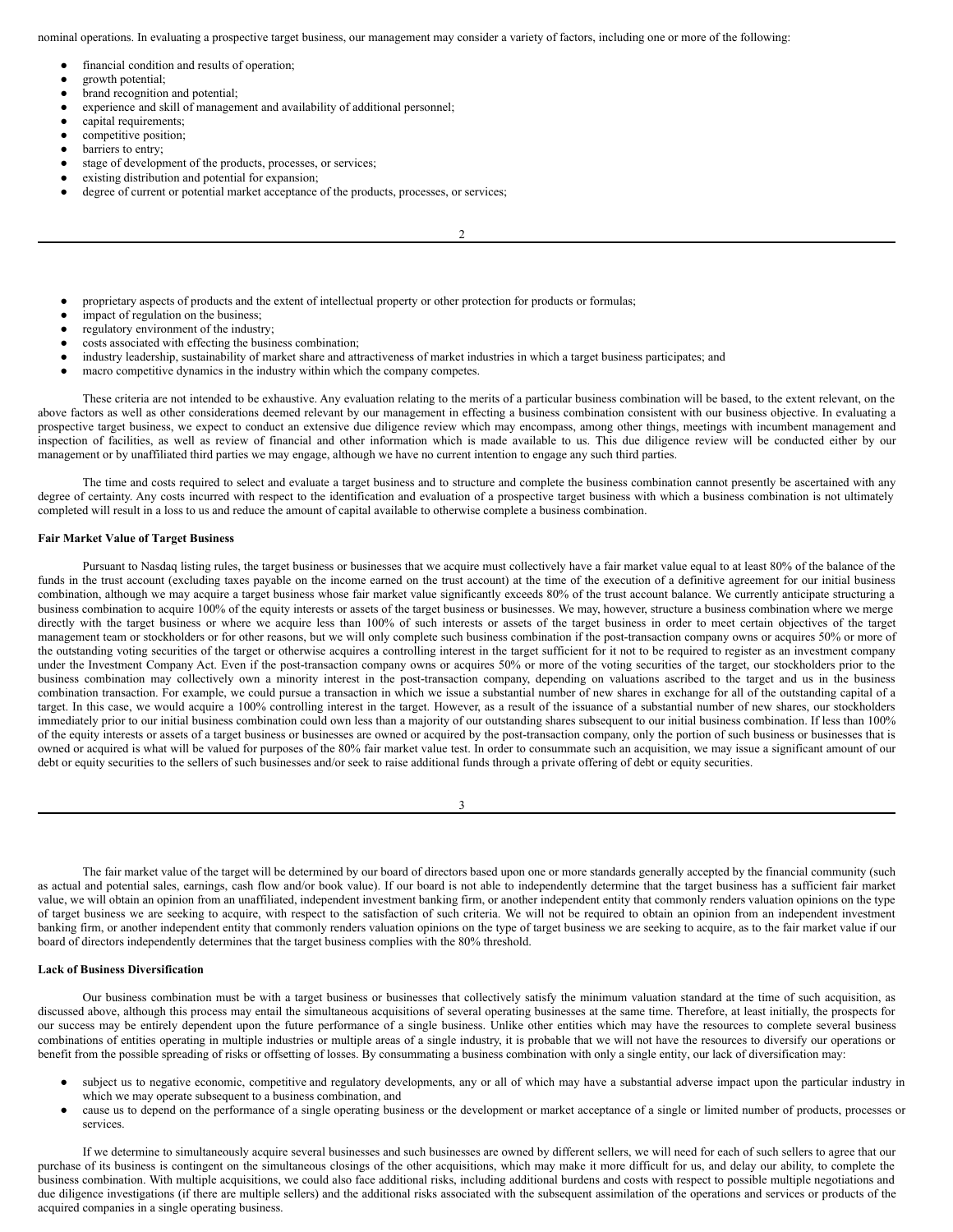nominal operations. In evaluating a prospective target business, our management may consider a variety of factors, including one or more of the following:

- financial condition and results of operation;
- growth potential;
- brand recognition and potential;
- experience and skill of management and availability of additional personnel;
- capital requirements;
- competitive position;
- barriers to entry;
- stage of development of the products, processes, or services;
- existing distribution and potential for expansion;
- degree of current or potential market acceptance of the products, processes, or services;
- proprietary aspects of products and the extent of intellectual property or other protection for products or formulas;
- impact of regulation on the business;
- regulatory environment of the industry;
- costs associated with effecting the business combination;
- industry leadership, sustainability of market share and attractiveness of market industries in which a target business participates; and
- macro competitive dynamics in the industry within which the company competes.

These criteria are not intended to be exhaustive. Any evaluation relating to the merits of a particular business combination will be based, to the extent relevant, on the above factors as well as other considerations deemed relevant by our management in effecting a business combination consistent with our business objective. In evaluating a prospective target business, we expect to conduct an extensive due diligence review which may encompass, among other things, meetings with incumbent management and inspection of facilities, as well as review of financial and other information which is made available to us. This due diligence review will be conducted either by our management or by unaffiliated third parties we may engage, although we have no current intention to engage any such third parties.

The time and costs required to select and evaluate a target business and to structure and complete the business combination cannot presently be ascertained with any degree of certainty. Any costs incurred with respect to the identification and evaluation of a prospective target business with which a business combination is not ultimately completed will result in a loss to us and reduce the amount of capital available to otherwise complete a business combination.

**Fair Market Value of Target Business**

Pursuant to Nasdaq listing rules, the target business or businesses that we acquire must collectively have a fair market value equal to at least 80% of the balance of the funds in the trust account (excluding taxes payable on the income earned on the trust account) at the time of the execution of a definitive agreement for our initial business combination, although we may acquire a target business whose fair market value significantly exceeds 80% of the trust account balance. We currently anticipate structuring a business combination to acquire 100% of the equity interests or assets of the target business or businesses. We may, however, structure a business combination where we merge directly with the target business or where we acquire less than 100% of such interests or assets of the target business in order to meet certain objectives of the target management team or stockholders or for other reasons, but we will only complete such business combination if the post-transaction company owns or acquires 50% or more of the outstanding voting securities of the target or otherwise acquires a controlling interest in the target sufficient for it not to be required to register as an investment company under the Investment Company Act. Even if the post-transaction company owns or acquires 50% or more of the voting securities of the target, our stockholders prior to the business combination may collectively own a minority interest in the post-transaction company, depending on valuations ascribed to the target and us in the business combination transaction. For example, we could pursue a transaction in which we issue a substantial number of new shares in exchange for all of the outstanding capital of a target. In this case, we would acquire a 100% controlling interest in the target. However, as a result of the issuance of a substantial number of new shares, our stockholders immediately prior to our initial business combination could own less than a majority of our outstanding shares subsequent to our initial business combination. If less than 100% of the equity interests or assets of a target business or businesses are owned or acquired by the post-transaction company, only the portion of such business or businesses that is owned or acquired is what will be valued for purposes of the 80% fair market value test. In order to consummate such an acquisition, we may issue a significant amount of our debt or equity securities to the sellers of such businesses and/or seek to raise additional funds through a private offering of debt or equity securities.

The fair market value of the target will be determined by our board of directors based upon one or more standards generally accepted by the financial community (such as actual and potential sales, earnings, cash flow and/or book value). If our board is not able to independently determine that the target business has a sufficient fair market value, we will obtain an opinion from an unaffiliated, independent investment banking firm, or another independent entity that commonly renders valuation opinions on the type of target business we are seeking to acquire, with respect to the satisfaction of such criteria. We will not be required to obtain an opinion from an independent investment banking firm, or another independent entity that commonly renders valuation opinions on the type of target business we are seeking to acquire, as to the fair market value if our board of directors independently determines that the target business complies with the 80% threshold.

**Lack of Business Diversification**

Our business combination must be with a target business or businesses that collectively satisfy the minimum valuation standard at the time of such acquisition, as discussed above, although this process may entail the simultaneous acquisitions of several operating businesses at the same time. Therefore, at least initially, the prospects for our success may be entirely dependent upon the future performance of a single business. Unlike other entities which may have the resources to complete several business combinations of entities operating in multiple industries or multiple areas of a single industry, it is probable that we will not have the resources to diversify our operations or benefit from the possible spreading of risks or offsetting of losses. By consummating a business combination with only a single entity, our lack of diversification may:

- subject us to negative economic, competitive and regulatory developments, any or all of which may have a substantial adverse impact upon the particular industry in which we may operate subsequent to a business combination, and
- cause us to depend on the performance of a single operating business or the development or market acceptance of a single or limited number of products, processes or services.

If we determine to simultaneously acquire several businesses and such businesses are owned by different sellers, we will need for each of such sellers to agree that our purchase of its business is contingent on the simultaneous closings of the other acquisitions, which may make it more difficult for us, and delay our ability, to complete the business combination. With multiple acquisitions, we could also face additional risks, including additional burdens and costs with respect to possible multiple negotiations and due diligence investigations (if there are multiple sellers) and the additional risks associated with the subsequent assimilation of the operations and services or products of the acquired companies in a single operating business.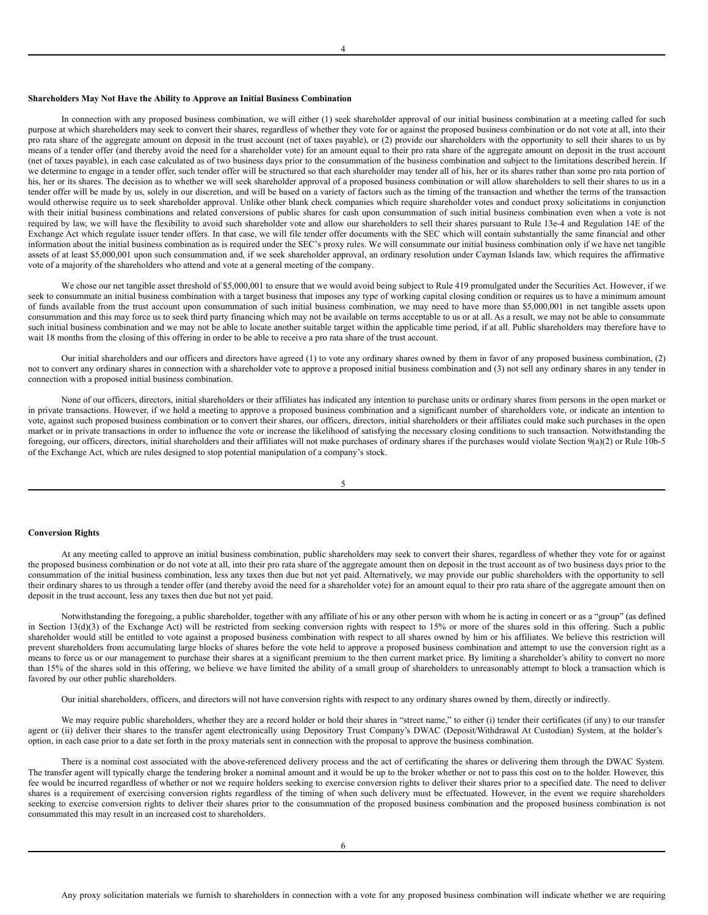**Shareholders May Not Have the Ability to Approve an Initial Business Combination**

In connection with any proposed business combination, we will either (1) seek shareholder approval of our initial business combination at a meeting called for such purpose at which shareholders may seek to convert their shares, regardless of whether they vote for or against the proposed business combination or do not vote at all, into their pro rata share of the aggregate amount on deposit in the trust account (net of taxes payable), or (2) provide our shareholders with the opportunity to sell their shares to us by means of a tender offer (and thereby avoid the need for a shareholder vote) for an amount equal to their pro rata share of the aggregate amount on deposit in the trust account (net of taxes payable), in each case calculated as of two business days prior to the consummation of the business combination and subject to the limitations described herein. If we determine to engage in a tender offer, such tender offer will be structured so that each shareholder may tender all of his, her or its shares rather than some pro rata portion of his, her or its shares. The decision as to whether we will seek shareholder approval of a proposed business combination or will allow shareholders to sell their shares to us in a tender offer will be made by us, solely in our discretion, and will be based on a variety of factors such as the timing of the transaction and whether the terms of the transaction would otherwise require us to seek shareholder approval. Unlike other blank check companies which require shareholder votes and conduct proxy solicitations in conjunction with their initial business combinations and related conversions of public shares for cash upon consummation of such initial business combination even when a vote is not required by law, we will have the flexibility to avoid such shareholder vote and allow our shareholders to sell their shares pursuant to Rule 13e-4 and Regulation 14E of the Exchange Act which regulate issuer tender offers. In that case, we will file tender offer documents with the SEC which will contain substantially the same financial and other information about the initial business combination as is required under the SEC's proxy rules. We will consummate our initial business combination only if we have net tangible assets of at least $5,000,001 upon such consummation and, if we seek shareholder approval, an ordinary resolution under Cayman Islands law, which requires the affirmative vote of a majority of the shareholders who attend and vote at a general meeting of the company.

We chose our net tangible asset threshold of $5,000,001 to ensure that we would avoid being subject to Rule 419 promulgated under the Securities Act. However, if we seek to consummate an initial business combination with a target business that imposes any type of working capital closing condition or requires us to have a minimum amount of funds available from the trust account upon consummation of such initial business combination, we may need to have more than $5,000,001 in net tangible assets upon consummation and this may force us to seek third party financing which may not be available on terms acceptable to us or at all. As a result, we may not be able to consummate such initial business combination and we may not be able to locate another suitable target within the applicable time period, if at all. Public shareholders may therefore have to wait 18 months from the closing of this offering in order to be able to receive a pro rata share of the trust account.

Our initial shareholders and our officers and directors have agreed (1) to vote any ordinary shares owned by them in favor of any proposed business combination, (2) not to convert any ordinary shares in connection with a shareholder vote to approve a proposed initial business combination and (3) not sell any ordinary shares in any tender in connection with a proposed initial business combination.

None of our officers, directors, initial shareholders or their affiliates has indicated any intention to purchase units or ordinary shares from persons in the open market or in private transactions. However, if we hold a meeting to approve a proposed business combination and a significant number of shareholders vote, or indicate an intention to vote, against such proposed business combination or to convert their shares, our officers, directors, initial shareholders or their affiliates could make such purchases in the open market or in private transactions in order to influence the vote or increase the likelihood of satisfying the necessary closing conditions to such transaction. Notwithstanding the foregoing, our officers, directors, initial shareholders and their affiliates will not make purchases of ordinary shares if the purchases would violate Section 9(a)(2) or Rule 10b-5 of the Exchange Act, which are rules designed to stop potential manipulation of a company's stock.

**Conversion Rights**

At any meeting called to approve an initial business combination, public shareholders may seek to convert their shares, regardless of whether they vote for or against the proposed business combination or do not vote at all, into their pro rata share of the aggregate amount then on deposit in the trust account as of two business days prior to the consummation of the initial business combination, less any taxes then due but not yet paid. Alternatively, we may provide our public shareholders with the opportunity to sell their ordinary shares to us through a tender offer (and thereby avoid the need for a shareholder vote) for an amount equal to their pro rata share of the aggregate amount then on deposit in the trust account, less any taxes then due but not yet paid.

Notwithstanding the foregoing, a public shareholder, together with any affiliate of his or any other person with whom he is acting in concert or as a "group" (as defined in Section 13(d)(3) of the Exchange Act) will be restricted from seeking conversion rights with respect to 15% or more of the shares sold in this offering. Such a public shareholder would still be entitled to vote against a proposed business combination with respect to all shares owned by him or his affiliates. We believe this restriction will prevent shareholders from accumulating large blocks of shares before the vote held to approve a proposed business combination and attempt to use the conversion right as a means to force us or our management to purchase their shares at a significant premium to the then current market price. By limiting a shareholder's ability to convert no more than 15% of the shares sold in this offering, we believe we have limited the ability of a small group of shareholders to unreasonably attempt to block a transaction which is favored by our other public shareholders.

Our initial shareholders, officers, and directors will not have conversion rights with respect to any ordinary shares owned by them, directly or indirectly.

We may require public shareholders, whether they are a record holder or hold their shares in "street name," to either (i) tender their certificates (if any) to our transfer agent or (ii) deliver their shares to the transfer agent electronically using Depository Trust Company's DWAC (Deposit/Withdrawal At Custodian) System, at the holder's option, in each case prior to a date set forth in the proxy materials sent in connection with the proposal to approve the business combination.

There is a nominal cost associated with the above-referenced delivery process and the act of certificating the shares or delivering them through the DWAC System. The transfer agent will typically charge the tendering broker a nominal amount and it would be up to the broker whether or not to pass this cost on to the holder. However, this fee would be incurred regardless of whether or not we require holders seeking to exercise conversion rights to deliver their shares prior to a specified date. The need to deliver shares is a requirement of exercising conversion rights regardless of the timing of when such delivery must be effectuated. However, in the event we require shareholders seeking to exercise conversion rights to deliver their shares prior to the consummation of the proposed business combination and the proposed business combination is not consummated this may result in an increased cost to shareholders.

Any proxy solicitation materials we furnish to shareholders in connection with a vote for any proposed business combination will indicate whether we are requiring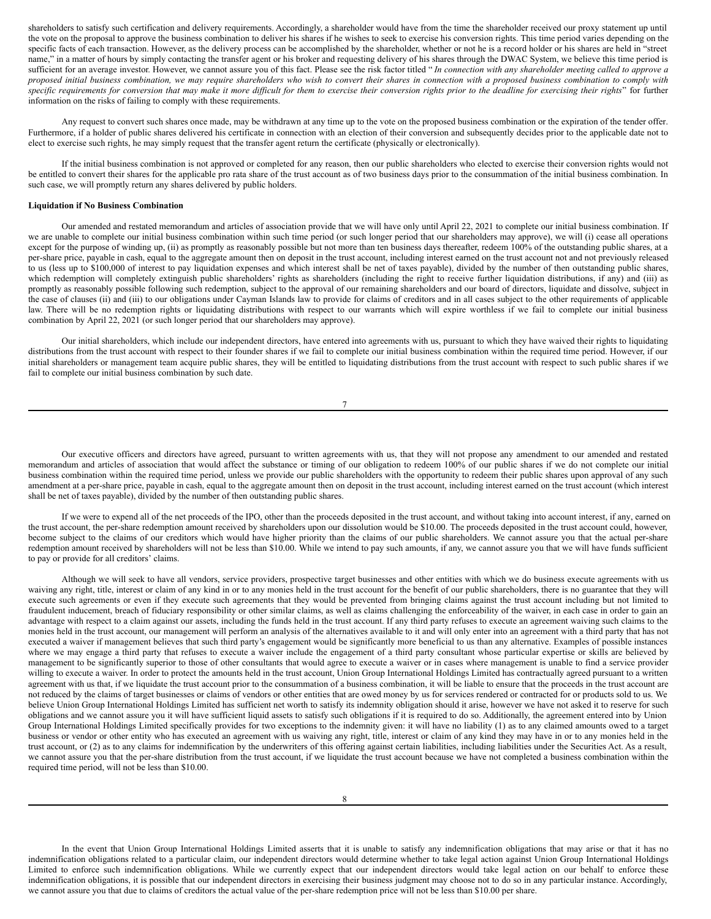shareholders to satisfy such certification and delivery requirements. Accordingly, a shareholder would have from the time the shareholder received our proxy statement up until the vote on the proposal to approve the business combination to deliver his shares if he wishes to seek to exercise his conversion rights. This time period varies depending on the specific facts of each transaction. However, as the delivery process can be accomplished by the shareholder, whether or not he is a record holder or his shares are held in "street name," in a matter of hours by simply contacting the transfer agent or his broker and requesting delivery of his shares through the DWAC System, we believe this time period is sufficient for an average investor. However, we cannot assure you of this fact. Please see the risk factor titled "*In connection with any shareholder meeting called to approve a proposed initial business combination, we may require shareholders who wish to convert their shares in connection with a proposed business combination to comply with specific requirements for conversion that may make it more difficult for them to exercise their conversion rights prior to the deadline for exercising their rights*" for further information on the risks of failing to comply with these requirements.

Any request to convert such shares once made, may be withdrawn at any time up to the vote on the proposed business combination or the expiration of the tender offer. Furthermore, if a holder of public shares delivered his certificate in connection with an election of their conversion and subsequently decides prior to the applicable date not to elect to exercise such rights, he may simply request that the transfer agent return the certificate (physically or electronically).

If the initial business combination is not approved or completed for any reason, then our public shareholders who elected to exercise their conversion rights would not be entitled to convert their shares for the applicable pro rata share of the trust account as of two business days prior to the consummation of the initial business combination. In such case, we will promptly return any shares delivered by public holders.

**Liquidation if No Business Combination**

Our amended and restated memorandum and articles of association provide that we will have only until April 22, 2021 to complete our initial business combination. If we are unable to complete our initial business combination within such time period (or such longer period that our shareholders may approve), we will (i) cease all operations except for the purpose of winding up, (ii) as promptly as reasonably possible but not more than ten business days thereafter, redeem 100% of the outstanding public shares, at a per-share price, payable in cash, equal to the aggregate amount then on deposit in the trust account, including interest earned on the trust account not and not previously released to us (less up to $100,000 of interest to pay liquidation expenses and which interest shall be net of taxes payable), divided by the number of then outstanding public shares, which redemption will completely extinguish public shareholders' rights as shareholders (including the right to receive further liquidation distributions, if any) and (iii) as promptly as reasonably possible following such redemption, subject to the approval of our remaining shareholders and our board of directors, liquidate and dissolve, subject in the case of clauses (ii) and (iii) to our obligations under Cayman Islands law to provide for claims of creditors and in all cases subject to the other requirements of applicable law. There will be no redemption rights or liquidating distributions with respect to our warrants which will expire worthless if we fail to complete our initial business combination by April 22, 2021 (or such longer period that our shareholders may approve).

Our initial shareholders, which include our independent directors, have entered into agreements with us, pursuant to which they have waived their rights to liquidating distributions from the trust account with respect to their founder shares if we fail to complete our initial business combination within the required time period. However, if our initial shareholders or management team acquire public shares, they will be entitled to liquidating distributions from the trust account with respect to such public shares if we fail to complete our initial business combination by such date.

Our executive officers and directors have agreed, pursuant to written agreements with us, that they will not propose any amendment to our amended and restated memorandum and articles of association that would affect the substance or timing of our obligation to redeem 100% of our public shares if we do not complete our initial business combination within the required time period, unless we provide our public shareholders with the opportunity to redeem their public shares upon approval of any such amendment at a per-share price, payable in cash, equal to the aggregate amount then on deposit in the trust account, including interest earned on the trust account (which interest shall be net of taxes payable), divided by the number of then outstanding public shares.

If we were to expend all of the net proceeds of the IPO, other than the proceeds deposited in the trust account, and without taking into account interest, if any, earned on the trust account, the per-share redemption amount received by shareholders upon our dissolution would be $10.00. The proceeds deposited in the trust account could, however, become subject to the claims of our creditors which would have higher priority than the claims of our public shareholders. We cannot assure you that the actual per-share redemption amount received by shareholders will not be less than $10.00. While we intend to pay such amounts, if any, we cannot assure you that we will have funds sufficient to pay or provide for all creditors' claims.

Although we will seek to have all vendors, service providers, prospective target businesses and other entities with which we do business execute agreements with us waiving any right, title, interest or claim of any kind in or to any monies held in the trust account for the benefit of our public shareholders, there is no guarantee that they will execute such agreements or even if they execute such agreements that they would be prevented from bringing claims against the trust account including but not limited to fraudulent inducement, breach of fiduciary responsibility or other similar claims, as well as claims challenging the enforceability of the waiver, in each case in order to gain an advantage with respect to a claim against our assets, including the funds held in the trust account. If any third party refuses to execute an agreement waiving such claims to the monies held in the trust account, our management will perform an analysis of the alternatives available to it and will only enter into an agreement with a third party that has not executed a waiver if management believes that such third party's engagement would be significantly more beneficial to us than any alternative. Examples of possible instances where we may engage a third party that refuses to execute a waiver include the engagement of a third party consultant whose particular expertise or skills are believed by management to be significantly superior to those of other consultants that would agree to execute a waiver or in cases where management is unable to find a service provider willing to execute a waiver. In order to protect the amounts held in the trust account, Union Group International Holdings Limited has contractually agreed pursuant to a written agreement with us that, if we liquidate the trust account prior to the consummation of a business combination, it will be liable to ensure that the proceeds in the trust account are not reduced by the claims of target businesses or claims of vendors or other entities that are owed money by us for services rendered or contracted for or products sold to us. We believe Union Group International Holdings Limited has sufficient net worth to satisfy its indemnity obligation should it arise, however we have not asked it to reserve for such obligations and we cannot assure you it will have sufficient liquid assets to satisfy such obligations if it is required to do so. Additionally, the agreement entered into by Union Group International Holdings Limited specifically provides for two exceptions to the indemnity given: it will have no liability (1) as to any claimed amounts owed to a target business or vendor or other entity who has executed an agreement with us waiving any right, title, interest or claim of any kind they may have in or to any monies held in the trust account, or (2) as to any claims for indemnification by the underwriters of this offering against certain liabilities, including liabilities under the Securities Act. As a result, we cannot assure you that the per-share distribution from the trust account, if we liquidate the trust account because we have not completed a business combination within the required time period, will not be less than $10.00.

In the event that Union Group International Holdings Limited asserts that it is unable to satisfy any indemnification obligations that may arise or that it has no indemnification obligations related to a particular claim, our independent directors would determine whether to take legal action against Union Group International Holdings Limited to enforce such indemnification obligations. While we currently expect that our independent directors would take legal action on our behalf to enforce these indemnification obligations, it is possible that our independent directors in exercising their business judgment may choose not to do so in any particular instance. Accordingly, we cannot assure you that due to claims of creditors the actual value of the per-share redemption price will not be less than $10.00 per share.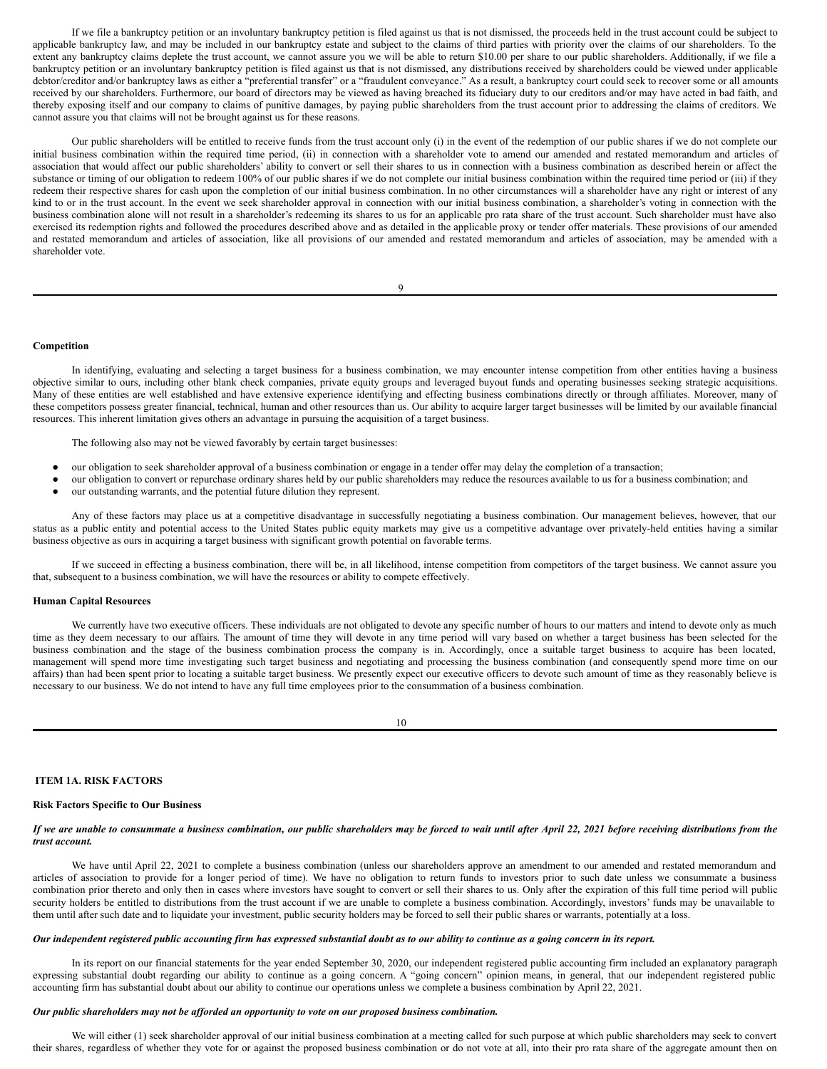If we file a bankruptcy petition or an involuntary bankruptcy petition is filed against us that is not dismissed, the proceeds held in the trust account could be subject to applicable bankruptcy law, and may be included in our bankruptcy estate and subject to the claims of third parties with priority over the claims of our shareholders. To the extent any bankruptcy claims deplete the trust account, we cannot assure you we will be able to return $10.00 per share to our public shareholders. Additionally, if we file a bankruptcy petition or an involuntary bankruptcy petition is filed against us that is not dismissed, any distributions received by shareholders could be viewed under applicable debtor/creditor and/or bankruptcy laws as either a "preferential transfer" or a "fraudulent conveyance." As a result, a bankruptcy court could seek to recover some or all amounts received by our shareholders. Furthermore, our board of directors may be viewed as having breached its fiduciary duty to our creditors and/or may have acted in bad faith, and thereby exposing itself and our company to claims of punitive damages, by paying public shareholders from the trust account prior to addressing the claims of creditors. We cannot assure you that claims will not be brought against us for these reasons.

Our public shareholders will be entitled to receive funds from the trust account only (i) in the event of the redemption of our public shares if we do not complete our initial business combination within the required time period, (ii) in connection with a shareholder vote to amend our amended and restated memorandum and articles of association that would affect our public shareholders' ability to convert or sell their shares to us in connection with a business combination as described herein or affect the substance or timing of our obligation to redeem 100% of our public shares if we do not complete our initial business combination within the required time period or (iii) if they redeem their respective shares for cash upon the completion of our initial business combination. In no other circumstances will a shareholder have any right or interest of any kind to or in the trust account. In the event we seek shareholder approval in connection with our initial business combination, a shareholder's voting in connection with the business combination alone will not result in a shareholder's redeeming its shares to us for an applicable pro rata share of the trust account. Such shareholder must have also exercised its redemption rights and followed the procedures described above and as detailed in the applicable proxy or tender offer materials. These provisions of our amended and restated memorandum and articles of association, like all provisions of our amended and restated memorandum and articles of association, may be amended with a shareholder vote.

**Competition**

In identifying, evaluating and selecting a target business for a business combination, we may encounter intense competition from other entities having a business objective similar to ours, including other blank check companies, private equity groups and leveraged buyout funds and operating businesses seeking strategic acquisitions. Many of these entities are well established and have extensive experience identifying and effecting business combinations directly or through affiliates. Moreover, many of these competitors possess greater financial, technical, human and other resources than us. Our ability to acquire larger target businesses will be limited by our available financial resources. This inherent limitation gives others an advantage in pursuing the acquisition of a target business.

The following also may not be viewed favorably by certain target businesses:

- our obligation to seek shareholder approval of a business combination or engage in a tender offer may delay the completion of a transaction;
- our obligation to convert or repurchase ordinary shares held by our public shareholders may reduce the resources available to us for a business combination; and
- our outstanding warrants, and the potential future dilution they represent.

Any of these factors may place us at a competitive disadvantage in successfully negotiating a business combination. Our management believes, however, that our status as a public entity and potential access to the United States public equity markets may give us a competitive advantage over privately-held entities having a similar business objective as ours in acquiring a target business with significant growth potential on favorable terms.

If we succeed in effecting a business combination, there will be, in all likelihood, intense competition from competitors of the target business. We cannot assure you that, subsequent to a business combination, we will have the resources or ability to compete effectively.

**Human Capital Resources**

We currently have two executive officers. These individuals are not obligated to devote any specific number of hours to our matters and intend to devote only as much time as they deem necessary to our affairs. The amount of time they will devote in any time period will vary based on whether a target business has been selected for the business combination and the stage of the business combination process the company is in. Accordingly, once a suitable target business to acquire has been located, management will spend more time investigating such target business and negotiating and processing the business combination (and consequently spend more time on our affairs) than had been spent prior to locating a suitable target business. We presently expect our executive officers to devote such amount of time as they reasonably believe is necessary to our business. We do not intend to have any full time employees prior to the consummation of a business combination.

## ITEM 1A. RISK FACTORS

**Risk Factors Specific to Our Business**

***If we are unable to consummate a business combination, our public shareholders may be forced to wait until after April 22, 2021 before receiving distributions from the trust account.***

We have until April 22, 2021 to complete a business combination (unless our shareholders approve an amendment to our amended and restated memorandum and articles of association to provide for a longer period of time). We have no obligation to return funds to investors prior to such date unless we consummate a business combination prior thereto and only then in cases where investors have sought to convert or sell their shares to us. Only after the expiration of this full time period will public security holders be entitled to distributions from the trust account if we are unable to complete a business combination. Accordingly, investors' funds may be unavailable to them until after such date and to liquidate your investment, public security holders may be forced to sell their public shares or warrants, potentially at a loss.

***Our independent registered public accounting firm has expressed substantial doubt as to our ability to continue as a going concern in its report.***

In its report on our financial statements for the year ended September 30, 2020, our independent registered public accounting firm included an explanatory paragraph expressing substantial doubt regarding our ability to continue as a going concern. A "going concern" opinion means, in general, that our independent registered public accounting firm has substantial doubt about our ability to continue our operations unless we complete a business combination by April 22, 2021.

***Our public shareholders may not be afforded an opportunity to vote on our proposed business combination.***

We will either (1) seek shareholder approval of our initial business combination at a meeting called for such purpose at which public shareholders may seek to convert their shares, regardless of whether they vote for or against the proposed business combination or do not vote at all, into their pro rata share of the aggregate amount then on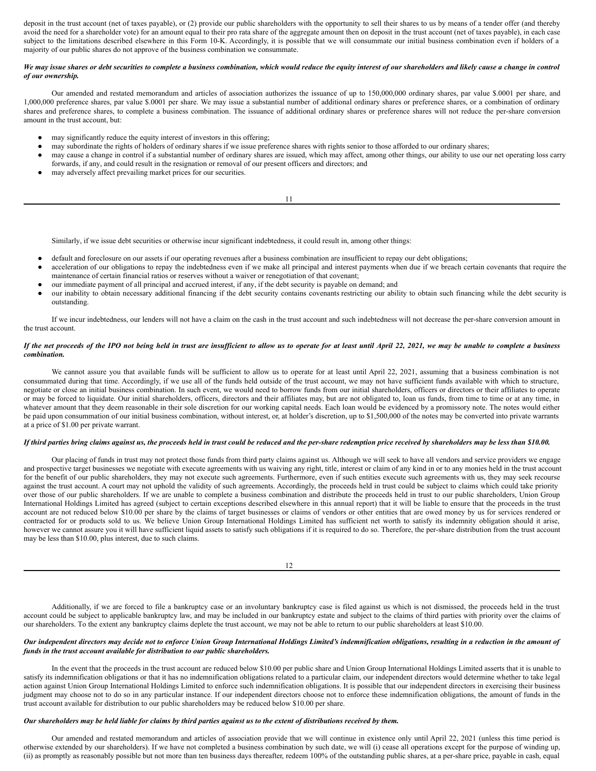deposit in the trust account (net of taxes payable), or (2) provide our public shareholders with the opportunity to sell their shares to us by means of a tender offer (and thereby avoid the need for a shareholder vote) for an amount equal to their pro rata share of the aggregate amount then on deposit in the trust account (net of taxes payable), in each case subject to the limitations described elsewhere in this Form 10-K. Accordingly, it is possible that we will consummate our initial business combination even if holders of a majority of our public shares do not approve of the business combination we consummate.

***We may issue shares or debt securities to complete a business combination, which would reduce the equity interest of our shareholders and likely cause a change in control of our ownership.***

Our amended and restated memorandum and articles of association authorizes the issuance of up to 150,000,000 ordinary shares, par value $.0001 per share, and 1,000,000 preference shares, par value $.0001 per share. We may issue a substantial number of additional ordinary shares or preference shares, or a combination of ordinary shares and preference shares, to complete a business combination. The issuance of additional ordinary shares or preference shares will not reduce the per-share conversion amount in the trust account, but:

- may significantly reduce the equity interest of investors in this offering;
- may subordinate the rights of holders of ordinary shares if we issue preference shares with rights senior to those afforded to our ordinary shares;
- may cause a change in control if a substantial number of ordinary shares are issued, which may affect, among other things, our ability to use our net operating loss carry forwards, if any, and could result in the resignation or removal of our present officers and directors; and
- may adversely affect prevailing market prices for our securities.

Similarly, if we issue debt securities or otherwise incur significant indebtedness, it could result in, among other things:

- default and foreclosure on our assets if our operating revenues after a business combination are insufficient to repay our debt obligations;
- acceleration of our obligations to repay the indebtedness even if we make all principal and interest payments when due if we breach certain covenants that require the maintenance of certain financial ratios or reserves without a waiver or renegotiation of that covenant;
- our immediate payment of all principal and accrued interest, if any, if the debt security is payable on demand; and
- our inability to obtain necessary additional financing if the debt security contains covenants restricting our ability to obtain such financing while the debt security is outstanding.

If we incur indebtedness, our lenders will not have a claim on the cash in the trust account and such indebtedness will not decrease the per-share conversion amount in the trust account.

***If the net proceeds of the IPO not being held in trust are insufficient to allow us to operate for at least until April 22, 2021, we may be unable to complete a business combination.***

We cannot assure you that available funds will be sufficient to allow us to operate for at least until April 22, 2021, assuming that a business combination is not consummated during that time. Accordingly, if we use all of the funds held outside of the trust account, we may not have sufficient funds available with which to structure, negotiate or close an initial business combination. In such event, we would need to borrow funds from our initial shareholders, officers or directors or their affiliates to operate or may be forced to liquidate. Our initial shareholders, officers, directors and their affiliates may, but are not obligated to, loan us funds, from time to time or at any time, in whatever amount that they deem reasonable in their sole discretion for our working capital needs. Each loan would be evidenced by a promissory note. The notes would either be paid upon consummation of our initial business combination, without interest, or, at holder's discretion, up to $1,500,000 of the notes may be converted into private warrants at a price of $1.00 per private warrant.

***If third parties bring claims against us, the proceeds held in trust could be reduced and the per-share redemption price received by shareholders may be less than $10.00.***

Our placing of funds in trust may not protect those funds from third party claims against us. Although we will seek to have all vendors and service providers we engage and prospective target businesses we negotiate with execute agreements with us waiving any right, title, interest or claim of any kind in or to any monies held in the trust account for the benefit of our public shareholders, they may not execute such agreements. Furthermore, even if such entities execute such agreements with us, they may seek recourse against the trust account. A court may not uphold the validity of such agreements. Accordingly, the proceeds held in trust could be subject to claims which could take priority over those of our public shareholders. If we are unable to complete a business combination and distribute the proceeds held in trust to our public shareholders, Union Group International Holdings Limited has agreed (subject to certain exceptions described elsewhere in this annual report) that it will be liable to ensure that the proceeds in the trust account are not reduced below $10.00 per share by the claims of target businesses or claims of vendors or other entities that are owed money by us for services rendered or contracted for or products sold to us. We believe Union Group International Holdings Limited has sufficient net worth to satisfy its indemnity obligation should it arise, however we cannot assure you it will have sufficient liquid assets to satisfy such obligations if it is required to do so. Therefore, the per-share distribution from the trust account may be less than $10.00, plus interest, due to such claims.

Additionally, if we are forced to file a bankruptcy case or an involuntary bankruptcy case is filed against us which is not dismissed, the proceeds held in the trust account could be subject to applicable bankruptcy law, and may be included in our bankruptcy estate and subject to the claims of third parties with priority over the claims of our shareholders. To the extent any bankruptcy claims deplete the trust account, we may not be able to return to our public shareholders at least $10.00.

***Our independent directors may decide not to enforce Union Group International Holdings Limited's indemnification obligations, resulting in a reduction in the amount of funds in the trust account available for distribution to our public shareholders.***

In the event that the proceeds in the trust account are reduced below $10.00 per public share and Union Group International Holdings Limited asserts that it is unable to satisfy its indemnification obligations or that it has no indemnification obligations related to a particular claim, our independent directors would determine whether to take legal action against Union Group International Holdings Limited to enforce such indemnification obligations. It is possible that our independent directors in exercising their business judgment may choose not to do so in any particular instance. If our independent directors choose not to enforce these indemnification obligations, the amount of funds in the trust account available for distribution to our public shareholders may be reduced below $10.00 per share.

***Our shareholders may be held liable for claims by third parties against us to the extent of distributions received by them.***

Our amended and restated memorandum and articles of association provide that we will continue in existence only until April 22, 2021 (unless this time period is otherwise extended by our shareholders). If we have not completed a business combination by such date, we will (i) cease all operations except for the purpose of winding up, (ii) as promptly as reasonably possible but not more than ten business days thereafter, redeem 100% of the outstanding public shares, at a per-share price, payable in cash, equal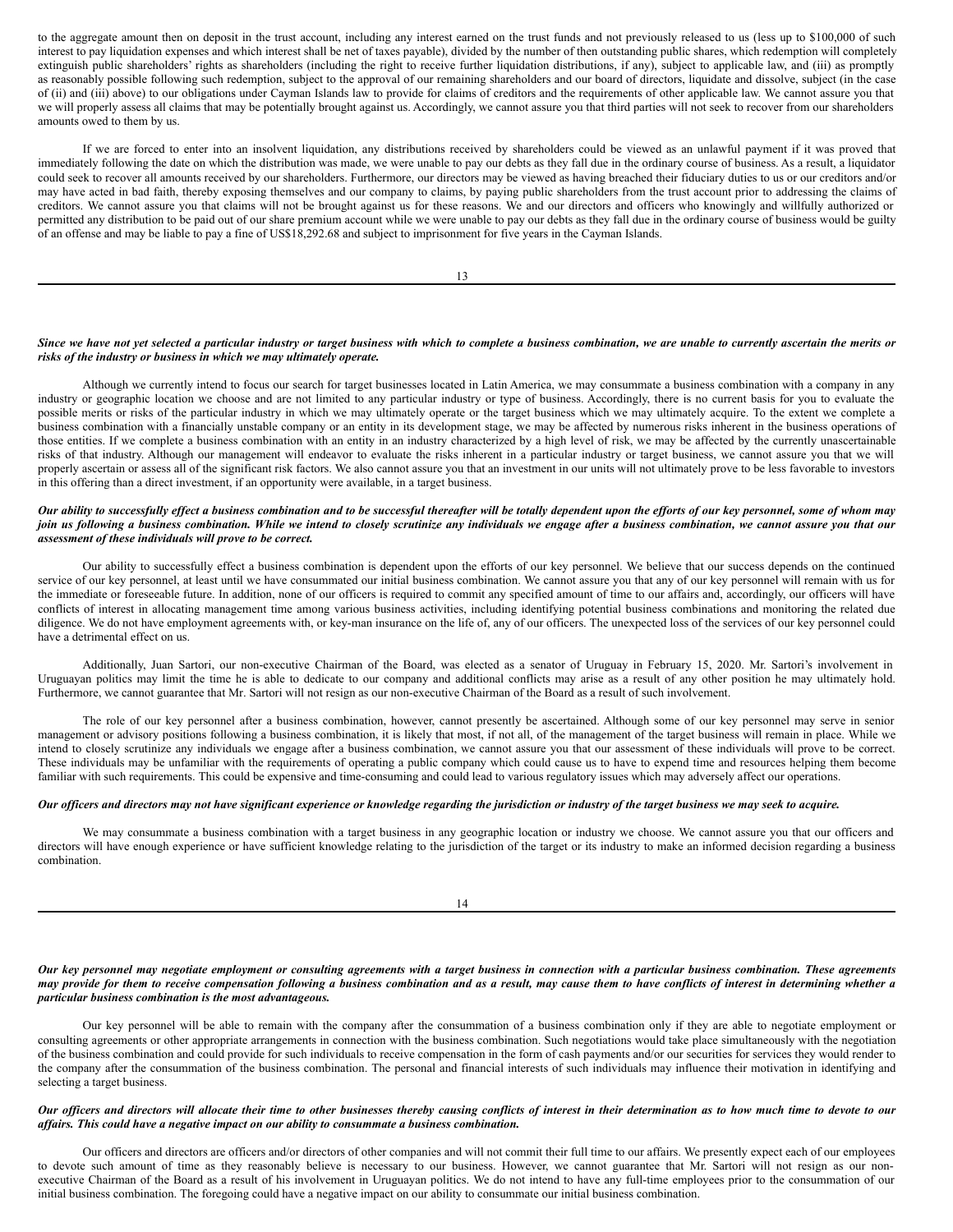to the aggregate amount then on deposit in the trust account, including any interest earned on the trust funds and not previously released to us (less up to $100,000 of such interest to pay liquidation expenses and which interest shall be net of taxes payable), divided by the number of then outstanding public shares, which redemption will completely extinguish public shareholders' rights as shareholders (including the right to receive further liquidation distributions, if any), subject to applicable law, and (iii) as promptly as reasonably possible following such redemption, subject to the approval of our remaining shareholders and our board of directors, liquidate and dissolve, subject (in the case of (ii) and (iii) above) to our obligations under Cayman Islands law to provide for claims of creditors and the requirements of other applicable law. We cannot assure you that we will properly assess all claims that may be potentially brought against us. Accordingly, we cannot assure you that third parties will not seek to recover from our shareholders amounts owed to them by us.

If we are forced to enter into an insolvent liquidation, any distributions received by shareholders could be viewed as an unlawful payment if it was proved that immediately following the date on which the distribution was made, we were unable to pay our debts as they fall due in the ordinary course of business. As a result, a liquidator could seek to recover all amounts received by our shareholders. Furthermore, our directors may be viewed as having breached their fiduciary duties to us or our creditors and/or may have acted in bad faith, thereby exposing themselves and our company to claims, by paying public shareholders from the trust account prior to addressing the claims of creditors. We cannot assure you that claims will not be brought against us for these reasons. We and our directors and officers who knowingly and willfully authorized or permitted any distribution to be paid out of our share premium account while we were unable to pay our debts as they fall due in the ordinary course of business would be guilty of an offense and may be liable to pay a fine of US$18,292.68 and subject to imprisonment for five years in the Cayman Islands.

***Since we have not yet selected a particular industry or target business with which to complete a business combination, we are unable to currently ascertain the merits or risks of the industry or business in which we may ultimately operate.***

Although we currently intend to focus our search for target businesses located in Latin America, we may consummate a business combination with a company in any industry or geographic location we choose and are not limited to any particular industry or type of business. Accordingly, there is no current basis for you to evaluate the possible merits or risks of the particular industry in which we may ultimately operate or the target business which we may ultimately acquire. To the extent we complete a business combination with a financially unstable company or an entity in its development stage, we may be affected by numerous risks inherent in the business operations of those entities. If we complete a business combination with an entity in an industry characterized by a high level of risk, we may be affected by the currently unascertainable risks of that industry. Although our management will endeavor to evaluate the risks inherent in a particular industry or target business, we cannot assure you that we will properly ascertain or assess all of the significant risk factors. We also cannot assure you that an investment in our units will not ultimately prove to be less favorable to investors in this offering than a direct investment, if an opportunity were available, in a target business.

***Our ability to successfully effect a business combination and to be successful thereafter will be totally dependent upon the efforts of our key personnel, some of whom may join us following a business combination. While we intend to closely scrutinize any individuals we engage after a business combination, we cannot assure you that our assessment of these individuals will prove to be correct.***

Our ability to successfully effect a business combination is dependent upon the efforts of our key personnel. We believe that our success depends on the continued service of our key personnel, at least until we have consummated our initial business combination. We cannot assure you that any of our key personnel will remain with us for the immediate or foreseeable future. In addition, none of our officers is required to commit any specified amount of time to our affairs and, accordingly, our officers will have conflicts of interest in allocating management time among various business activities, including identifying potential business combinations and monitoring the related due diligence. We do not have employment agreements with, or key-man insurance on the life of, any of our officers. The unexpected loss of the services of our key personnel could have a detrimental effect on us.

Additionally, Juan Sartori, our non-executive Chairman of the Board, was elected as a senator of Uruguay in February 15, 2020. Mr. Sartori's involvement in Uruguayan politics may limit the time he is able to dedicate to our company and additional conflicts may arise as a result of any other position he may ultimately hold. Furthermore, we cannot guarantee that Mr. Sartori will not resign as our non-executive Chairman of the Board as a result of such involvement.

The role of our key personnel after a business combination, however, cannot presently be ascertained. Although some of our key personnel may serve in senior management or advisory positions following a business combination, it is likely that most, if not all, of the management of the target business will remain in place. While we intend to closely scrutinize any individuals we engage after a business combination, we cannot assure you that our assessment of these individuals will prove to be correct. These individuals may be unfamiliar with the requirements of operating a public company which could cause us to have to expend time and resources helping them become familiar with such requirements. This could be expensive and time-consuming and could lead to various regulatory issues which may adversely affect our operations.

***Our officers and directors may not have significant experience or knowledge regarding the jurisdiction or industry of the target business we may seek to acquire.***

We may consummate a business combination with a target business in any geographic location or industry we choose. We cannot assure you that our officers and directors will have enough experience or have sufficient knowledge relating to the jurisdiction of the target or its industry to make an informed decision regarding a business combination.

***Our key personnel may negotiate employment or consulting agreements with a target business in connection with a particular business combination. These agreements may provide for them to receive compensation following a business combination and as a result, may cause them to have conflicts of interest in determining whether a particular business combination is the most advantageous.***

Our key personnel will be able to remain with the company after the consummation of a business combination only if they are able to negotiate employment or consulting agreements or other appropriate arrangements in connection with the business combination. Such negotiations would take place simultaneously with the negotiation of the business combination and could provide for such individuals to receive compensation in the form of cash payments and/or our securities for services they would render to the company after the consummation of the business combination. The personal and financial interests of such individuals may influence their motivation in identifying and selecting a target business.

***Our officers and directors will allocate their time to other businesses thereby causing conflicts of interest in their determination as to how much time to devote to our affairs. This could have a negative impact on our ability to consummate a business combination.***

Our officers and directors are officers and/or directors of other companies and will not commit their full time to our affairs. We presently expect each of our employees to devote such amount of time as they reasonably believe is necessary to our business. However, we cannot guarantee that Mr. Sartori will not resign as our non-executive Chairman of the Board as a result of his involvement in Uruguayan politics. We do not intend to have any full-time employees prior to the consummation of our initial business combination. The foregoing could have a negative impact on our ability to consummate our initial business combination.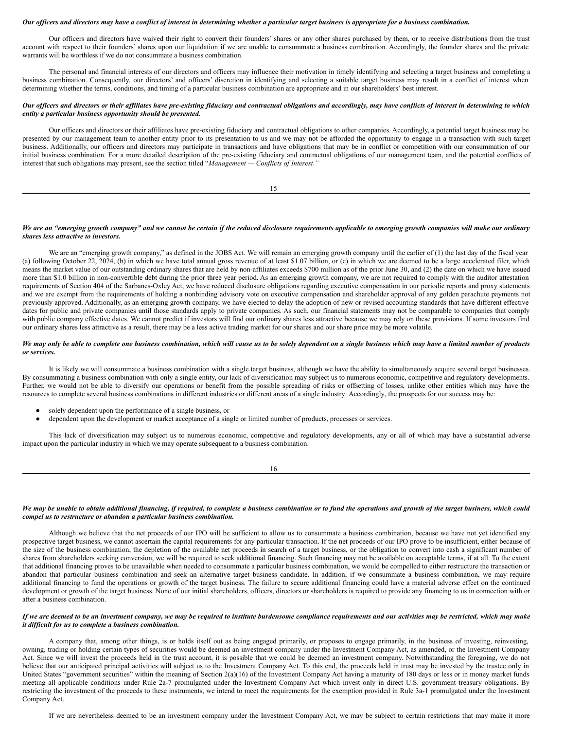***Our officers and directors may have a conflict of interest in determining whether a particular target business is appropriate for a business combination.***

Our officers and directors have waived their right to convert their founders' shares or any other shares purchased by them, or to receive distributions from the trust account with respect to their founders' shares upon our liquidation if we are unable to consummate a business combination. Accordingly, the founder shares and the private warrants will be worthless if we do not consummate a business combination.

The personal and financial interests of our directors and officers may influence their motivation in timely identifying and selecting a target business and completing a business combination. Consequently, our directors' and officers' discretion in identifying and selecting a suitable target business may result in a conflict of interest when determining whether the terms, conditions, and timing of a particular business combination are appropriate and in our shareholders' best interest.

***Our officers and directors or their affiliates have pre-existing fiduciary and contractual obligations and accordingly, may have conflicts of interest in determining to which entity a particular business opportunity should be presented.***

Our officers and directors or their affiliates have pre-existing fiduciary and contractual obligations to other companies. Accordingly, a potential target business may be presented by our management team to another entity prior to its presentation to us and we may not be afforded the opportunity to engage in a transaction with such target business. Additionally, our officers and directors may participate in transactions and have obligations that may be in conflict or competition with our consummation of our initial business combination. For a more detailed description of the pre-existing fiduciary and contractual obligations of our management team, and the potential conflicts of interest that such obligations may present, see the section titled "*Management — Conflicts of Interest*."

***We are an "emerging growth company" and we cannot be certain if the reduced disclosure requirements applicable to emerging growth companies will make our ordinary shares less attractive to investors.***

We are an "emerging growth company," as defined in the JOBS Act. We will remain an emerging growth company until the earlier of (1) the last day of the fiscal year (a) following October 22, 2024, (b) in which we have total annual gross revenue of at least $1.07 billion, or (c) in which we are deemed to be a large accelerated filer, which means the market value of our outstanding ordinary shares that are held by non-affiliates exceeds $700 million as of the prior June 30, and (2) the date on which we have issued more than $1.0 billion in non-convertible debt during the prior three year period. As an emerging growth company, we are not required to comply with the auditor attestation requirements of Section 404 of the Sarbanes-Oxley Act, we have reduced disclosure obligations regarding executive compensation in our periodic reports and proxy statements and we are exempt from the requirements of holding a nonbinding advisory vote on executive compensation and shareholder approval of any golden parachute payments not previously approved. Additionally, as an emerging growth company, we have elected to delay the adoption of new or revised accounting standards that have different effective dates for public and private companies until those standards apply to private companies. As such, our financial statements may not be comparable to companies that comply with public company effective dates. We cannot predict if investors will find our ordinary shares less attractive because we may rely on these provisions. If some investors find our ordinary shares less attractive as a result, there may be a less active trading market for our shares and our share price may be more volatile.

***We may only be able to complete one business combination, which will cause us to be solely dependent on a single business which may have a limited number of products or services.***

It is likely we will consummate a business combination with a single target business, although we have the ability to simultaneously acquire several target businesses. By consummating a business combination with only a single entity, our lack of diversification may subject us to numerous economic, competitive and regulatory developments. Further, we would not be able to diversify our operations or benefit from the possible spreading of risks or offsetting of losses, unlike other entities which may have the resources to complete several business combinations in different industries or different areas of a single industry. Accordingly, the prospects for our success may be:

- solely dependent upon the performance of a single business, or
- dependent upon the development or market acceptance of a single or limited number of products, processes or services.

This lack of diversification may subject us to numerous economic, competitive and regulatory developments, any or all of which may have a substantial adverse impact upon the particular industry in which we may operate subsequent to a business combination.

***We may be unable to obtain additional financing, if required, to complete a business combination or to fund the operations and growth of the target business, which could compel us to restructure or abandon a particular business combination.***

Although we believe that the net proceeds of our IPO will be sufficient to allow us to consummate a business combination, because we have not yet identified any prospective target business, we cannot ascertain the capital requirements for any particular transaction. If the net proceeds of our IPO prove to be insufficient, either because of the size of the business combination, the depletion of the available net proceeds in search of a target business, or the obligation to convert into cash a significant number of shares from shareholders seeking conversion, we will be required to seek additional financing. Such financing may not be available on acceptable terms, if at all. To the extent that additional financing proves to be unavailable when needed to consummate a particular business combination, we would be compelled to either restructure the transaction or abandon that particular business combination and seek an alternative target business candidate. In addition, if we consummate a business combination, we may require additional financing to fund the operations or growth of the target business. The failure to secure additional financing could have a material adverse effect on the continued development or growth of the target business. None of our initial shareholders, officers, directors or shareholders is required to provide any financing to us in connection with or after a business combination.

***If we are deemed to be an investment company, we may be required to institute burdensome compliance requirements and our activities may be restricted, which may make it difficult for us to complete a business combination.***

A company that, among other things, is or holds itself out as being engaged primarily, or proposes to engage primarily, in the business of investing, reinvesting, owning, trading or holding certain types of securities would be deemed an investment company under the Investment Company Act, as amended, or the Investment Company Act. Since we will invest the proceeds held in the trust account, it is possible that we could be deemed an investment company. Notwithstanding the foregoing, we do not believe that our anticipated principal activities will subject us to the Investment Company Act. To this end, the proceeds held in trust may be invested by the trustee only in United States "government securities" within the meaning of Section 2(a)(16) of the Investment Company Act having a maturity of 180 days or less or in money market funds meeting all applicable conditions under Rule 2a-7 promulgated under the Investment Company Act which invest only in direct U.S. government treasury obligations. By restricting the investment of the proceeds to these instruments, we intend to meet the requirements for the exemption provided in Rule 3a-1 promulgated under the Investment Company Act.

If we are nevertheless deemed to be an investment company under the Investment Company Act, we may be subject to certain restrictions that may make it more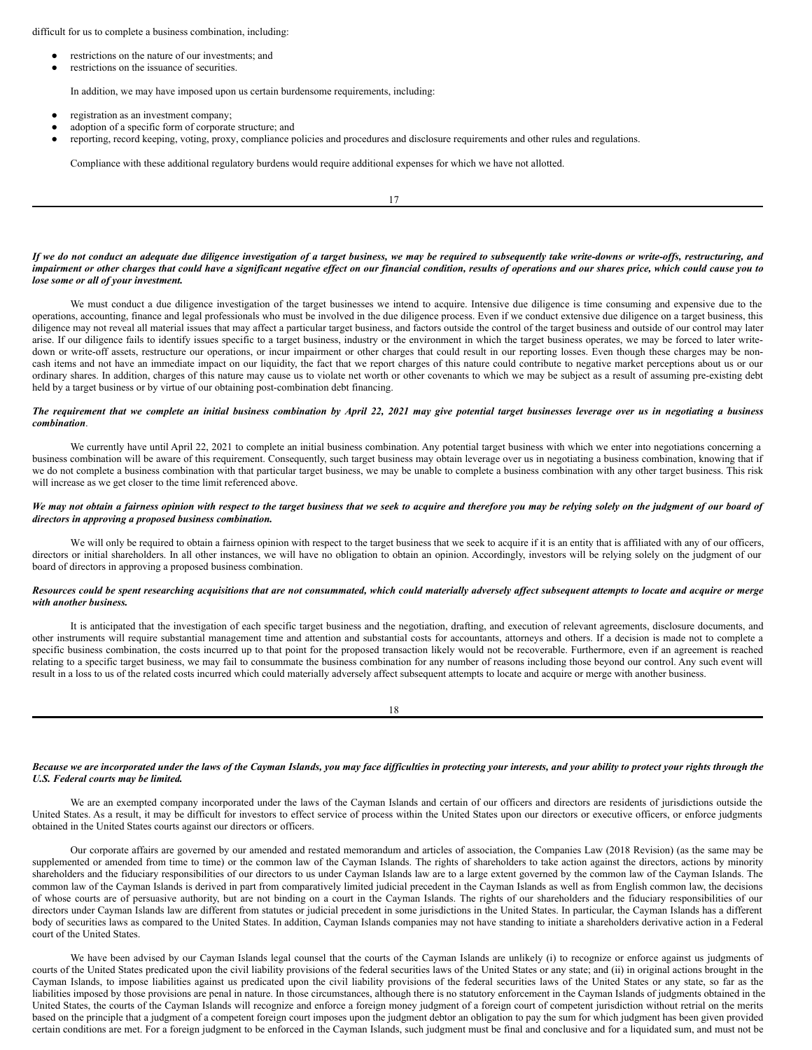difficult for us to complete a business combination, including:

- restrictions on the nature of our investments; and
- restrictions on the issuance of securities.

In addition, we may have imposed upon us certain burdensome requirements, including:

- registration as an investment company;
- adoption of a specific form of corporate structure; and
- reporting, record keeping, voting, proxy, compliance policies and procedures and disclosure requirements and other rules and regulations.

Compliance with these additional regulatory burdens would require additional expenses for which we have not allotted.

***If we do not conduct an adequate due diligence investigation of a target business, we may be required to subsequently take write-downs or write-offs, restructuring, and impairment or other charges that could have a significant negative effect on our financial condition, results of operations and our shares price, which could cause you to lose some or all of your investment.***

We must conduct a due diligence investigation of the target businesses we intend to acquire. Intensive due diligence is time consuming and expensive due to the operations, accounting, finance and legal professionals who must be involved in the due diligence process. Even if we conduct extensive due diligence on a target business, this diligence may not reveal all material issues that may affect a particular target business, and factors outside the control of the target business and outside of our control may later arise. If our diligence fails to identify issues specific to a target business, industry or the environment in which the target business operates, we may be forced to later write-down or write-off assets, restructure our operations, or incur impairment or other charges that could result in our reporting losses. Even though these charges may be non-cash items and not have an immediate impact on our liquidity, the fact that we report charges of this nature could contribute to negative market perceptions about us or our ordinary shares. In addition, charges of this nature may cause us to violate net worth or other covenants to which we may be subject as a result of assuming pre-existing debt held by a target business or by virtue of our obtaining post-combination debt financing.

***The requirement that we complete an initial business combination by April 22, 2021 may give potential target businesses leverage over us in negotiating a business combination*.**

We currently have until April 22, 2021 to complete an initial business combination. Any potential target business with which we enter into negotiations concerning a business combination will be aware of this requirement. Consequently, such target business may obtain leverage over us in negotiating a business combination, knowing that if we do not complete a business combination with that particular target business, we may be unable to complete a business combination with any other target business. This risk will increase as we get closer to the time limit referenced above.

***We may not obtain a fairness opinion with respect to the target business that we seek to acquire and therefore you may be relying solely on the judgment of our board of directors in approving a proposed business combination.***

We will only be required to obtain a fairness opinion with respect to the target business that we seek to acquire if it is an entity that is affiliated with any of our officers, directors or initial shareholders. In all other instances, we will have no obligation to obtain an opinion. Accordingly, investors will be relying solely on the judgment of our board of directors in approving a proposed business combination.

***Resources could be spent researching acquisitions that are not consummated, which could materially adversely affect subsequent attempts to locate and acquire or merge with another business.***

It is anticipated that the investigation of each specific target business and the negotiation, drafting, and execution of relevant agreements, disclosure documents, and other instruments will require substantial management time and attention and substantial costs for accountants, attorneys and others. If a decision is made not to complete a specific business combination, the costs incurred up to that point for the proposed transaction likely would not be recoverable. Furthermore, even if an agreement is reached relating to a specific target business, we may fail to consummate the business combination for any number of reasons including those beyond our control. Any such event will result in a loss to us of the related costs incurred which could materially adversely affect subsequent attempts to locate and acquire or merge with another business.

***Because we are incorporated under the laws of the Cayman Islands, you may face difficulties in protecting your interests, and your ability to protect your rights through the U.S. Federal courts may be limited.***

We are an exempted company incorporated under the laws of the Cayman Islands and certain of our officers and directors are residents of jurisdictions outside the United States. As a result, it may be difficult for investors to effect service of process within the United States upon our directors or executive officers, or enforce judgments obtained in the United States courts against our directors or officers.

Our corporate affairs are governed by our amended and restated memorandum and articles of association, the Companies Law (2018 Revision) (as the same may be supplemented or amended from time to time) or the common law of the Cayman Islands. The rights of shareholders to take action against the directors, actions by minority shareholders and the fiduciary responsibilities of our directors to us under Cayman Islands law are to a large extent governed by the common law of the Cayman Islands. The common law of the Cayman Islands is derived in part from comparatively limited judicial precedent in the Cayman Islands as well as from English common law, the decisions of whose courts are of persuasive authority, but are not binding on a court in the Cayman Islands. The rights of our shareholders and the fiduciary responsibilities of our directors under Cayman Islands law are different from statutes or judicial precedent in some jurisdictions in the United States. In particular, the Cayman Islands has a different body of securities laws as compared to the United States. In addition, Cayman Islands companies may not have standing to initiate a shareholders derivative action in a Federal court of the United States.

We have been advised by our Cayman Islands legal counsel that the courts of the Cayman Islands are unlikely (i) to recognize or enforce against us judgments of courts of the United States predicated upon the civil liability provisions of the federal securities laws of the United States or any state; and (ii) in original actions brought in the Cayman Islands, to impose liabilities against us predicated upon the civil liability provisions of the federal securities laws of the United States or any state, so far as the liabilities imposed by those provisions are penal in nature. In those circumstances, although there is no statutory enforcement in the Cayman Islands of judgments obtained in the United States, the courts of the Cayman Islands will recognize and enforce a foreign money judgment of a foreign court of competent jurisdiction without retrial on the merits based on the principle that a judgment of a competent foreign court imposes upon the judgment debtor an obligation to pay the sum for which judgment has been given provided certain conditions are met. For a foreign judgment to be enforced in the Cayman Islands, such judgment must be final and conclusive and for a liquidated sum, and must not be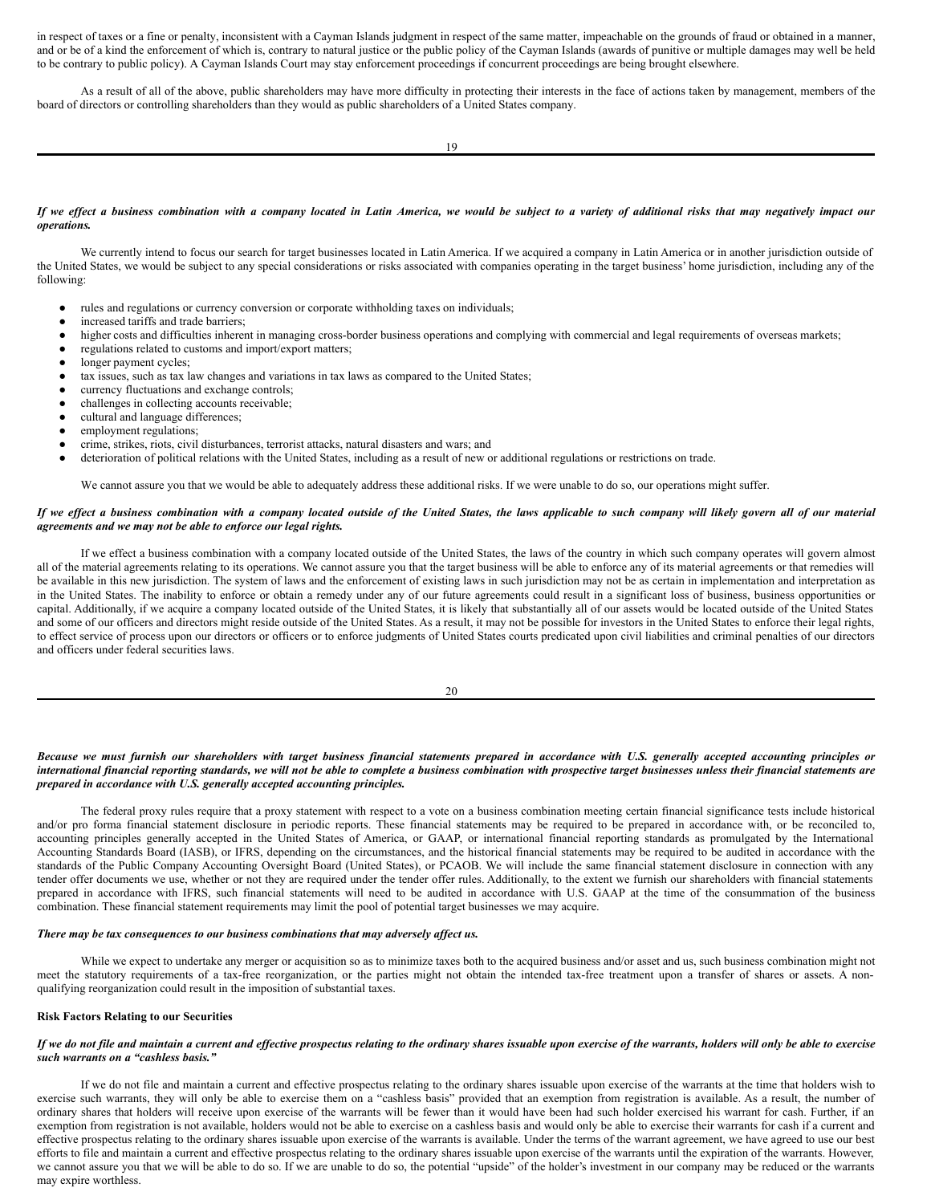in respect of taxes or a fine or penalty, inconsistent with a Cayman Islands judgment in respect of the same matter, impeachable on the grounds of fraud or obtained in a manner, and or be of a kind the enforcement of which is, contrary to natural justice or the public policy of the Cayman Islands (awards of punitive or multiple damages may well be held to be contrary to public policy). A Cayman Islands Court may stay enforcement proceedings if concurrent proceedings are being brought elsewhere.

As a result of all of the above, public shareholders may have more difficulty in protecting their interests in the face of actions taken by management, members of the board of directors or controlling shareholders than they would as public shareholders of a United States company.

***If we effect a business combination with a company located in Latin America, we would be subject to a variety of additional risks that may negatively impact our operations.***

We currently intend to focus our search for target businesses located in Latin America. If we acquired a company in Latin America or in another jurisdiction outside of the United States, we would be subject to any special considerations or risks associated with companies operating in the target business' home jurisdiction, including any of the following:

- rules and regulations or currency conversion or corporate withholding taxes on individuals;
- increased tariffs and trade barriers;
- higher costs and difficulties inherent in managing cross-border business operations and complying with commercial and legal requirements of overseas markets;
- regulations related to customs and import/export matters;
- longer payment cycles;
- tax issues, such as tax law changes and variations in tax laws as compared to the United States;
- currency fluctuations and exchange controls;
- challenges in collecting accounts receivable;
- cultural and language differences;
- employment regulations;
- crime, strikes, riots, civil disturbances, terrorist attacks, natural disasters and wars; and
- deterioration of political relations with the United States, including as a result of new or additional regulations or restrictions on trade.

We cannot assure you that we would be able to adequately address these additional risks. If we were unable to do so, our operations might suffer.

***If we effect a business combination with a company located outside of the United States, the laws applicable to such company will likely govern all of our material agreements and we may not be able to enforce our legal rights.***

If we effect a business combination with a company located outside of the United States, the laws of the country in which such company operates will govern almost all of the material agreements relating to its operations. We cannot assure you that the target business will be able to enforce any of its material agreements or that remedies will be available in this new jurisdiction. The system of laws and the enforcement of existing laws in such jurisdiction may not be as certain in implementation and interpretation as in the United States. The inability to enforce or obtain a remedy under any of our future agreements could result in a significant loss of business, business opportunities or capital. Additionally, if we acquire a company located outside of the United States, it is likely that substantially all of our assets would be located outside of the United States and some of our officers and directors might reside outside of the United States. As a result, it may not be possible for investors in the United States to enforce their legal rights, to effect service of process upon our directors or officers or to enforce judgments of United States courts predicated upon civil liabilities and criminal penalties of our directors and officers under federal securities laws.

***Because we must furnish our shareholders with target business financial statements prepared in accordance with U.S. generally accepted accounting principles or international financial reporting standards, we will not be able to complete a business combination with prospective target businesses unless their financial statements are prepared in accordance with U.S. generally accepted accounting principles.***

The federal proxy rules require that a proxy statement with respect to a vote on a business combination meeting certain financial significance tests include historical and/or pro forma financial statement disclosure in periodic reports. These financial statements may be required to be prepared in accordance with, or be reconciled to, accounting principles generally accepted in the United States of America, or GAAP, or international financial reporting standards as promulgated by the International Accounting Standards Board (IASB), or IFRS, depending on the circumstances, and the historical financial statements may be required to be audited in accordance with the standards of the Public Company Accounting Oversight Board (United States), or PCAOB. We will include the same financial statement disclosure in connection with any tender offer documents we use, whether or not they are required under the tender offer rules. Additionally, to the extent we furnish our shareholders with financial statements prepared in accordance with IFRS, such financial statements will need to be audited in accordance with U.S. GAAP at the time of the consummation of the business combination. These financial statement requirements may limit the pool of potential target businesses we may acquire.

***There may be tax consequences to our business combinations that may adversely affect us.***

While we expect to undertake any merger or acquisition so as to minimize taxes both to the acquired business and/or asset and us, such business combination might not meet the statutory requirements of a tax-free reorganization, or the parties might not obtain the intended tax-free treatment upon a transfer of shares or assets. A non-qualifying reorganization could result in the imposition of substantial taxes.

**Risk Factors Relating to our Securities**

***If we do not file and maintain a current and effective prospectus relating to the ordinary shares issuable upon exercise of the warrants, holders will only be able to exercise such warrants on a "cashless basis."***

If we do not file and maintain a current and effective prospectus relating to the ordinary shares issuable upon exercise of the warrants at the time that holders wish to exercise such warrants, they will only be able to exercise them on a "cashless basis" provided that an exemption from registration is available. As a result, the number of ordinary shares that holders will receive upon exercise of the warrants will be fewer than it would have been had such holder exercised his warrant for cash. Further, if an exemption from registration is not available, holders would not be able to exercise on a cashless basis and would only be able to exercise their warrants for cash if a current and effective prospectus relating to the ordinary shares issuable upon exercise of the warrants is available. Under the terms of the warrant agreement, we have agreed to use our best efforts to file and maintain a current and effective prospectus relating to the ordinary shares issuable upon exercise of the warrants until the expiration of the warrants. However, we cannot assure you that we will be able to do so. If we are unable to do so, the potential "upside" of the holder's investment in our company may be reduced or the warrants may expire worthless.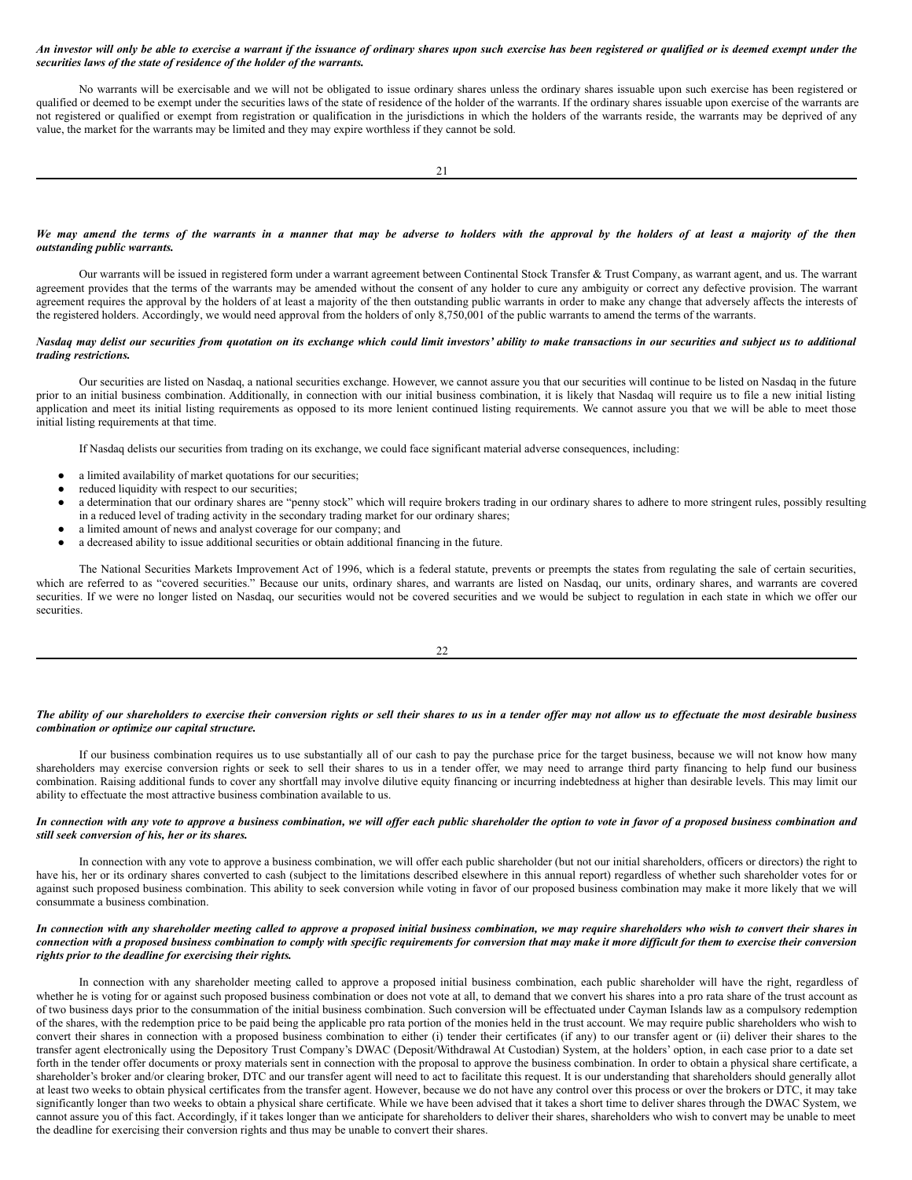***An investor will only be able to exercise a warrant if the issuance of ordinary shares upon such exercise has been registered or qualified or is deemed exempt under the securities laws of the state of residence of the holder of the warrants.***

No warrants will be exercisable and we will not be obligated to issue ordinary shares unless the ordinary shares issuable upon such exercise has been registered or qualified or deemed to be exempt under the securities laws of the state of residence of the holder of the warrants. If the ordinary shares issuable upon exercise of the warrants are not registered or qualified or exempt from registration or qualification in the jurisdictions in which the holders of the warrants reside, the warrants may be deprived of any value, the market for the warrants may be limited and they may expire worthless if they cannot be sold.

***We may amend the terms of the warrants in a manner that may be adverse to holders with the approval by the holders of at least a majority of the then outstanding public warrants.***

Our warrants will be issued in registered form under a warrant agreement between Continental Stock Transfer & Trust Company, as warrant agent, and us. The warrant agreement provides that the terms of the warrants may be amended without the consent of any holder to cure any ambiguity or correct any defective provision. The warrant agreement requires the approval by the holders of at least a majority of the then outstanding public warrants in order to make any change that adversely affects the interests of the registered holders. Accordingly, we would need approval from the holders of only 8,750,001 of the public warrants to amend the terms of the warrants.

***Nasdaq may delist our securities from quotation on its exchange which could limit investors' ability to make transactions in our securities and subject us to additional trading restrictions.***

Our securities are listed on Nasdaq, a national securities exchange. However, we cannot assure you that our securities will continue to be listed on Nasdaq in the future prior to an initial business combination. Additionally, in connection with our initial business combination, it is likely that Nasdaq will require us to file a new initial listing application and meet its initial listing requirements as opposed to its more lenient continued listing requirements. We cannot assure you that we will be able to meet those initial listing requirements at that time.

If Nasdaq delists our securities from trading on its exchange, we could face significant material adverse consequences, including:

- a limited availability of market quotations for our securities;
- reduced liquidity with respect to our securities;
- a determination that our ordinary shares are "penny stock" which will require brokers trading in our ordinary shares to adhere to more stringent rules, possibly resulting in a reduced level of trading activity in the secondary trading market for our ordinary shares;
- a limited amount of news and analyst coverage for our company; and
- a decreased ability to issue additional securities or obtain additional financing in the future.

The National Securities Markets Improvement Act of 1996, which is a federal statute, prevents or preempts the states from regulating the sale of certain securities, which are referred to as "covered securities." Because our units, ordinary shares, and warrants are listed on Nasdaq, our units, ordinary shares, and warrants are covered securities. If we were no longer listed on Nasdaq, our securities would not be covered securities and we would be subject to regulation in each state in which we offer our securities.

***The ability of our shareholders to exercise their conversion rights or sell their shares to us in a tender offer may not allow us to effectuate the most desirable business combination or optimize our capital structure.***

If our business combination requires us to use substantially all of our cash to pay the purchase price for the target business, because we will not know how many shareholders may exercise conversion rights or seek to sell their shares to us in a tender offer, we may need to arrange third party financing to help fund our business combination. Raising additional funds to cover any shortfall may involve dilutive equity financing or incurring indebtedness at higher than desirable levels. This may limit our ability to effectuate the most attractive business combination available to us.

***In connection with any vote to approve a business combination, we will offer each public shareholder the option to vote in favor of a proposed business combination and still seek conversion of his, her or its shares.***

In connection with any vote to approve a business combination, we will offer each public shareholder (but not our initial shareholders, officers or directors) the right to have his, her or its ordinary shares converted to cash (subject to the limitations described elsewhere in this annual report) regardless of whether such shareholder votes for or against such proposed business combination. This ability to seek conversion while voting in favor of our proposed business combination may make it more likely that we will consummate a business combination.

***In connection with any shareholder meeting called to approve a proposed initial business combination, we may require shareholders who wish to convert their shares in connection with a proposed business combination to comply with specific requirements for conversion that may make it more difficult for them to exercise their conversion rights prior to the deadline for exercising their rights.***

In connection with any shareholder meeting called to approve a proposed initial business combination, each public shareholder will have the right, regardless of whether he is voting for or against such proposed business combination or does not vote at all, to demand that we convert his shares into a pro rata share of the trust account as of two business days prior to the consummation of the initial business combination. Such conversion will be effectuated under Cayman Islands law as a compulsory redemption of the shares, with the redemption price to be paid being the applicable pro rata portion of the monies held in the trust account. We may require public shareholders who wish to convert their shares in connection with a proposed business combination to either (i) tender their certificates (if any) to our transfer agent or (ii) deliver their shares to the transfer agent electronically using the Depository Trust Company's DWAC (Deposit/Withdrawal At Custodian) System, at the holders' option, in each case prior to a date set forth in the tender offer documents or proxy materials sent in connection with the proposal to approve the business combination. In order to obtain a physical share certificate, a shareholder's broker and/or clearing broker, DTC and our transfer agent will need to act to facilitate this request. It is our understanding that shareholders should generally allot at least two weeks to obtain physical certificates from the transfer agent. However, because we do not have any control over this process or over the brokers or DTC, it may take significantly longer than two weeks to obtain a physical share certificate. While we have been advised that it takes a short time to deliver shares through the DWAC System, we cannot assure you of this fact. Accordingly, if it takes longer than we anticipate for shareholders to deliver their shares, shareholders who wish to convert may be unable to meet the deadline for exercising their conversion rights and thus may be unable to convert their shares.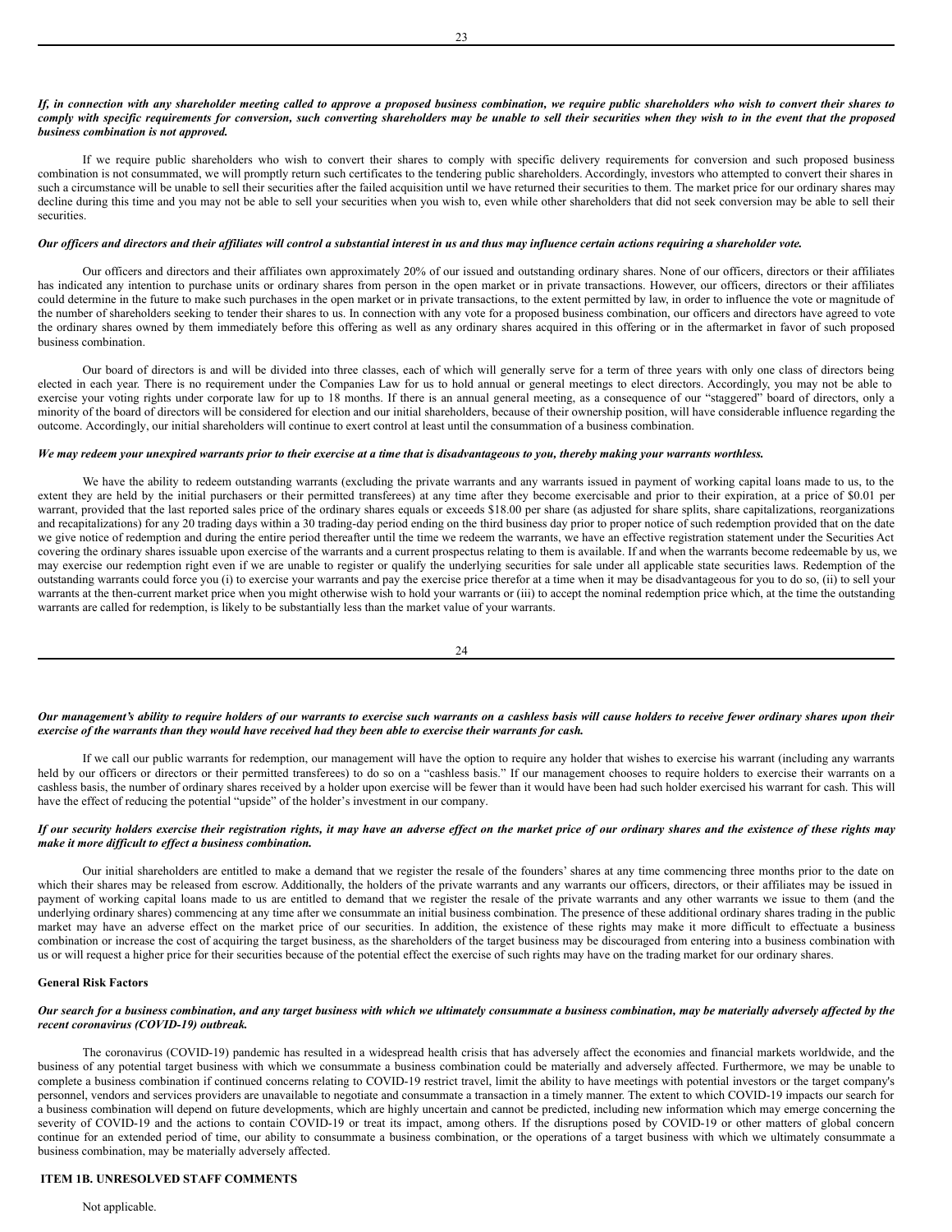***If, in connection with any shareholder meeting called to approve a proposed business combination, we require public shareholders who wish to convert their shares to comply with specific requirements for conversion, such converting shareholders may be unable to sell their securities when they wish to in the event that the proposed business combination is not approved.***

If we require public shareholders who wish to convert their shares to comply with specific delivery requirements for conversion and such proposed business combination is not consummated, we will promptly return such certificates to the tendering public shareholders. Accordingly, investors who attempted to convert their shares in such a circumstance will be unable to sell their securities after the failed acquisition until we have returned their securities to them. The market price for our ordinary shares may decline during this time and you may not be able to sell your securities when you wish to, even while other shareholders that did not seek conversion may be able to sell their securities.

***Our officers and directors and their affiliates will control a substantial interest in us and thus may influence certain actions requiring a shareholder vote.***

Our officers and directors and their affiliates own approximately 20% of our issued and outstanding ordinary shares. None of our officers, directors or their affiliates has indicated any intention to purchase units or ordinary shares from person in the open market or in private transactions. However, our officers, directors or their affiliates could determine in the future to make such purchases in the open market or in private transactions, to the extent permitted by law, in order to influence the vote or magnitude of the number of shareholders seeking to tender their shares to us. In connection with any vote for a proposed business combination, our officers and directors have agreed to vote the ordinary shares owned by them immediately before this offering as well as any ordinary shares acquired in this offering or in the aftermarket in favor of such proposed business combination.

Our board of directors is and will be divided into three classes, each of which will generally serve for a term of three years with only one class of directors being elected in each year. There is no requirement under the Companies Law for us to hold annual or general meetings to elect directors. Accordingly, you may not be able to exercise your voting rights under corporate law for up to 18 months. If there is an annual general meeting, as a consequence of our "staggered" board of directors, only a minority of the board of directors will be considered for election and our initial shareholders, because of their ownership position, will have considerable influence regarding the outcome. Accordingly, our initial shareholders will continue to exert control at least until the consummation of a business combination.

***We may redeem your unexpired warrants prior to their exercise at a time that is disadvantageous to you, thereby making your warrants worthless.***

We have the ability to redeem outstanding warrants (excluding the private warrants and any warrants issued in payment of working capital loans made to us, to the extent they are held by the initial purchasers or their permitted transferees) at any time after they become exercisable and prior to their expiration, at a price of $0.01 per warrant, provided that the last reported sales price of the ordinary shares equals or exceeds $18.00 per share (as adjusted for share splits, share capitalizations, reorganizations and recapitalizations) for any 20 trading days within a 30 trading-day period ending on the third business day prior to proper notice of such redemption provided that on the date we give notice of redemption and during the entire period thereafter until the time we redeem the warrants, we have an effective registration statement under the Securities Act covering the ordinary shares issuable upon exercise of the warrants and a current prospectus relating to them is available. If and when the warrants become redeemable by us, we may exercise our redemption right even if we are unable to register or qualify the underlying securities for sale under all applicable state securities laws. Redemption of the outstanding warrants could force you (i) to exercise your warrants and pay the exercise price therefor at a time when it may be disadvantageous for you to do so, (ii) to sell your warrants at the then-current market price when you might otherwise wish to hold your warrants or (iii) to accept the nominal redemption price which, at the time the outstanding warrants are called for redemption, is likely to be substantially less than the market value of your warrants.

***Our management's ability to require holders of our warrants to exercise such warrants on a cashless basis will cause holders to receive fewer ordinary shares upon their exercise of the warrants than they would have received had they been able to exercise their warrants for cash.***

If we call our public warrants for redemption, our management will have the option to require any holder that wishes to exercise his warrant (including any warrants held by our officers or directors or their permitted transferees) to do so on a "cashless basis." If our management chooses to require holders to exercise their warrants on a cashless basis, the number of ordinary shares received by a holder upon exercise will be fewer than it would have been had such holder exercised his warrant for cash. This will have the effect of reducing the potential "upside" of the holder's investment in our company.

***If our security holders exercise their registration rights, it may have an adverse effect on the market price of our ordinary shares and the existence of these rights may make it more difficult to effect a business combination.***

Our initial shareholders are entitled to make a demand that we register the resale of the founders' shares at any time commencing three months prior to the date on which their shares may be released from escrow. Additionally, the holders of the private warrants and any warrants our officers, directors, or their affiliates may be issued in payment of working capital loans made to us are entitled to demand that we register the resale of the private warrants and any other warrants we issue to them (and the underlying ordinary shares) commencing at any time after we consummate an initial business combination. The presence of these additional ordinary shares trading in the public market may have an adverse effect on the market price of our securities. In addition, the existence of these rights may make it more difficult to effectuate a business combination or increase the cost of acquiring the target business, as the shareholders of the target business may be discouraged from entering into a business combination with us or will request a higher price for their securities because of the potential effect the exercise of such rights may have on the trading market for our ordinary shares.

**General Risk Factors**

***Our search for a business combination, and any target business with which we ultimately consummate a business combination, may be materially adversely affected by the recent coronavirus (COVID-19) outbreak.***

The coronavirus (COVID-19) pandemic has resulted in a widespread health crisis that has adversely affect the economies and financial markets worldwide, and the business of any potential target business with which we consummate a business combination could be materially and adversely affected. Furthermore, we may be unable to complete a business combination if continued concerns relating to COVID-19 restrict travel, limit the ability to have meetings with potential investors or the target company's personnel, vendors and services providers are unavailable to negotiate and consummate a transaction in a timely manner. The extent to which COVID-19 impacts our search for a business combination will depend on future developments, which are highly uncertain and cannot be predicted, including new information which may emerge concerning the severity of COVID-19 and the actions to contain COVID-19 or treat its impact, among others. If the disruptions posed by COVID-19 or other matters of global concern continue for an extended period of time, our ability to consummate a business combination, or the operations of a target business with which we ultimately consummate a business combination, may be materially adversely affected.

**ITEM 1B. UNRESOLVED STAFF COMMENTS**

Not applicable.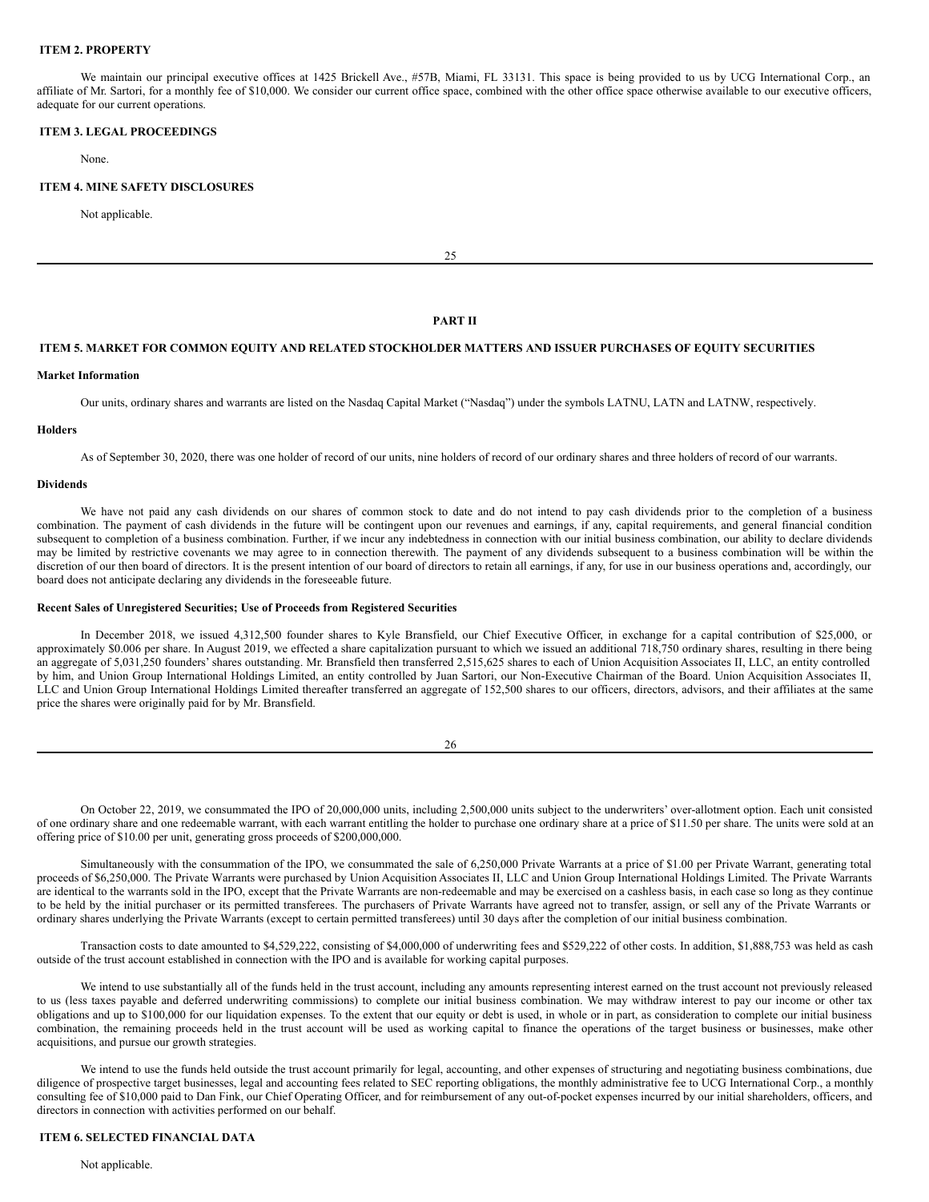## ITEM 2. PROPERTY

We maintain our principal executive offices at 1425 Brickell Ave., #57B, Miami, FL 33131. This space is being provided to us by UCG International Corp., an affiliate of Mr. Sartori, for a monthly fee of $10,000. We consider our current office space, combined with the other office space otherwise available to our executive officers, adequate for our current operations.

## ITEM 3. LEGAL PROCEEDINGS

None.

## ITEM 4. MINE SAFETY DISCLOSURES

Not applicable.

# PART II

## ITEM 5. MARKET FOR COMMON EQUITY AND RELATED STOCKHOLDER MATTERS AND ISSUER PURCHASES OF EQUITY SECURITIES

### Market Information

Our units, ordinary shares and warrants are listed on the Nasdaq Capital Market ("Nasdaq") under the symbols LATNU, LATN and LATNW, respectively.

### Holders

As of September 30, 2020, there was one holder of record of our units, nine holders of record of our ordinary shares and three holders of record of our warrants.

### Dividends

We have not paid any cash dividends on our shares of common stock to date and do not intend to pay cash dividends prior to the completion of a business combination. The payment of cash dividends in the future will be contingent upon our revenues and earnings, if any, capital requirements, and general financial condition subsequent to completion of a business combination. Further, if we incur any indebtedness in connection with our initial business combination, our ability to declare dividends may be limited by restrictive covenants we may agree to in connection therewith. The payment of any dividends subsequent to a business combination will be within the discretion of our then board of directors. It is the present intention of our board of directors to retain all earnings, if any, for use in our business operations and, accordingly, our board does not anticipate declaring any dividends in the foreseeable future.

### Recent Sales of Unregistered Securities; Use of Proceeds from Registered Securities

In December 2018, we issued 4,312,500 founder shares to Kyle Bransfield, our Chief Executive Officer, in exchange for a capital contribution of $25,000, or approximately $0.006 per share. In August 2019, we effected a share capitalization pursuant to which we issued an additional 718,750 ordinary shares, resulting in there being an aggregate of 5,031,250 founders' shares outstanding. Mr. Bransfield then transferred 2,515,625 shares to each of Union Acquisition Associates II, LLC, an entity controlled by him, and Union Group International Holdings Limited, an entity controlled by Juan Sartori, our Non-Executive Chairman of the Board. Union Acquisition Associates II, LLC and Union Group International Holdings Limited thereafter transferred an aggregate of 152,500 shares to our officers, directors, advisors, and their affiliates at the same price the shares were originally paid for by Mr. Bransfield.

On October 22, 2019, we consummated the IPO of 20,000,000 units, including 2,500,000 units subject to the underwriters' over-allotment option. Each unit consisted of one ordinary share and one redeemable warrant, with each warrant entitling the holder to purchase one ordinary share at a price of $11.50 per share. The units were sold at an offering price of $10.00 per unit, generating gross proceeds of $200,000,000.

Simultaneously with the consummation of the IPO, we consummated the sale of 6,250,000 Private Warrants at a price of $1.00 per Private Warrant, generating total proceeds of $6,250,000. The Private Warrants were purchased by Union Acquisition Associates II, LLC and Union Group International Holdings Limited. The Private Warrants are identical to the warrants sold in the IPO, except that the Private Warrants are non-redeemable and may be exercised on a cashless basis, in each case so long as they continue to be held by the initial purchaser or its permitted transferees. The purchasers of Private Warrants have agreed not to transfer, assign, or sell any of the Private Warrants or ordinary shares underlying the Private Warrants (except to certain permitted transferees) until 30 days after the completion of our initial business combination.

Transaction costs to date amounted to $4,529,222, consisting of $4,000,000 of underwriting fees and $529,222 of other costs. In addition, $1,888,753 was held as cash outside of the trust account established in connection with the IPO and is available for working capital purposes.

We intend to use substantially all of the funds held in the trust account, including any amounts representing interest earned on the trust account not previously released to us (less taxes payable and deferred underwriting commissions) to complete our initial business combination. We may withdraw interest to pay our income or other tax obligations and up to $100,000 for our liquidation expenses. To the extent that our equity or debt is used, in whole or in part, as consideration to complete our initial business combination, the remaining proceeds held in the trust account will be used as working capital to finance the operations of the target business or businesses, make other acquisitions, and pursue our growth strategies.

We intend to use the funds held outside the trust account primarily for legal, accounting, and other expenses of structuring and negotiating business combinations, due diligence of prospective target businesses, legal and accounting fees related to SEC reporting obligations, the monthly administrative fee to UCG International Corp., a monthly consulting fee of $10,000 paid to Dan Fink, our Chief Operating Officer, and for reimbursement of any out-of-pocket expenses incurred by our initial shareholders, officers, and directors in connection with activities performed on our behalf.

## ITEM 6. SELECTED FINANCIAL DATA

Not applicable.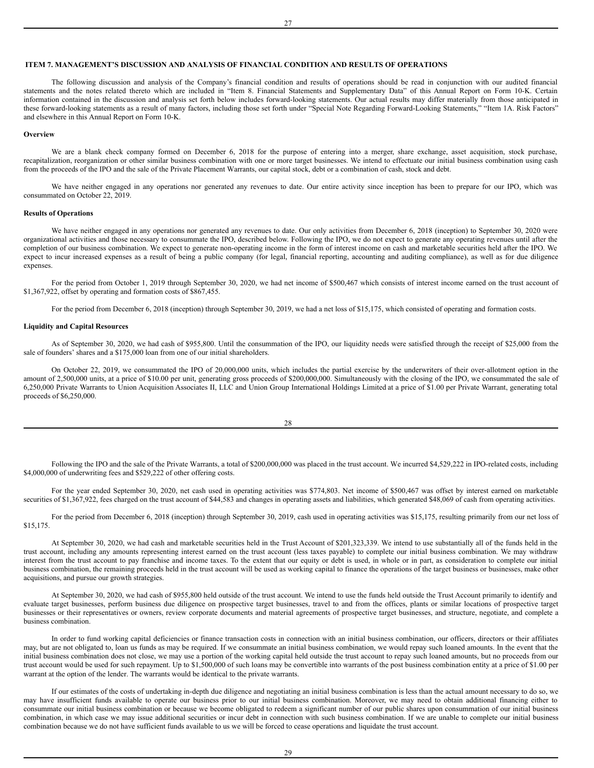## ITEM 7. MANAGEMENT'S DISCUSSION AND ANALYSIS OF FINANCIAL CONDITION AND RESULTS OF OPERATIONS

The following discussion and analysis of the Company's financial condition and results of operations should be read in conjunction with our audited financial statements and the notes related thereto which are included in "Item 8. Financial Statements and Supplementary Data" of this Annual Report on Form 10-K. Certain information contained in the discussion and analysis set forth below includes forward-looking statements. Our actual results may differ materially from those anticipated in these forward-looking statements as a result of many factors, including those set forth under "Special Note Regarding Forward-Looking Statements," "Item 1A. Risk Factors" and elsewhere in this Annual Report on Form 10-K.

**Overview**

We are a blank check company formed on December 6, 2018 for the purpose of entering into a merger, share exchange, asset acquisition, stock purchase, recapitalization, reorganization or other similar business combination with one or more target businesses. We intend to effectuate our initial business combination using cash from the proceeds of the IPO and the sale of the Private Placement Warrants, our capital stock, debt or a combination of cash, stock and debt.

We have neither engaged in any operations nor generated any revenues to date. Our entire activity since inception has been to prepare for our IPO, which was consummated on October 22, 2019.

**Results of Operations**

We have neither engaged in any operations nor generated any revenues to date. Our only activities from December 6, 2018 (inception) to September 30, 2020 were organizational activities and those necessary to consummate the IPO, described below. Following the IPO, we do not expect to generate any operating revenues until after the completion of our business combination. We expect to generate non-operating income in the form of interest income on cash and marketable securities held after the IPO. We expect to incur increased expenses as a result of being a public company (for legal, financial reporting, accounting and auditing compliance), as well as for due diligence expenses.

For the period from October 1, 2019 through September 30, 2020, we had net income of $500,467 which consists of interest income earned on the trust account of $1,367,922, offset by operating and formation costs of $867,455.

For the period from December 6, 2018 (inception) through September 30, 2019, we had a net loss of $15,175, which consisted of operating and formation costs.

**Liquidity and Capital Resources**

As of September 30, 2020, we had cash of $955,800. Until the consummation of the IPO, our liquidity needs were satisfied through the receipt of $25,000 from the sale of founders' shares and a $175,000 loan from one of our initial shareholders.

On October 22, 2019, we consummated the IPO of 20,000,000 units, which includes the partial exercise by the underwriters of their over-allotment option in the amount of 2,500,000 units, at a price of $10.00 per unit, generating gross proceeds of $200,000,000. Simultaneously with the closing of the IPO, we consummated the sale of 6,250,000 Private Warrants to Union Acquisition Associates II, LLC and Union Group International Holdings Limited at a price of $1.00 per Private Warrant, generating total proceeds of $6,250,000.

Following the IPO and the sale of the Private Warrants, a total of $200,000,000 was placed in the trust account. We incurred $4,529,222 in IPO-related costs, including $4,000,000 of underwriting fees and $529,222 of other offering costs.

For the year ended September 30, 2020, net cash used in operating activities was $774,803. Net income of $500,467 was offset by interest earned on marketable securities of $1,367,922, fees charged on the trust account of $44,583 and changes in operating assets and liabilities, which generated $48,069 of cash from operating activities.

For the period from December 6, 2018 (inception) through September 30, 2019, cash used in operating activities was $15,175, resulting primarily from our net loss of $15,175.

At September 30, 2020, we had cash and marketable securities held in the Trust Account of $201,323,339. We intend to use substantially all of the funds held in the trust account, including any amounts representing interest earned on the trust account (less taxes payable) to complete our initial business combination. We may withdraw interest from the trust account to pay franchise and income taxes. To the extent that our equity or debt is used, in whole or in part, as consideration to complete our initial business combination, the remaining proceeds held in the trust account will be used as working capital to finance the operations of the target business or businesses, make other acquisitions, and pursue our growth strategies.

At September 30, 2020, we had cash of $955,800 held outside of the trust account. We intend to use the funds held outside the Trust Account primarily to identify and evaluate target businesses, perform business due diligence on prospective target businesses, travel to and from the offices, plants or similar locations of prospective target businesses or their representatives or owners, review corporate documents and material agreements of prospective target businesses, and structure, negotiate, and complete a business combination.

In order to fund working capital deficiencies or finance transaction costs in connection with an initial business combination, our officers, directors or their affiliates may, but are not obligated to, loan us funds as may be required. If we consummate an initial business combination, we would repay such loaned amounts. In the event that the initial business combination does not close, we may use a portion of the working capital held outside the trust account to repay such loaned amounts, but no proceeds from our trust account would be used for such repayment. Up to $1,500,000 of such loans may be convertible into warrants of the post business combination entity at a price of $1.00 per warrant at the option of the lender. The warrants would be identical to the private warrants.

If our estimates of the costs of undertaking in-depth due diligence and negotiating an initial business combination is less than the actual amount necessary to do so, we may have insufficient funds available to operate our business prior to our initial business combination. Moreover, we may need to obtain additional financing either to consummate our initial business combination or because we become obligated to redeem a significant number of our public shares upon consummation of our initial business combination, in which case we may issue additional securities or incur debt in connection with such business combination. If we are unable to complete our initial business combination because we do not have sufficient funds available to us we will be forced to cease operations and liquidate the trust account.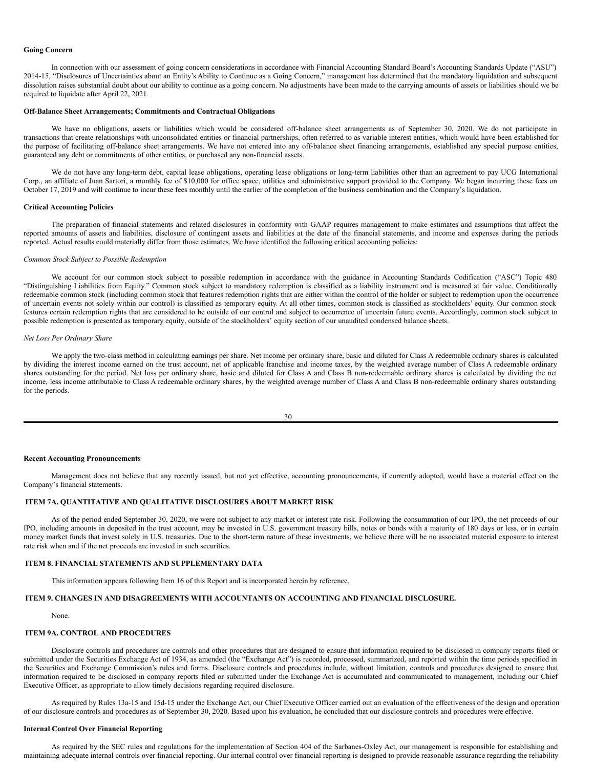**Going Concern**

In connection with our assessment of going concern considerations in accordance with Financial Accounting Standard Board's Accounting Standards Update ("ASU") 2014-15, "Disclosures of Uncertainties about an Entity's Ability to Continue as a Going Concern," management has determined that the mandatory liquidation and subsequent dissolution raises substantial doubt about our ability to continue as a going concern. No adjustments have been made to the carrying amounts of assets or liabilities should we be required to liquidate after April 22, 2021.

**Off-Balance Sheet Arrangements; Commitments and Contractual Obligations**

We have no obligations, assets or liabilities which would be considered off-balance sheet arrangements as of September 30, 2020. We do not participate in transactions that create relationships with unconsolidated entities or financial partnerships, often referred to as variable interest entities, which would have been established for the purpose of facilitating off-balance sheet arrangements. We have not entered into any off-balance sheet financing arrangements, established any special purpose entities, guaranteed any debt or commitments of other entities, or purchased any non-financial assets.

We do not have any long-term debt, capital lease obligations, operating lease obligations or long-term liabilities other than an agreement to pay UCG International Corp., an affiliate of Juan Sartori, a monthly fee of $10,000 for office space, utilities and administrative support provided to the Company. We began incurring these fees on October 17, 2019 and will continue to incur these fees monthly until the earlier of the completion of the business combination and the Company's liquidation.

**Critical Accounting Policies**

The preparation of financial statements and related disclosures in conformity with GAAP requires management to make estimates and assumptions that affect the reported amounts of assets and liabilities, disclosure of contingent assets and liabilities at the date of the financial statements, and income and expenses during the periods reported. Actual results could materially differ from those estimates. We have identified the following critical accounting policies:

*Common Stock Subject to Possible Redemption*

We account for our common stock subject to possible redemption in accordance with the guidance in Accounting Standards Codification ("ASC") Topic 480 "Distinguishing Liabilities from Equity." Common stock subject to mandatory redemption is classified as a liability instrument and is measured at fair value. Conditionally redeemable common stock (including common stock that features redemption rights that are either within the control of the holder or subject to redemption upon the occurrence of uncertain events not solely within our control) is classified as temporary equity. At all other times, common stock is classified as stockholders' equity. Our common stock features certain redemption rights that are considered to be outside of our control and subject to occurrence of uncertain future events. Accordingly, common stock subject to possible redemption is presented as temporary equity, outside of the stockholders' equity section of our unaudited condensed balance sheets.

*Net Loss Per Ordinary Share*

We apply the two-class method in calculating earnings per share. Net income per ordinary share, basic and diluted for Class A redeemable ordinary shares is calculated by dividing the interest income earned on the trust account, net of applicable franchise and income taxes, by the weighted average number of Class A redeemable ordinary shares outstanding for the period. Net loss per ordinary share, basic and diluted for Class A and Class B non-redeemable ordinary shares is calculated by dividing the net income, less income attributable to Class A redeemable ordinary shares, by the weighted average number of Class A and Class B non-redeemable ordinary shares outstanding for the periods.

**Recent Accounting Pronouncements**

Management does not believe that any recently issued, but not yet effective, accounting pronouncements, if currently adopted, would have a material effect on the Company's financial statements.

## ITEM 7A. QUANTITATIVE AND QUALITATIVE DISCLOSURES ABOUT MARKET RISK

As of the period ended September 30, 2020, we were not subject to any market or interest rate risk. Following the consummation of our IPO, the net proceeds of our IPO, including amounts in deposited in the trust account, may be invested in U.S. government treasury bills, notes or bonds with a maturity of 180 days or less, or in certain money market funds that invest solely in U.S. treasuries. Due to the short-term nature of these investments, we believe there will be no associated material exposure to interest rate risk when and if the net proceeds are invested in such securities.

## ITEM 8. FINANCIAL STATEMENTS AND SUPPLEMENTARY DATA

This information appears following Item 16 of this Report and is incorporated herein by reference.

## ITEM 9. CHANGES IN AND DISAGREEMENTS WITH ACCOUNTANTS ON ACCOUNTING AND FINANCIAL DISCLOSURE.

None.

## ITEM 9A. CONTROL AND PROCEDURES

Disclosure controls and procedures are controls and other procedures that are designed to ensure that information required to be disclosed in company reports filed or submitted under the Securities Exchange Act of 1934, as amended (the "Exchange Act") is recorded, processed, summarized, and reported within the time periods specified in the Securities and Exchange Commission's rules and forms. Disclosure controls and procedures include, without limitation, controls and procedures designed to ensure that information required to be disclosed in company reports filed or submitted under the Exchange Act is accumulated and communicated to management, including our Chief Executive Officer, as appropriate to allow timely decisions regarding required disclosure.

As required by Rules 13a-15 and 15d-15 under the Exchange Act, our Chief Executive Officer carried out an evaluation of the effectiveness of the design and operation of our disclosure controls and procedures as of September 30, 2020. Based upon his evaluation, he concluded that our disclosure controls and procedures were effective.

**Internal Control Over Financial Reporting**

As required by the SEC rules and regulations for the implementation of Section 404 of the Sarbanes-Oxley Act, our management is responsible for establishing and maintaining adequate internal controls over financial reporting. Our internal control over financial reporting is designed to provide reasonable assurance regarding the reliability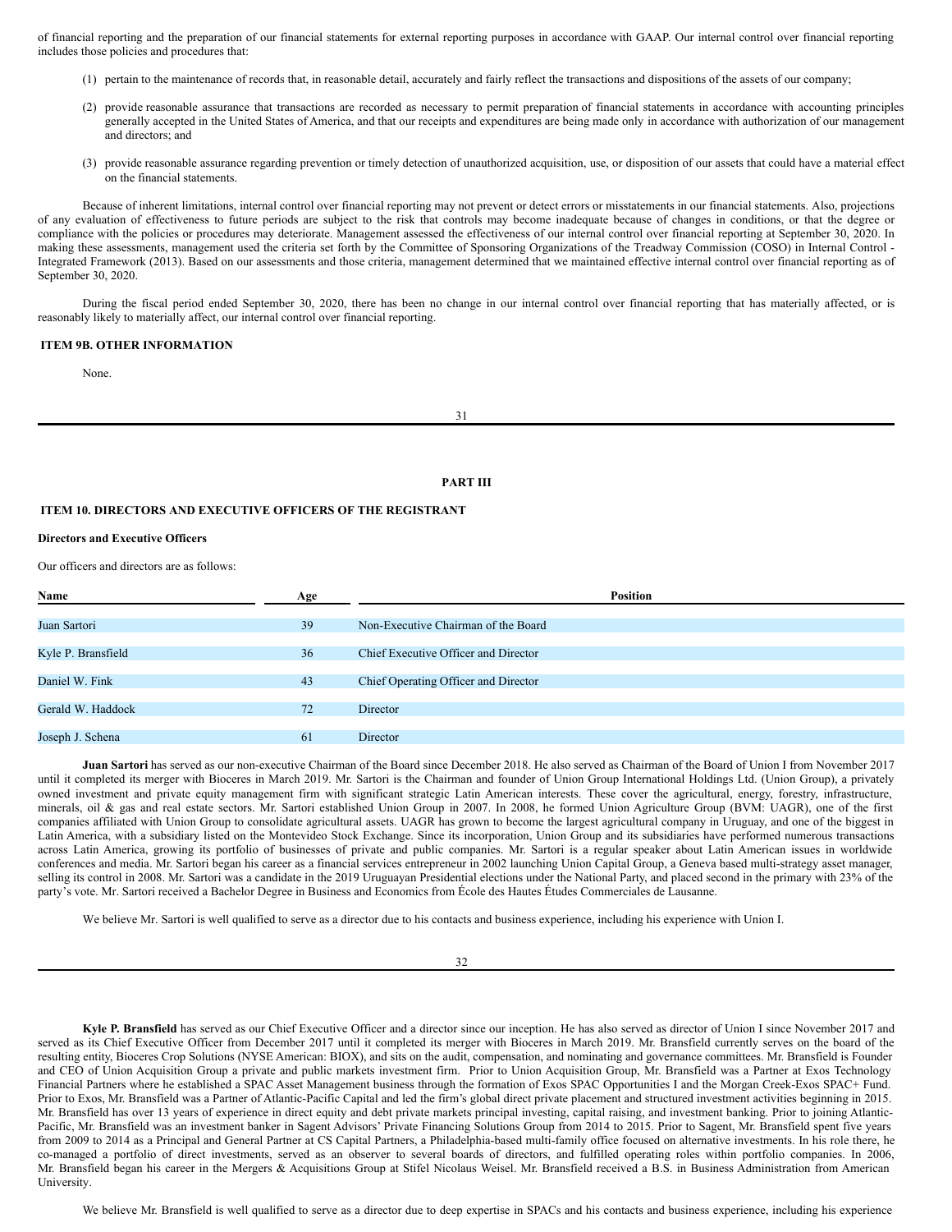of financial reporting and the preparation of our financial statements for external reporting purposes in accordance with GAAP. Our internal control over financial reporting includes those policies and procedures that:

(1) pertain to the maintenance of records that, in reasonable detail, accurately and fairly reflect the transactions and dispositions of the assets of our company;

(2) provide reasonable assurance that transactions are recorded as necessary to permit preparation of financial statements in accordance with accounting principles generally accepted in the United States of America, and that our receipts and expenditures are being made only in accordance with authorization of our management and directors; and

(3) provide reasonable assurance regarding prevention or timely detection of unauthorized acquisition, use, or disposition of our assets that could have a material effect on the financial statements.

Because of inherent limitations, internal control over financial reporting may not prevent or detect errors or misstatements in our financial statements. Also, projections of any evaluation of effectiveness to future periods are subject to the risk that controls may become inadequate because of changes in conditions, or that the degree or compliance with the policies or procedures may deteriorate. Management assessed the effectiveness of our internal control over financial reporting at September 30, 2020. In making these assessments, management used the criteria set forth by the Committee of Sponsoring Organizations of the Treadway Commission (COSO) in Internal Control - Integrated Framework (2013). Based on our assessments and those criteria, management determined that we maintained effective internal control over financial reporting as of September 30, 2020.

During the fiscal period ended September 30, 2020, there has been no change in our internal control over financial reporting that has materially affected, or is reasonably likely to materially affect, our internal control over financial reporting.

## ITEM 9B. OTHER INFORMATION

None.

# PART III

## ITEM 10. DIRECTORS AND EXECUTIVE OFFICERS OF THE REGISTRANT

### Directors and Executive Officers

Our officers and directors are as follows:

| Name | Age | Position |
|---|---|---|
| Juan Sartori | 39 | Non-Executive Chairman of the Board |
| Kyle P. Bransfield | 36 | Chief Executive Officer and Director |
| Daniel W. Fink | 43 | Chief Operating Officer and Director |
| Gerald W. Haddock | 72 | Director |
| Joseph J. Schena | 61 | Director |

**Juan Sartori** has served as our non-executive Chairman of the Board since December 2018. He also served as Chairman of the Board of Union I from November 2017 until it completed its merger with Bioceres in March 2019. Mr. Sartori is the Chairman and founder of Union Group International Holdings Ltd. (Union Group), a privately owned investment and private equity management firm with significant strategic Latin American interests. These cover the agricultural, energy, forestry, infrastructure, minerals, oil & gas and real estate sectors. Mr. Sartori established Union Group in 2007. In 2008, he formed Union Agriculture Group (BVM: UAGR), one of the first companies affiliated with Union Group to consolidate agricultural assets. UAGR has grown to become the largest agricultural company in Uruguay, and one of the biggest in Latin America, with a subsidiary listed on the Montevideo Stock Exchange. Since its incorporation, Union Group and its subsidiaries have performed numerous transactions across Latin America, growing its portfolio of businesses of private and public companies. Mr. Sartori is a regular speaker about Latin American issues in worldwide conferences and media. Mr. Sartori began his career as a financial services entrepreneur in 2002 launching Union Capital Group, a Geneva based multi-strategy asset manager, selling its control in 2008. Mr. Sartori was a candidate in the 2019 Uruguayan Presidential elections under the National Party, and placed second in the primary with 23% of the party's vote. Mr. Sartori received a Bachelor Degree in Business and Economics from École des Hautes Études Commerciales de Lausanne.

We believe Mr. Sartori is well qualified to serve as a director due to his contacts and business experience, including his experience with Union I.

**Kyle P. Bransfield** has served as our Chief Executive Officer and a director since our inception. He has also served as director of Union I since November 2017 and served as its Chief Executive Officer from December 2017 until it completed its merger with Bioceres in March 2019. Mr. Bransfield currently serves on the board of the resulting entity, Bioceres Crop Solutions (NYSE American: BIOX), and sits on the audit, compensation, and nominating and governance committees. Mr. Bransfield is Founder and CEO of Union Acquisition Group a private and public markets investment firm. Prior to Union Acquisition Group, Mr. Bransfield was a Partner at Exos Technology Financial Partners where he established a SPAC Asset Management business through the formation of Exos SPAC Opportunities I and the Morgan Creek-Exos SPAC+ Fund. Prior to Exos, Mr. Bransfield was a Partner of Atlantic-Pacific Capital and led the firm's global direct private placement and structured investment activities beginning in 2015. Mr. Bransfield has over 13 years of experience in direct equity and debt private markets principal investing, capital raising, and investment banking. Prior to joining Atlantic-Pacific, Mr. Bransfield was an investment banker in Sagent Advisors' Private Financing Solutions Group from 2014 to 2015. Prior to Sagent, Mr. Bransfield spent five years from 2009 to 2014 as a Principal and General Partner at CS Capital Partners, a Philadelphia-based multi-family office focused on alternative investments. In his role there, he co-managed a portfolio of direct investments, served as an observer to several boards of directors, and fulfilled operating roles within portfolio companies. In 2006, Mr. Bransfield began his career in the Mergers & Acquisitions Group at Stifel Nicolaus Weisel. Mr. Bransfield received a B.S. in Business Administration from American University.

We believe Mr. Bransfield is well qualified to serve as a director due to deep expertise in SPACs and his contacts and business experience, including his experience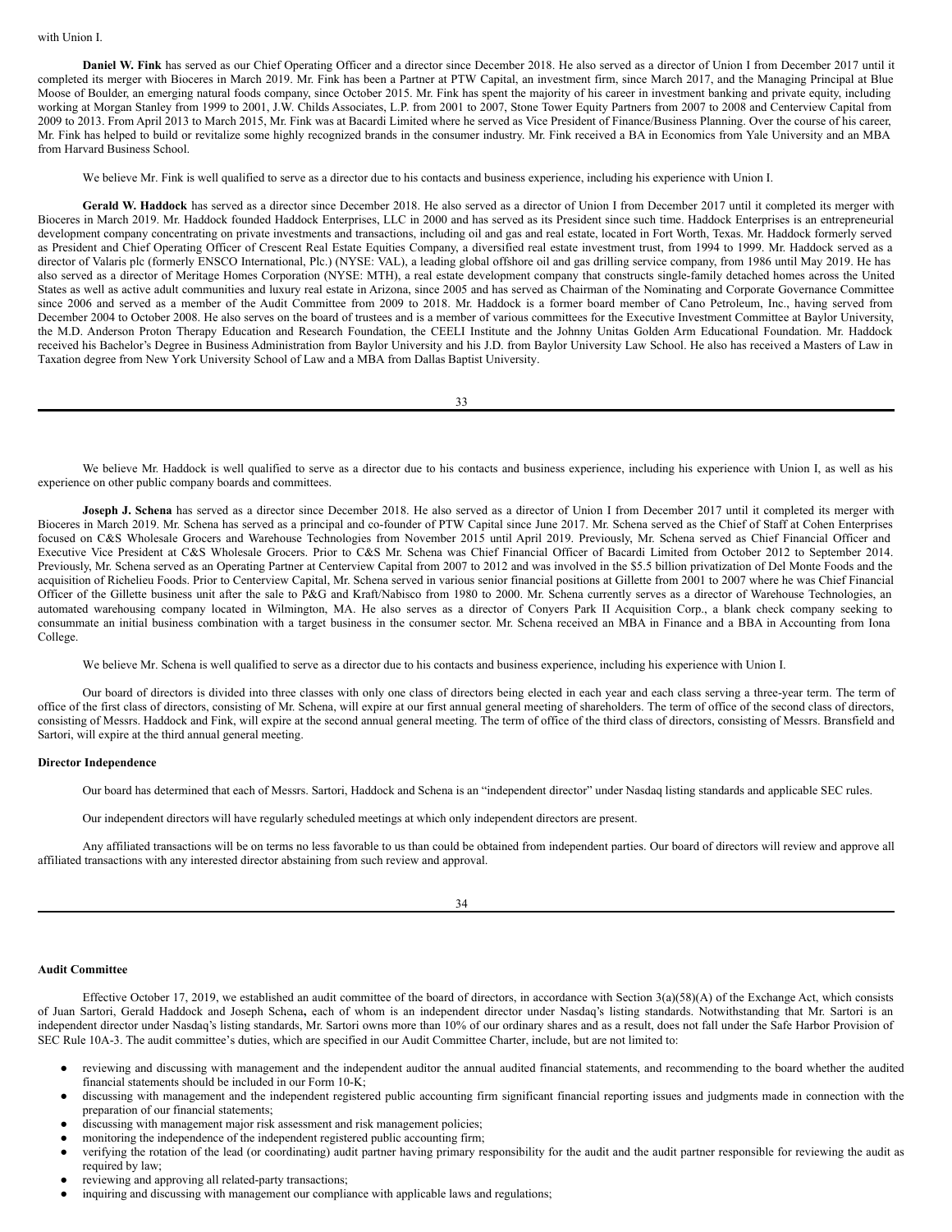with Union I.

**Daniel W. Fink** has served as our Chief Operating Officer and a director since December 2018. He also served as a director of Union I from December 2017 until it completed its merger with Bioceres in March 2019. Mr. Fink has been a Partner at PTW Capital, an investment firm, since March 2017, and the Managing Principal at Blue Moose of Boulder, an emerging natural foods company, since October 2015. Mr. Fink has spent the majority of his career in investment banking and private equity, including working at Morgan Stanley from 1999 to 2001, J.W. Childs Associates, L.P. from 2001 to 2007, Stone Tower Equity Partners from 2007 to 2008 and Centerview Capital from 2009 to 2013. From April 2013 to March 2015, Mr. Fink was at Bacardi Limited where he served as Vice President of Finance/Business Planning. Over the course of his career, Mr. Fink has helped to build or revitalize some highly recognized brands in the consumer industry. Mr. Fink received a BA in Economics from Yale University and an MBA from Harvard Business School.

We believe Mr. Fink is well qualified to serve as a director due to his contacts and business experience, including his experience with Union I.

**Gerald W. Haddock** has served as a director since December 2018. He also served as a director of Union I from December 2017 until it completed its merger with Bioceres in March 2019. Mr. Haddock founded Haddock Enterprises, LLC in 2000 and has served as its President since such time. Haddock Enterprises is an entrepreneurial development company concentrating on private investments and transactions, including oil and gas and real estate, located in Fort Worth, Texas. Mr. Haddock formerly served as President and Chief Operating Officer of Crescent Real Estate Equities Company, a diversified real estate investment trust, from 1994 to 1999. Mr. Haddock served as a director of Valaris plc (formerly ENSCO International, Plc.) (NYSE: VAL), a leading global offshore oil and gas drilling service company, from 1986 until May 2019. He has also served as a director of Meritage Homes Corporation (NYSE: MTH), a real estate development company that constructs single-family detached homes across the United States as well as active adult communities and luxury real estate in Arizona, since 2005 and has served as Chairman of the Nominating and Corporate Governance Committee since 2006 and served as a member of the Audit Committee from 2009 to 2018. Mr. Haddock is a former board member of Cano Petroleum, Inc., having served from December 2004 to October 2008. He also serves on the board of trustees and is a member of various committees for the Executive Investment Committee at Baylor University, the M.D. Anderson Proton Therapy Education and Research Foundation, the CEELI Institute and the Johnny Unitas Golden Arm Educational Foundation. Mr. Haddock received his Bachelor's Degree in Business Administration from Baylor University and his J.D. from Baylor University Law School. He also has received a Masters of Law in Taxation degree from New York University School of Law and a MBA from Dallas Baptist University.

We believe Mr. Haddock is well qualified to serve as a director due to his contacts and business experience, including his experience with Union I, as well as his experience on other public company boards and committees.

**Joseph J. Schena** has served as a director since December 2018. He also served as a director of Union I from December 2017 until it completed its merger with Bioceres in March 2019. Mr. Schena has served as a principal and co-founder of PTW Capital since June 2017. Mr. Schena served as the Chief of Staff at Cohen Enterprises focused on C&S Wholesale Grocers and Warehouse Technologies from November 2015 until April 2019. Previously, Mr. Schena served as Chief Financial Officer and Executive Vice President at C&S Wholesale Grocers. Prior to C&S Mr. Schena was Chief Financial Officer of Bacardi Limited from October 2012 to September 2014. Previously, Mr. Schena served as an Operating Partner at Centerview Capital from 2007 to 2012 and was involved in the $5.5 billion privatization of Del Monte Foods and the acquisition of Richelieu Foods. Prior to Centerview Capital, Mr. Schena served in various senior financial positions at Gillette from 2001 to 2007 where he was Chief Financial Officer of the Gillette business unit after the sale to P&G and Kraft/Nabisco from 1980 to 2000. Mr. Schena currently serves as a director of Warehouse Technologies, an automated warehousing company located in Wilmington, MA. He also serves as a director of Conyers Park II Acquisition Corp., a blank check company seeking to consummate an initial business combination with a target business in the consumer sector. Mr. Schena received an MBA in Finance and a BBA in Accounting from Iona College.

We believe Mr. Schena is well qualified to serve as a director due to his contacts and business experience, including his experience with Union I.

Our board of directors is divided into three classes with only one class of directors being elected in each year and each class serving a three-year term. The term of office of the first class of directors, consisting of Mr. Schena, will expire at our first annual general meeting of shareholders. The term of office of the second class of directors, consisting of Messrs. Haddock and Fink, will expire at the second annual general meeting. The term of office of the third class of directors, consisting of Messrs. Bransfield and Sartori, will expire at the third annual general meeting.

**Director Independence**

Our board has determined that each of Messrs. Sartori, Haddock and Schena is an "independent director" under Nasdaq listing standards and applicable SEC rules.

Our independent directors will have regularly scheduled meetings at which only independent directors are present.

Any affiliated transactions will be on terms no less favorable to us than could be obtained from independent parties. Our board of directors will review and approve all affiliated transactions with any interested director abstaining from such review and approval.

**Audit Committee**

Effective October 17, 2019, we established an audit committee of the board of directors, in accordance with Section 3(a)(58)(A) of the Exchange Act, which consists of Juan Sartori, Gerald Haddock and Joseph Schena**,** each of whom is an independent director under Nasdaq's listing standards. Notwithstanding that Mr. Sartori is an independent director under Nasdaq's listing standards, Mr. Sartori owns more than 10% of our ordinary shares and as a result, does not fall under the Safe Harbor Provision of SEC Rule 10A-3. The audit committee's duties, which are specified in our Audit Committee Charter, include, but are not limited to:

- reviewing and discussing with management and the independent auditor the annual audited financial statements, and recommending to the board whether the audited financial statements should be included in our Form 10-K;
- discussing with management and the independent registered public accounting firm significant financial reporting issues and judgments made in connection with the preparation of our financial statements;
- discussing with management major risk assessment and risk management policies;
- monitoring the independence of the independent registered public accounting firm;
- verifying the rotation of the lead (or coordinating) audit partner having primary responsibility for the audit and the audit partner responsible for reviewing the audit as required by law;
- reviewing and approving all related-party transactions;
- inquiring and discussing with management our compliance with applicable laws and regulations;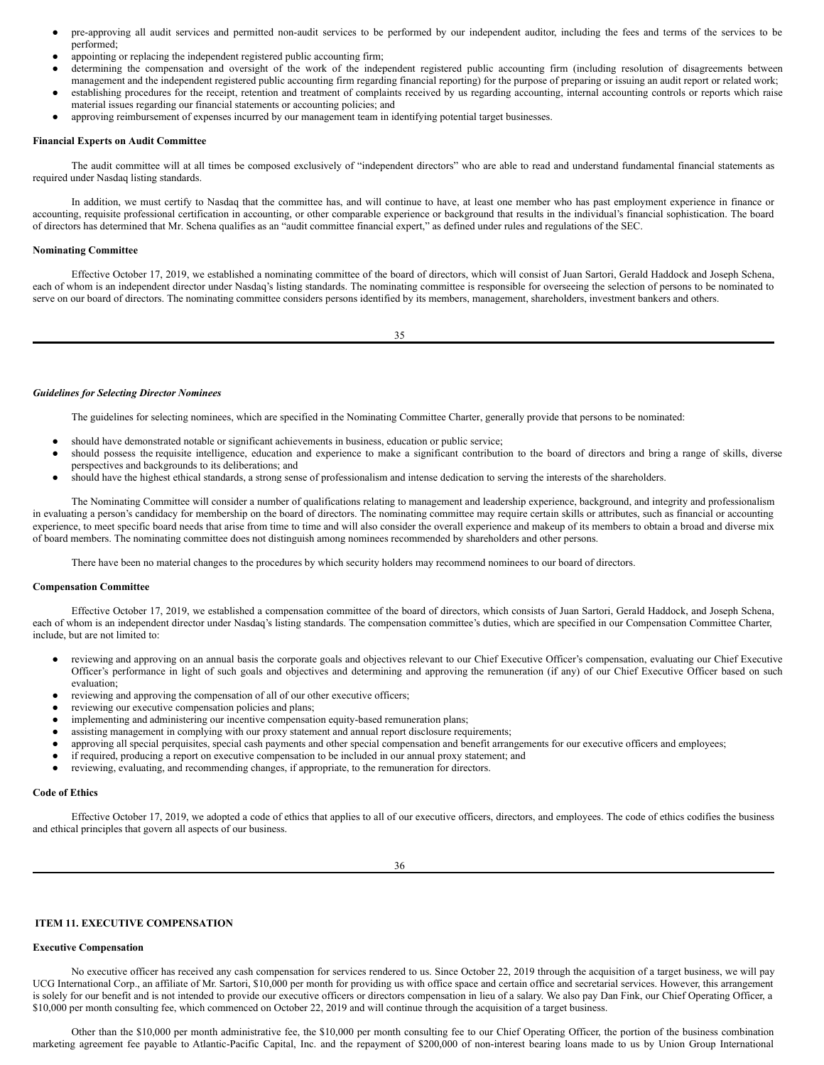- pre-approving all audit services and permitted non-audit services to be performed by our independent auditor, including the fees and terms of the services to be performed;
- appointing or replacing the independent registered public accounting firm;
- determining the compensation and oversight of the work of the independent registered public accounting firm (including resolution of disagreements between management and the independent registered public accounting firm regarding financial reporting) for the purpose of preparing or issuing an audit report or related work;
- establishing procedures for the receipt, retention and treatment of complaints received by us regarding accounting, internal accounting controls or reports which raise material issues regarding our financial statements or accounting policies; and
- approving reimbursement of expenses incurred by our management team in identifying potential target businesses.

**Financial Experts on Audit Committee**

The audit committee will at all times be composed exclusively of "independent directors" who are able to read and understand fundamental financial statements as required under Nasdaq listing standards.

In addition, we must certify to Nasdaq that the committee has, and will continue to have, at least one member who has past employment experience in finance or accounting, requisite professional certification in accounting, or other comparable experience or background that results in the individual's financial sophistication. The board of directors has determined that Mr. Schena qualifies as an "audit committee financial expert," as defined under rules and regulations of the SEC.

**Nominating Committee**

Effective October 17, 2019, we established a nominating committee of the board of directors, which will consist of Juan Sartori, Gerald Haddock and Joseph Schena, each of whom is an independent director under Nasdaq's listing standards. The nominating committee is responsible for overseeing the selection of persons to be nominated to serve on our board of directors. The nominating committee considers persons identified by its members, management, shareholders, investment bankers and others.

***Guidelines for Selecting Director Nominees***

The guidelines for selecting nominees, which are specified in the Nominating Committee Charter, generally provide that persons to be nominated:

- should have demonstrated notable or significant achievements in business, education or public service;
- should possess the requisite intelligence, education and experience to make a significant contribution to the board of directors and bring a range of skills, diverse perspectives and backgrounds to its deliberations; and
- should have the highest ethical standards, a strong sense of professionalism and intense dedication to serving the interests of the shareholders.

The Nominating Committee will consider a number of qualifications relating to management and leadership experience, background, and integrity and professionalism in evaluating a person's candidacy for membership on the board of directors. The nominating committee may require certain skills or attributes, such as financial or accounting experience, to meet specific board needs that arise from time to time and will also consider the overall experience and makeup of its members to obtain a broad and diverse mix of board members. The nominating committee does not distinguish among nominees recommended by shareholders and other persons.

There have been no material changes to the procedures by which security holders may recommend nominees to our board of directors.

**Compensation Committee**

Effective October 17, 2019, we established a compensation committee of the board of directors, which consists of Juan Sartori, Gerald Haddock, and Joseph Schena, each of whom is an independent director under Nasdaq's listing standards. The compensation committee's duties, which are specified in our Compensation Committee Charter, include, but are not limited to:

- reviewing and approving on an annual basis the corporate goals and objectives relevant to our Chief Executive Officer's compensation, evaluating our Chief Executive Officer's performance in light of such goals and objectives and determining and approving the remuneration (if any) of our Chief Executive Officer based on such evaluation;
- reviewing and approving the compensation of all of our other executive officers;
- reviewing our executive compensation policies and plans;
- implementing and administering our incentive compensation equity-based remuneration plans;
- assisting management in complying with our proxy statement and annual report disclosure requirements;
- approving all special perquisites, special cash payments and other special compensation and benefit arrangements for our executive officers and employees;
- if required, producing a report on executive compensation to be included in our annual proxy statement; and
- reviewing, evaluating, and recommending changes, if appropriate, to the remuneration for directors.

**Code of Ethics**

Effective October 17, 2019, we adopted a code of ethics that applies to all of our executive officers, directors, and employees. The code of ethics codifies the business and ethical principles that govern all aspects of our business.

## ITEM 11. EXECUTIVE COMPENSATION

**Executive Compensation**

No executive officer has received any cash compensation for services rendered to us. Since October 22, 2019 through the acquisition of a target business, we will pay UCG International Corp., an affiliate of Mr. Sartori, $10,000 per month for providing us with office space and certain office and secretarial services. However, this arrangement is solely for our benefit and is not intended to provide our executive officers or directors compensation in lieu of a salary. We also pay Dan Fink, our Chief Operating Officer, a $10,000 per month consulting fee, which commenced on October 22, 2019 and will continue through the acquisition of a target business.

Other than the $10,000 per month administrative fee, the $10,000 per month consulting fee to our Chief Operating Officer, the portion of the business combination marketing agreement fee payable to Atlantic-Pacific Capital, Inc. and the repayment of $200,000 of non-interest bearing loans made to us by Union Group International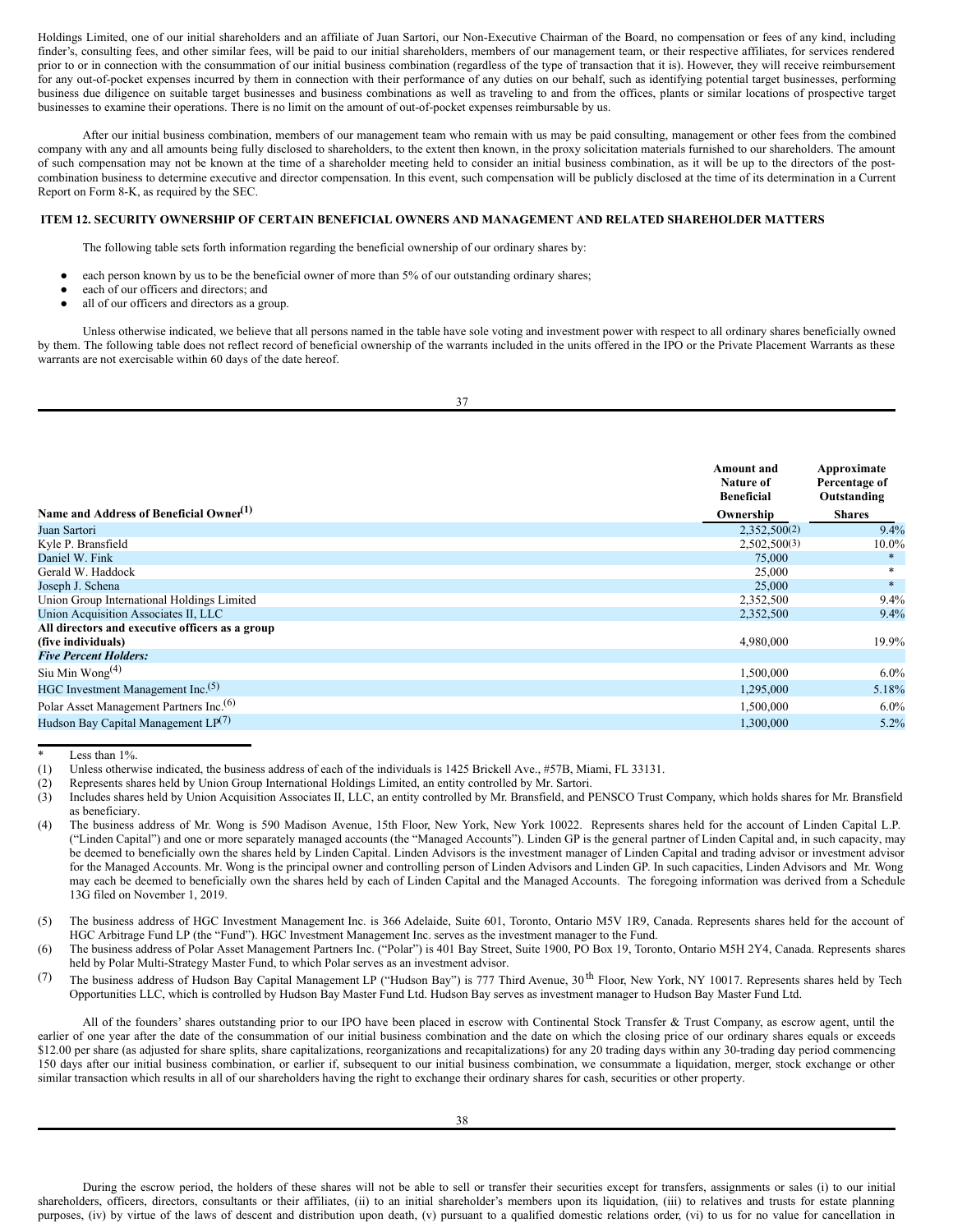Holdings Limited, one of our initial shareholders and an affiliate of Juan Sartori, our Non-Executive Chairman of the Board, no compensation or fees of any kind, including finder's, consulting fees, and other similar fees, will be paid to our initial shareholders, members of our management team, or their respective affiliates, for services rendered prior to or in connection with the consummation of our initial business combination (regardless of the type of transaction that it is). However, they will receive reimbursement for any out-of-pocket expenses incurred by them in connection with their performance of any duties on our behalf, such as identifying potential target businesses, performing business due diligence on suitable target businesses and business combinations as well as traveling to and from the offices, plants or similar locations of prospective target businesses to examine their operations. There is no limit on the amount of out-of-pocket expenses reimbursable by us.

After our initial business combination, members of our management team who remain with us may be paid consulting, management or other fees from the combined company with any and all amounts being fully disclosed to shareholders, to the extent then known, in the proxy solicitation materials furnished to our shareholders. The amount of such compensation may not be known at the time of a shareholder meeting held to consider an initial business combination, as it will be up to the directors of the post-combination business to determine executive and director compensation. In this event, such compensation will be publicly disclosed at the time of its determination in a Current Report on Form 8-K, as required by the SEC.

## ITEM 12. SECURITY OWNERSHIP OF CERTAIN BENEFICIAL OWNERS AND MANAGEMENT AND RELATED SHAREHOLDER MATTERS

The following table sets forth information regarding the beneficial ownership of our ordinary shares by:

- each person known by us to be the beneficial owner of more than 5% of our outstanding ordinary shares;
- each of our officers and directors; and
- all of our officers and directors as a group.

Unless otherwise indicated, we believe that all persons named in the table have sole voting and investment power with respect to all ordinary shares beneficially owned by them. The following table does not reflect record of beneficial ownership of the warrants included in the units offered in the IPO or the Private Placement Warrants as these warrants are not exercisable within 60 days of the date hereof.

| Name and Address of Beneficial Owner(1) | Amount and Nature of Beneficial Ownership | Approximate Percentage of Outstanding Shares |
|---|---|---|
| Juan Sartori | 2,352,500(2) | 9.4% |
| Kyle P. Bransfield | 2,502,500(3) | 10.0% |
| Daniel W. Fink | 75,000 | * |
| Gerald W. Haddock | 25,000 | * |
| Joseph J. Schena | 25,000 | * |
| Union Group International Holdings Limited | 2,352,500 | 9.4% |
| Union Acquisition Associates II, LLC | 2,352,500 | 9.4% |
| **All directors and executive officers as a group (five individuals)** | 4,980,000 | 19.9% |
| ***Five Percent Holders:*** | | |
| Siu Min Wong(4) | 1,500,000 | 6.0% |
| HGC Investment Management Inc.(5) | 1,295,000 | 5.18% |
| Polar Asset Management Partners Inc.(6) | 1,500,000 | 6.0% |
| Hudson Bay Capital Management LP(7) | 1,300,000 | 5.2% |

\* Less than 1%.

(1) Unless otherwise indicated, the business address of each of the individuals is 1425 Brickell Ave., #57B, Miami, FL 33131.

(2) Represents shares held by Union Group International Holdings Limited, an entity controlled by Mr. Sartori.

(3) Includes shares held by Union Acquisition Associates II, LLC, an entity controlled by Mr. Bransfield, and PENSCO Trust Company, which holds shares for Mr. Bransfield as beneficiary.

(4) The business address of Mr. Wong is 590 Madison Avenue, 15th Floor, New York, New York 10022. Represents shares held for the account of Linden Capital L.P. ("Linden Capital") and one or more separately managed accounts (the "Managed Accounts"). Linden GP is the general partner of Linden Capital and, in such capacity, may be deemed to beneficially own the shares held by Linden Capital. Linden Advisors is the investment manager of Linden Capital and trading advisor or investment advisor for the Managed Accounts. Mr. Wong is the principal owner and controlling person of Linden Advisors and Linden GP. In such capacities, Linden Advisors and Mr. Wong may each be deemed to beneficially own the shares held by each of Linden Capital and the Managed Accounts. The foregoing information was derived from a Schedule 13G filed on November 1, 2019.

(5) The business address of HGC Investment Management Inc. is 366 Adelaide, Suite 601, Toronto, Ontario M5V 1R9, Canada. Represents shares held for the account of HGC Arbitrage Fund LP (the "Fund"). HGC Investment Management Inc. serves as the investment manager to the Fund.

(6) The business address of Polar Asset Management Partners Inc. ("Polar") is 401 Bay Street, Suite 1900, PO Box 19, Toronto, Ontario M5H 2Y4, Canada. Represents shares held by Polar Multi-Strategy Master Fund, to which Polar serves as an investment advisor.

(7) The business address of Hudson Bay Capital Management LP ("Hudson Bay") is 777 Third Avenue, 30th Floor, New York, NY 10017. Represents shares held by Tech Opportunities LLC, which is controlled by Hudson Bay Master Fund Ltd. Hudson Bay serves as investment manager to Hudson Bay Master Fund Ltd.

All of the founders' shares outstanding prior to our IPO have been placed in escrow with Continental Stock Transfer & Trust Company, as escrow agent, until the earlier of one year after the date of the consummation of our initial business combination and the date on which the closing price of our ordinary shares equals or exceeds $12.00 per share (as adjusted for share splits, share capitalizations, reorganizations and recapitalizations) for any 20 trading days within any 30-trading day period commencing 150 days after our initial business combination, or earlier if, subsequent to our initial business combination, we consummate a liquidation, merger, stock exchange or other similar transaction which results in all of our shareholders having the right to exchange their ordinary shares for cash, securities or other property.

During the escrow period, the holders of these shares will not be able to sell or transfer their securities except for transfers, assignments or sales (i) to our initial shareholders, officers, directors, consultants or their affiliates, (ii) to an initial shareholder's members upon its liquidation, (iii) to relatives and trusts for estate planning purposes, (iv) by virtue of the laws of descent and distribution upon death, (v) pursuant to a qualified domestic relations order, (vi) to us for no value for cancellation in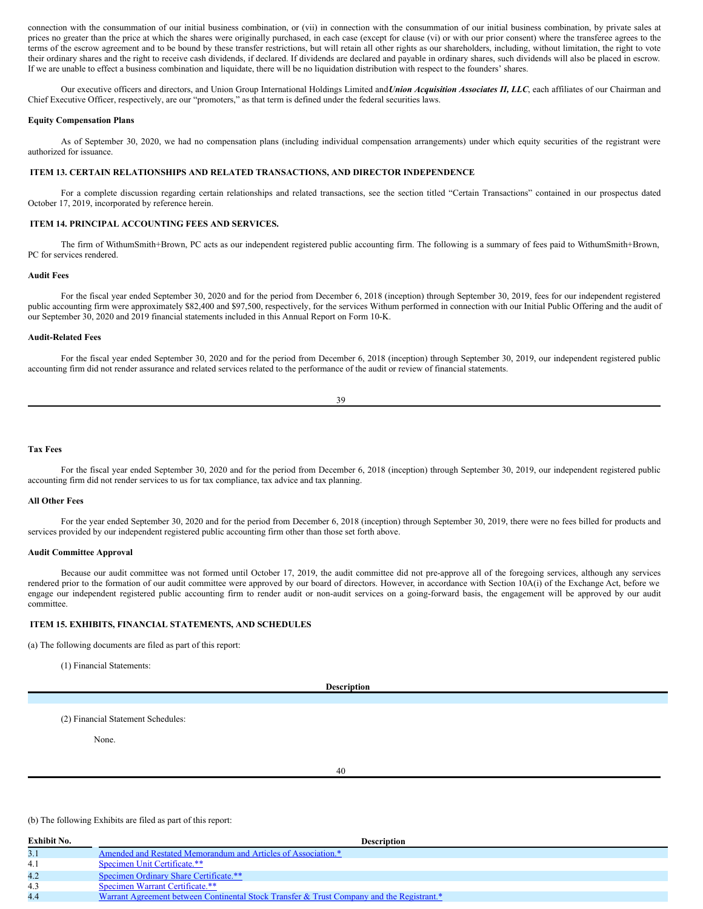connection with the consummation of our initial business combination, or (vii) in connection with the consummation of our initial business combination, by private sales at prices no greater than the price at which the shares were originally purchased, in each case (except for clause (vi) or with our prior consent) where the transferee agrees to the terms of the escrow agreement and to be bound by these transfer restrictions, but will retain all other rights as our shareholders, including, without limitation, the right to vote their ordinary shares and the right to receive cash dividends, if declared. If dividends are declared and payable in ordinary shares, such dividends will also be placed in escrow. If we are unable to effect a business combination and liquidate, there will be no liquidation distribution with respect to the founders' shares.

Our executive officers and directors, and Union Group International Holdings Limited and ***Union Acquisition Associates II, LLC***, each affiliates of our Chairman and Chief Executive Officer, respectively, are our "promoters," as that term is defined under the federal securities laws.

**Equity Compensation Plans**

As of September 30, 2020, we had no compensation plans (including individual compensation arrangements) under which equity securities of the registrant were authorized for issuance.

## ITEM 13. CERTAIN RELATIONSHIPS AND RELATED TRANSACTIONS, AND DIRECTOR INDEPENDENCE

For a complete discussion regarding certain relationships and related transactions, see the section titled "Certain Transactions" contained in our prospectus dated October 17, 2019, incorporated by reference herein.

## ITEM 14. PRINCIPAL ACCOUNTING FEES AND SERVICES.

The firm of WithumSmith+Brown, PC acts as our independent registered public accounting firm. The following is a summary of fees paid to WithumSmith+Brown, PC for services rendered.

**Audit Fees**

For the fiscal year ended September 30, 2020 and for the period from December 6, 2018 (inception) through September 30, 2019, fees for our independent registered public accounting firm were approximately $82,400 and $97,500, respectively, for the services Withum performed in connection with our Initial Public Offering and the audit of our September 30, 2020 and 2019 financial statements included in this Annual Report on Form 10-K.

**Audit-Related Fees**

For the fiscal year ended September 30, 2020 and for the period from December 6, 2018 (inception) through September 30, 2019, our independent registered public accounting firm did not render assurance and related services related to the performance of the audit or review of financial statements.

**Tax Fees**

For the fiscal year ended September 30, 2020 and for the period from December 6, 2018 (inception) through September 30, 2019, our independent registered public accounting firm did not render services to us for tax compliance, tax advice and tax planning.

**All Other Fees**

For the year ended September 30, 2020 and for the period from December 6, 2018 (inception) through September 30, 2019, there were no fees billed for products and services provided by our independent registered public accounting firm other than those set forth above.

**Audit Committee Approval**

Because our audit committee was not formed until October 17, 2019, the audit committee did not pre-approve all of the foregoing services, although any services rendered prior to the formation of our audit committee were approved by our board of directors. However, in accordance with Section 10A(i) of the Exchange Act, before we engage our independent registered public accounting firm to render audit or non-audit services on a going-forward basis, the engagement will be approved by our audit committee.

## ITEM 15. EXHIBITS, FINANCIAL STATEMENTS, AND SCHEDULES

(a) The following documents are filed as part of this report:

(1) Financial Statements:

| Description |
| --- |
| |

(2) Financial Statement Schedules:

None.

(b) The following Exhibits are filed as part of this report:

| Exhibit No. | Description |
| --- | --- |
| 3.1 | Amended and Restated Memorandum and Articles of Association.* |
| 4.1 | Specimen Unit Certificate.** |
| 4.2 | Specimen Ordinary Share Certificate.** |
| 4.3 | Specimen Warrant Certificate.** |
| 4.4 | Warrant Agreement between Continental Stock Transfer & Trust Company and the Registrant.* |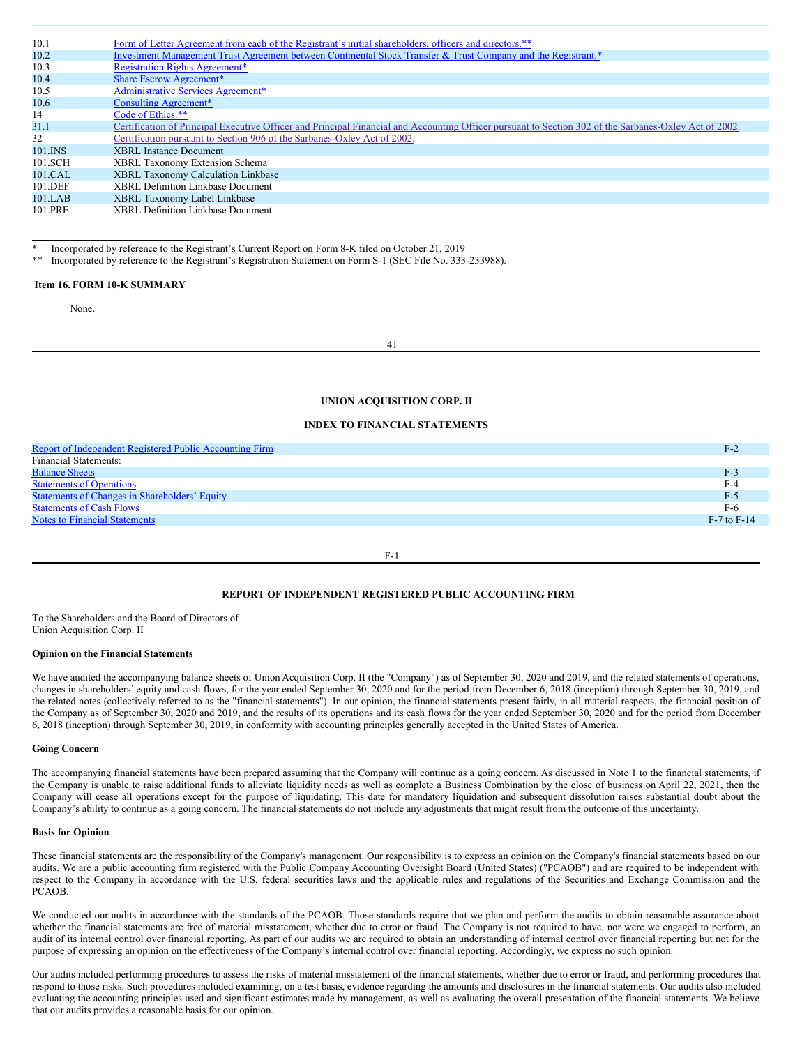| | |
|---|---|
| 10.1 | Form of Letter Agreement from each of the Registrant's initial shareholders, officers and directors.** |
| 10.2 | Investment Management Trust Agreement between Continental Stock Transfer & Trust Company and the Registrant.* |
| 10.3 | Registration Rights Agreement* |
| 10.4 | Share Escrow Agreement* |
| 10.5 | Administrative Services Agreement* |
| 10.6 | Consulting Agreement* |
| 14 | Code of Ethics.** |
| 31.1 | Certification of Principal Executive Officer and Principal Financial and Accounting Officer pursuant to Section 302 of the Sarbanes-Oxley Act of 2002. |
| 32 | Certification pursuant to Section 906 of the Sarbanes-Oxley Act of 2002. |
| 101.INS | XBRL Instance Document |
| 101.SCH | XBRL Taxonomy Extension Schema |
| 101.CAL | XBRL Taxonomy Calculation Linkbase |
| 101.DEF | XBRL Definition Linkbase Document |
| 101.LAB | XBRL Taxonomy Label Linkbase |
| 101.PRE | XBRL Definition Linkbase Document |

\* Incorporated by reference to the Registrant's Current Report on Form 8-K filed on October 21, 2019

\** Incorporated by reference to the Registrant's Registration Statement on Form S-1 (SEC File No. 333-233988).

### Item 16. FORM 10-K SUMMARY

None.

## UNION ACQUISITION CORP. II

## INDEX TO FINANCIAL STATEMENTS

| | |
|---|---|
| Report of Independent Registered Public Accounting Firm | F-2 |
| Financial Statements: | |
| Balance Sheets | F-3 |
| Statements of Operations | F-4 |
| Statements of Changes in Shareholders' Equity | F-5 |
| Statements of Cash Flows | F-6 |
| Notes to Financial Statements | F-7 to F-14 |

## REPORT OF INDEPENDENT REGISTERED PUBLIC ACCOUNTING FIRM

To the Shareholders and the Board of Directors of
Union Acquisition Corp. II

**Opinion on the Financial Statements**

We have audited the accompanying balance sheets of Union Acquisition Corp. II (the "Company") as of September 30, 2020 and 2019, and the related statements of operations, changes in shareholders' equity and cash flows, for the year ended September 30, 2020 and for the period from December 6, 2018 (inception) through September 30, 2019, and the related notes (collectively referred to as the "financial statements"). In our opinion, the financial statements present fairly, in all material respects, the financial position of the Company as of September 30, 2020 and 2019, and the results of its operations and its cash flows for the year ended September 30, 2020 and for the period from December 6, 2018 (inception) through September 30, 2019, in conformity with accounting principles generally accepted in the United States of America.

**Going Concern**

The accompanying financial statements have been prepared assuming that the Company will continue as a going concern. As discussed in Note 1 to the financial statements, if the Company is unable to raise additional funds to alleviate liquidity needs as well as complete a Business Combination by the close of business on April 22, 2021, then the Company will cease all operations except for the purpose of liquidating. This date for mandatory liquidation and subsequent dissolution raises substantial doubt about the Company's ability to continue as a going concern. The financial statements do not include any adjustments that might result from the outcome of this uncertainty.

**Basis for Opinion**

These financial statements are the responsibility of the Company's management. Our responsibility is to express an opinion on the Company's financial statements based on our audits. We are a public accounting firm registered with the Public Company Accounting Oversight Board (United States) ("PCAOB") and are required to be independent with respect to the Company in accordance with the U.S. federal securities laws and the applicable rules and regulations of the Securities and Exchange Commission and the PCAOB.

We conducted our audits in accordance with the standards of the PCAOB. Those standards require that we plan and perform the audits to obtain reasonable assurance about whether the financial statements are free of material misstatement, whether due to error or fraud. The Company is not required to have, nor were we engaged to perform, an audit of its internal control over financial reporting. As part of our audits we are required to obtain an understanding of internal control over financial reporting but not for the purpose of expressing an opinion on the effectiveness of the Company's internal control over financial reporting. Accordingly, we express no such opinion.

Our audits included performing procedures to assess the risks of material misstatement of the financial statements, whether due to error or fraud, and performing procedures that respond to those risks. Such procedures included examining, on a test basis, evidence regarding the amounts and disclosures in the financial statements. Our audits also included evaluating the accounting principles used and significant estimates made by management, as well as evaluating the overall presentation of the financial statements. We believe that our audits provides a reasonable basis for our opinion.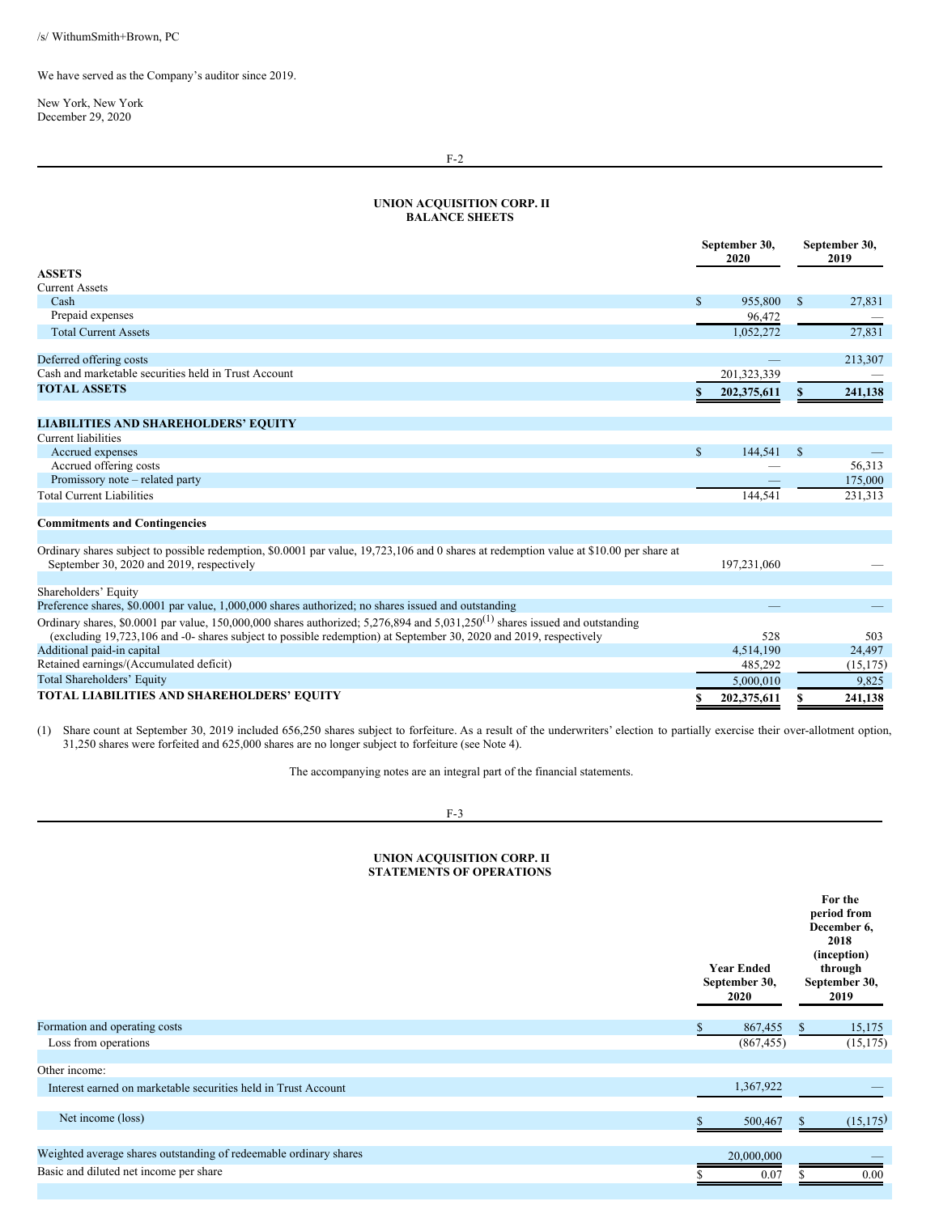/s/ WithumSmith+Brown, PC

We have served as the Company's auditor since 2019.

New York, New York
December 29, 2020

## UNION ACQUISITION CORP. II
## BALANCE SHEETS

| | September 30, 2020 | September 30, 2019 |
|---|---|---|
| **ASSETS** | | |
| Current Assets | | |
| Cash | $ 955,800 | $ 27,831 |
| Prepaid expenses | 96,472 | — |
| Total Current Assets | 1,052,272 | 27,831 |
| | | |
| Deferred offering costs | — | 213,307 |
| Cash and marketable securities held in Trust Account | 201,323,339 | — |
| **TOTAL ASSETS** | **$ 202,375,611** | **$ 241,138** |
| | | |
| **LIABILITIES AND SHAREHOLDERS' EQUITY** | | |
| Current liabilities | | |
| Accrued expenses | $ 144,541 | $ — |
| Accrued offering costs | — | 56,313 |
| Promissory note – related party | — | 175,000 |
| Total Current Liabilities | 144,541 | 231,313 |
| | | |
| **Commitments and Contingencies** | | |
| | | |
| Ordinary shares subject to possible redemption, $0.0001 par value, 19,723,106 and 0 shares at redemption value at $10.00 per share at September 30, 2020 and 2019, respectively | 197,231,060 | — |
| | | |
| Shareholders' Equity | | |
| Preference shares, $0.0001 par value, 1,000,000 shares authorized; no shares issued and outstanding | — | — |
| Ordinary shares, $0.0001 par value, 150,000,000 shares authorized; 5,276,894 and 5,031,250(1) shares issued and outstanding (excluding 19,723,106 and -0- shares subject to possible redemption) at September 30, 2020 and 2019, respectively | 528 | 503 |
| Additional paid-in capital | 4,514,190 | 24,497 |
| Retained earnings/(Accumulated deficit) | 485,292 | (15,175) |
| Total Shareholders' Equity | 5,000,010 | 9,825 |
| **TOTAL LIABILITIES AND SHAREHOLDERS' EQUITY** | **$ 202,375,611** | **$ 241,138** |

(1) Share count at September 30, 2019 included 656,250 shares subject to forfeiture. As a result of the underwriters' election to partially exercise their over-allotment option, 31,250 shares were forfeited and 625,000 shares are no longer subject to forfeiture (see Note 4).

The accompanying notes are an integral part of the financial statements.

## UNION ACQUISITION CORP. II
## STATEMENTS OF OPERATIONS

| | Year Ended September 30, 2020 | For the period from December 6, 2018 (inception) through September 30, 2019 |
|---|---|---|
| Formation and operating costs | $ 867,455 | $ 15,175 |
| Loss from operations | (867,455) | (15,175) |
| | | |
| Other income: | | |
| Interest earned on marketable securities held in Trust Account | 1,367,922 | — |
| | | |
| Net income (loss) | $ 500,467 | $ (15,175) |
| | | |
| Weighted average shares outstanding of redeemable ordinary shares | 20,000,000 | — |
| Basic and diluted net income per share | $ 0.07 | $ 0.00 |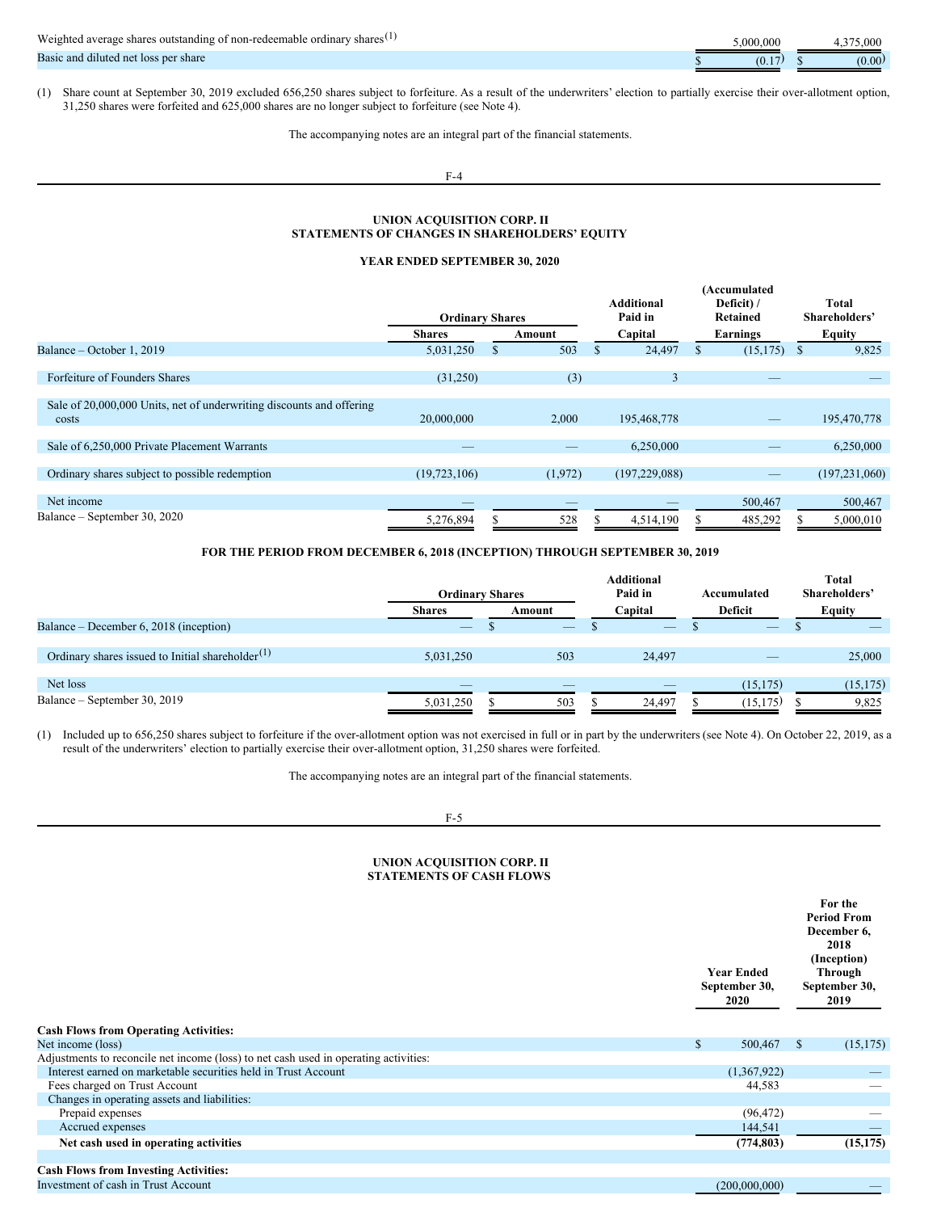| | | |
|---|---|---|
| Weighted average shares outstanding of non-redeemable ordinary shares[(1)] | 5,000,000 | 4,375,000 |
| Basic and diluted net loss per share | $ (0.17) | $ (0.00) |

(1) Share count at September 30, 2019 excluded 656,250 shares subject to forfeiture. As a result of the underwriters' election to partially exercise their over-allotment option, 31,250 shares were forfeited and 625,000 shares are no longer subject to forfeiture (see Note 4).

The accompanying notes are an integral part of the financial statements.

## UNION ACQUISITION CORP. II
## STATEMENTS OF CHANGES IN SHAREHOLDERS' EQUITY

### YEAR ENDED SEPTEMBER 30, 2020

| | Ordinary Shares | | Additional Paid in Capital | (Accumulated Deficit) / Retained Earnings | Total Shareholders' Equity |
|---|---|---|---|---|---|
| | Shares | Amount | | | |
| Balance – October 1, 2019 | 5,031,250 | $ 503 | $ 24,497 | $ (15,175) | $ 9,825 |
| Forfeiture of Founders Shares | (31,250) | (3) | 3 | — | — |
| Sale of 20,000,000 Units, net of underwriting discounts and offering costs | 20,000,000 | 2,000 | 195,468,778 | — | 195,470,778 |
| Sale of 6,250,000 Private Placement Warrants | — | — | 6,250,000 | — | 6,250,000 |
| Ordinary shares subject to possible redemption | (19,723,106) | (1,972) | (197,229,088) | — | (197,231,060) |
| Net income | — | — | — | 500,467 | 500,467 |
| Balance – September 30, 2020 | 5,276,894 | $ 528 | $ 4,514,190 | $ 485,292 | $ 5,000,010 |

### FOR THE PERIOD FROM DECEMBER 6, 2018 (INCEPTION) THROUGH SEPTEMBER 30, 2019

| | Ordinary Shares | | Additional Paid in Capital | Accumulated Deficit | Total Shareholders' Equity |
|---|---|---|---|---|---|
| | Shares | Amount | | | |
| Balance – December 6, 2018 (inception) | — | $ — | $ — | $ — | $ — |
| Ordinary shares issued to Initial shareholder[(1)] | 5,031,250 | 503 | 24,497 | — | 25,000 |
| Net loss | — | — | — | (15,175) | (15,175) |
| Balance – September 30, 2019 | 5,031,250 | $ 503 | $ 24,497 | $ (15,175) | $ 9,825 |

(1) Included up to 656,250 shares subject to forfeiture if the over-allotment option was not exercised in full or in part by the underwriters (see Note 4). On October 22, 2019, as a result of the underwriters' election to partially exercise their over-allotment option, 31,250 shares were forfeited.

The accompanying notes are an integral part of the financial statements.

## UNION ACQUISITION CORP. II
## STATEMENTS OF CASH FLOWS

| | Year Ended September 30, 2020 | For the Period From December 6, 2018 (Inception) Through September 30, 2019 |
|---|---|---|
| **Cash Flows from Operating Activities:** | | |
| Net income (loss) | $ 500,467 | $ (15,175) |
| Adjustments to reconcile net income (loss) to net cash used in operating activities: | | |
| Interest earned on marketable securities held in Trust Account | (1,367,922) | — |
| Fees charged on Trust Account | 44,583 | — |
| Changes in operating assets and liabilities: | | |
| Prepaid expenses | (96,472) | — |
| Accrued expenses | 144,541 | — |
| **Net cash used in operating activities** | **(774,803)** | **(15,175)** |
| **Cash Flows from Investing Activities:** | | |
| Investment of cash in Trust Account | (200,000,000) | — |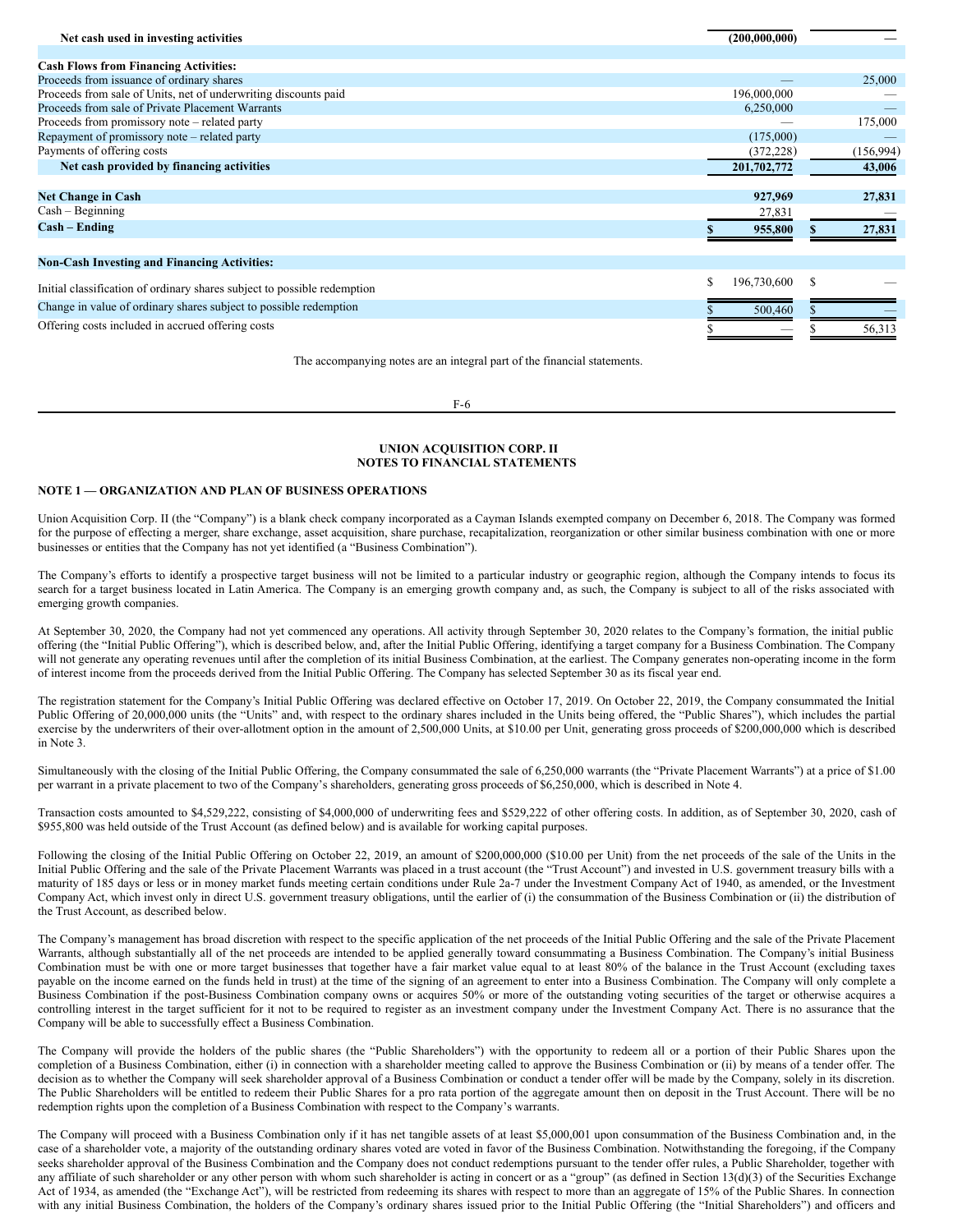| | | |
|---|---|---|
| **Net cash used in investing activities** | **(200,000,000)** | **—** |
| | | |
| **Cash Flows from Financing Activities:** | | |
| Proceeds from issuance of ordinary shares | — | 25,000 |
| Proceeds from sale of Units, net of underwriting discounts paid | 196,000,000 | — |
| Proceeds from sale of Private Placement Warrants | 6,250,000 | — |
| Proceeds from promissory note – related party | — | 175,000 |
| Repayment of promissory note – related party | (175,000) | — |
| Payments of offering costs | (372,228) | (156,994) |
| **Net cash provided by financing activities** | **201,702,772** | **43,006** |
| | | |
| **Net Change in Cash** | **927,969** | **27,831** |
| Cash – Beginning | 27,831 | — |
| **Cash – Ending** | **$ 955,800** | **$ 27,831** |
| | | |
| **Non-Cash Investing and Financing Activities:** | | |
| Initial classification of ordinary shares subject to possible redemption | $ 196,730,600 | $ — |
| Change in value of ordinary shares subject to possible redemption | $ 500,460 | $ — |
| Offering costs included in accrued offering costs | $ — | $ 56,313 |

The accompanying notes are an integral part of the financial statements.

**UNION ACQUISITION CORP. II**
**NOTES TO FINANCIAL STATEMENTS**

**NOTE 1 — ORGANIZATION AND PLAN OF BUSINESS OPERATIONS**

Union Acquisition Corp. II (the "Company") is a blank check company incorporated as a Cayman Islands exempted company on December 6, 2018. The Company was formed for the purpose of effecting a merger, share exchange, asset acquisition, share purchase, recapitalization, reorganization or other similar business combination with one or more businesses or entities that the Company has not yet identified (a "Business Combination").

The Company's efforts to identify a prospective target business will not be limited to a particular industry or geographic region, although the Company intends to focus its search for a target business located in Latin America. The Company is an emerging growth company and, as such, the Company is subject to all of the risks associated with emerging growth companies.

At September 30, 2020, the Company had not yet commenced any operations. All activity through September 30, 2020 relates to the Company's formation, the initial public offering (the "Initial Public Offering"), which is described below, and, after the Initial Public Offering, identifying a target company for a Business Combination. The Company will not generate any operating revenues until after the completion of its initial Business Combination, at the earliest. The Company generates non-operating income in the form of interest income from the proceeds derived from the Initial Public Offering. The Company has selected September 30 as its fiscal year end.

The registration statement for the Company's Initial Public Offering was declared effective on October 17, 2019. On October 22, 2019, the Company consummated the Initial Public Offering of 20,000,000 units (the "Units" and, with respect to the ordinary shares included in the Units being offered, the "Public Shares"), which includes the partial exercise by the underwriters of their over-allotment option in the amount of 2,500,000 Units, at $10.00 per Unit, generating gross proceeds of $200,000,000 which is described in Note 3.

Simultaneously with the closing of the Initial Public Offering, the Company consummated the sale of 6,250,000 warrants (the "Private Placement Warrants") at a price of $1.00 per warrant in a private placement to two of the Company's shareholders, generating gross proceeds of $6,250,000, which is described in Note 4.

Transaction costs amounted to $4,529,222, consisting of $4,000,000 of underwriting fees and $529,222 of other offering costs. In addition, as of September 30, 2020, cash of $955,800 was held outside of the Trust Account (as defined below) and is available for working capital purposes.

Following the closing of the Initial Public Offering on October 22, 2019, an amount of $200,000,000 ($10.00 per Unit) from the net proceeds of the sale of the Units in the Initial Public Offering and the sale of the Private Placement Warrants was placed in a trust account (the "Trust Account") and invested in U.S. government treasury bills with a maturity of 185 days or less or in money market funds meeting certain conditions under Rule 2a-7 under the Investment Company Act of 1940, as amended, or the Investment Company Act, which invest only in direct U.S. government treasury obligations, until the earlier of (i) the consummation of the Business Combination or (ii) the distribution of the Trust Account, as described below.

The Company's management has broad discretion with respect to the specific application of the net proceeds of the Initial Public Offering and the sale of the Private Placement Warrants, although substantially all of the net proceeds are intended to be applied generally toward consummating a Business Combination. The Company's initial Business Combination must be with one or more target businesses that together have a fair market value equal to at least 80% of the balance in the Trust Account (excluding taxes payable on the income earned on the funds held in trust) at the time of the signing of an agreement to enter into a Business Combination. The Company will only complete a Business Combination if the post-Business Combination company owns or acquires 50% or more of the outstanding voting securities of the target or otherwise acquires a controlling interest in the target sufficient for it not to be required to register as an investment company under the Investment Company Act. There is no assurance that the Company will be able to successfully effect a Business Combination.

The Company will provide the holders of the public shares (the "Public Shareholders") with the opportunity to redeem all or a portion of their Public Shares upon the completion of a Business Combination, either (i) in connection with a shareholder meeting called to approve the Business Combination or (ii) by means of a tender offer. The decision as to whether the Company will seek shareholder approval of a Business Combination or conduct a tender offer will be made by the Company, solely in its discretion. The Public Shareholders will be entitled to redeem their Public Shares for a pro rata portion of the aggregate amount then on deposit in the Trust Account. There will be no redemption rights upon the completion of a Business Combination with respect to the Company's warrants.

The Company will proceed with a Business Combination only if it has net tangible assets of at least $5,000,001 upon consummation of the Business Combination and, in the case of a shareholder vote, a majority of the outstanding ordinary shares voted are voted in favor of the Business Combination. Notwithstanding the foregoing, if the Company seeks shareholder approval of the Business Combination and the Company does not conduct redemptions pursuant to the tender offer rules, a Public Shareholder, together with any affiliate of such shareholder or any other person with whom such shareholder is acting in concert or as a "group" (as defined in Section 13(d)(3) of the Securities Exchange Act of 1934, as amended (the "Exchange Act"), will be restricted from redeeming its shares with respect to more than an aggregate of 15% of the Public Shares. In connection with any initial Business Combination, the holders of the Company's ordinary shares issued prior to the Initial Public Offering (the "Initial Shareholders") and officers and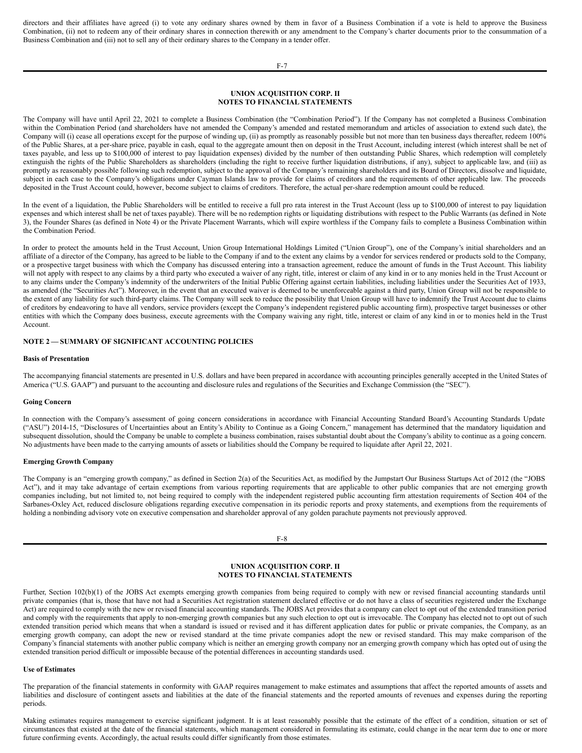directors and their affiliates have agreed (i) to vote any ordinary shares owned by them in favor of a Business Combination if a vote is held to approve the Business Combination, (ii) not to redeem any of their ordinary shares in connection therewith or any amendment to the Company's charter documents prior to the consummation of a Business Combination and (iii) not to sell any of their ordinary shares to the Company in a tender offer.

The Company will have until April 22, 2021 to complete a Business Combination (the "Combination Period"). If the Company has not completed a Business Combination within the Combination Period (and shareholders have not amended the Company's amended and restated memorandum and articles of association to extend such date), the Company will (i) cease all operations except for the purpose of winding up, (ii) as promptly as reasonably possible but not more than ten business days thereafter, redeem 100% of the Public Shares, at a per-share price, payable in cash, equal to the aggregate amount then on deposit in the Trust Account, including interest (which interest shall be net of taxes payable, and less up to $100,000 of interest to pay liquidation expenses) divided by the number of then outstanding Public Shares, which redemption will completely extinguish the rights of the Public Shareholders as shareholders (including the right to receive further liquidation distributions, if any), subject to applicable law, and (iii) as promptly as reasonably possible following such redemption, subject to the approval of the Company's remaining shareholders and its Board of Directors, dissolve and liquidate, subject in each case to the Company's obligations under Cayman Islands law to provide for claims of creditors and the requirements of other applicable law. The proceeds deposited in the Trust Account could, however, become subject to claims of creditors. Therefore, the actual per-share redemption amount could be reduced.

In the event of a liquidation, the Public Shareholders will be entitled to receive a full pro rata interest in the Trust Account (less up to $100,000 of interest to pay liquidation expenses and which interest shall be net of taxes payable). There will be no redemption rights or liquidating distributions with respect to the Public Warrants (as defined in Note 3), the Founder Shares (as defined in Note 4) or the Private Placement Warrants, which will expire worthless if the Company fails to complete a Business Combination within the Combination Period.

In order to protect the amounts held in the Trust Account, Union Group International Holdings Limited ("Union Group"), one of the Company's initial shareholders and an affiliate of a director of the Company, has agreed to be liable to the Company if and to the extent any claims by a vendor for services rendered or products sold to the Company, or a prospective target business with which the Company has discussed entering into a transaction agreement, reduce the amount of funds in the Trust Account. This liability will not apply with respect to any claims by a third party who executed a waiver of any right, title, interest or claim of any kind in or to any monies held in the Trust Account or to any claims under the Company's indemnity of the underwriters of the Initial Public Offering against certain liabilities, including liabilities under the Securities Act of 1933, as amended (the "Securities Act"). Moreover, in the event that an executed waiver is deemed to be unenforceable against a third party, Union Group will not be responsible to the extent of any liability for such third-party claims. The Company will seek to reduce the possibility that Union Group will have to indemnify the Trust Account due to claims of creditors by endeavoring to have all vendors, service providers (except the Company's independent registered public accounting firm), prospective target businesses or other entities with which the Company does business, execute agreements with the Company waiving any right, title, interest or claim of any kind in or to monies held in the Trust Account.

## NOTE 2 — SUMMARY OF SIGNIFICANT ACCOUNTING POLICIES

### Basis of Presentation

The accompanying financial statements are presented in U.S. dollars and have been prepared in accordance with accounting principles generally accepted in the United States of America ("U.S. GAAP") and pursuant to the accounting and disclosure rules and regulations of the Securities and Exchange Commission (the "SEC").

### Going Concern

In connection with the Company's assessment of going concern considerations in accordance with Financial Accounting Standard Board's Accounting Standards Update ("ASU") 2014-15, "Disclosures of Uncertainties about an Entity's Ability to Continue as a Going Concern," management has determined that the mandatory liquidation and subsequent dissolution, should the Company be unable to complete a business combination, raises substantial doubt about the Company's ability to continue as a going concern. No adjustments have been made to the carrying amounts of assets or liabilities should the Company be required to liquidate after April 22, 2021.

### Emerging Growth Company

The Company is an "emerging growth company," as defined in Section 2(a) of the Securities Act, as modified by the Jumpstart Our Business Startups Act of 2012 (the "JOBS Act"), and it may take advantage of certain exemptions from various reporting requirements that are applicable to other public companies that are not emerging growth companies including, but not limited to, not being required to comply with the independent registered public accounting firm attestation requirements of Section 404 of the Sarbanes-Oxley Act, reduced disclosure obligations regarding executive compensation in its periodic reports and proxy statements, and exemptions from the requirements of holding a nonbinding advisory vote on executive compensation and shareholder approval of any golden parachute payments not previously approved.

Further, Section 102(b)(1) of the JOBS Act exempts emerging growth companies from being required to comply with new or revised financial accounting standards until private companies (that is, those that have not had a Securities Act registration statement declared effective or do not have a class of securities registered under the Exchange Act) are required to comply with the new or revised financial accounting standards. The JOBS Act provides that a company can elect to opt out of the extended transition period and comply with the requirements that apply to non-emerging growth companies but any such election to opt out is irrevocable. The Company has elected not to opt out of such extended transition period which means that when a standard is issued or revised and it has different application dates for public or private companies, the Company, as an emerging growth company, can adopt the new or revised standard at the time private companies adopt the new or revised standard. This may make comparison of the Company's financial statements with another public company which is neither an emerging growth company nor an emerging growth company which has opted out of using the extended transition period difficult or impossible because of the potential differences in accounting standards used.

### Use of Estimates

The preparation of the financial statements in conformity with GAAP requires management to make estimates and assumptions that affect the reported amounts of assets and liabilities and disclosure of contingent assets and liabilities at the date of the financial statements and the reported amounts of revenues and expenses during the reporting periods.

Making estimates requires management to exercise significant judgment. It is at least reasonably possible that the estimate of the effect of a condition, situation or set of circumstances that existed at the date of the financial statements, which management considered in formulating its estimate, could change in the near term due to one or more future confirming events. Accordingly, the actual results could differ significantly from those estimates.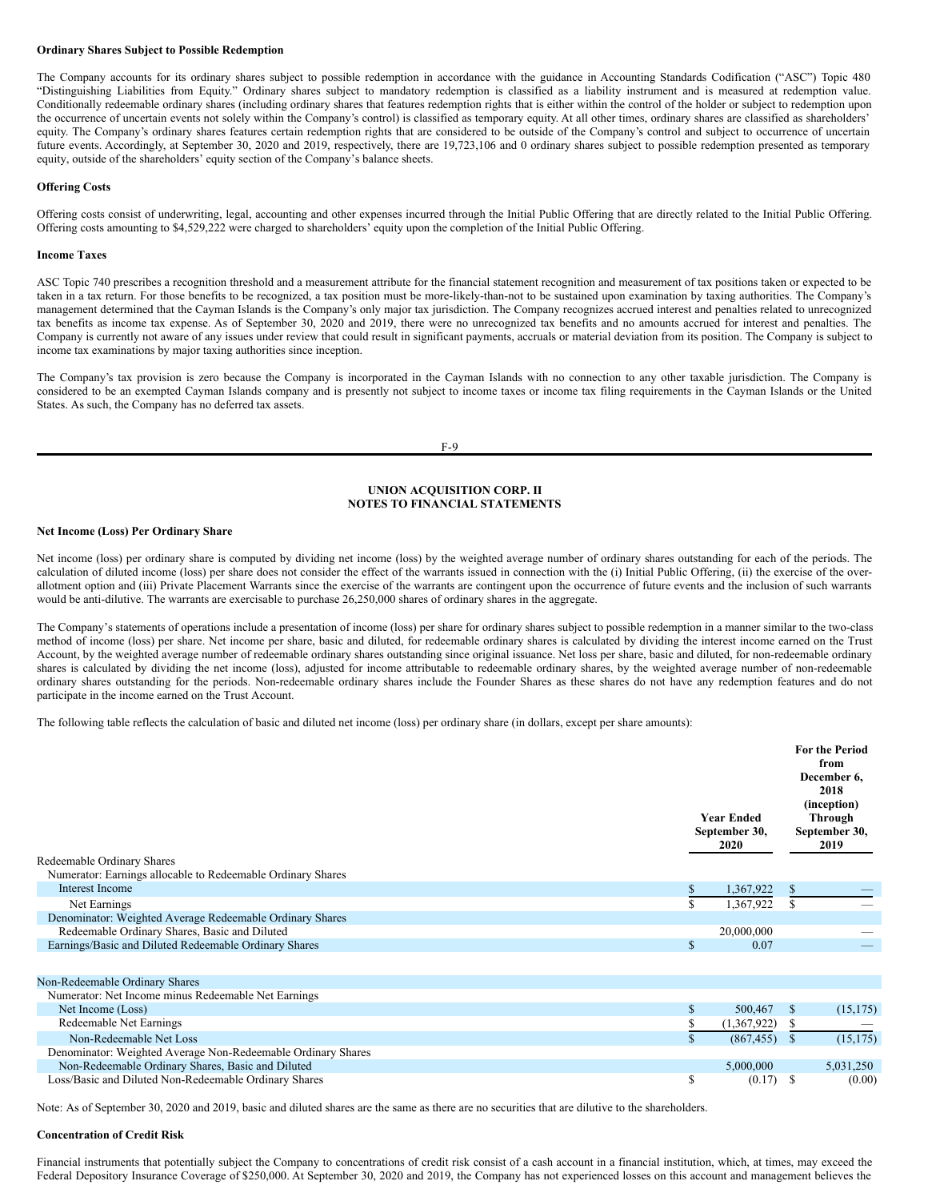**Ordinary Shares Subject to Possible Redemption**

The Company accounts for its ordinary shares subject to possible redemption in accordance with the guidance in Accounting Standards Codification ("ASC") Topic 480 "Distinguishing Liabilities from Equity." Ordinary shares subject to mandatory redemption is classified as a liability instrument and is measured at redemption value. Conditionally redeemable ordinary shares (including ordinary shares that features redemption rights that is either within the control of the holder or subject to redemption upon the occurrence of uncertain events not solely within the Company's control) is classified as temporary equity. At all other times, ordinary shares are classified as shareholders' equity. The Company's ordinary shares features certain redemption rights that are considered to be outside of the Company's control and subject to occurrence of uncertain future events. Accordingly, at September 30, 2020 and 2019, respectively, there are 19,723,106 and 0 ordinary shares subject to possible redemption presented as temporary equity, outside of the shareholders' equity section of the Company's balance sheets.

**Offering Costs**

Offering costs consist of underwriting, legal, accounting and other expenses incurred through the Initial Public Offering that are directly related to the Initial Public Offering. Offering costs amounting to $4,529,222 were charged to shareholders' equity upon the completion of the Initial Public Offering.

**Income Taxes**

ASC Topic 740 prescribes a recognition threshold and a measurement attribute for the financial statement recognition and measurement of tax positions taken or expected to be taken in a tax return. For those benefits to be recognized, a tax position must be more-likely-than-not to be sustained upon examination by taxing authorities. The Company's management determined that the Cayman Islands is the Company's only major tax jurisdiction. The Company recognizes accrued interest and penalties related to unrecognized tax benefits as income tax expense. As of September 30, 2020 and 2019, there were no unrecognized tax benefits and no amounts accrued for interest and penalties. The Company is currently not aware of any issues under review that could result in significant payments, accruals or material deviation from its position. The Company is subject to income tax examinations by major taxing authorities since inception.

The Company's tax provision is zero because the Company is incorporated in the Cayman Islands with no connection to any other taxable jurisdiction. The Company is considered to be an exempted Cayman Islands company and is presently not subject to income taxes or income tax filing requirements in the Cayman Islands or the United States. As such, the Company has no deferred tax assets.

**UNION ACQUISITION CORP. II**
**NOTES TO FINANCIAL STATEMENTS**

**Net Income (Loss) Per Ordinary Share**

Net income (loss) per ordinary share is computed by dividing net income (loss) by the weighted average number of ordinary shares outstanding for each of the periods. The calculation of diluted income (loss) per share does not consider the effect of the warrants issued in connection with the (i) Initial Public Offering, (ii) the exercise of the over-allotment option and (iii) Private Placement Warrants since the exercise of the warrants are contingent upon the occurrence of future events and the inclusion of such warrants would be anti-dilutive. The warrants are exercisable to purchase 26,250,000 shares of ordinary shares in the aggregate.

The Company's statements of operations include a presentation of income (loss) per share for ordinary shares subject to possible redemption in a manner similar to the two-class method of income (loss) per share. Net income per share, basic and diluted, for redeemable ordinary shares is calculated by dividing the interest income earned on the Trust Account, by the weighted average number of redeemable ordinary shares outstanding since original issuance. Net loss per share, basic and diluted, for non-redeemable ordinary shares is calculated by dividing the net income (loss), adjusted for income attributable to redeemable ordinary shares, by the weighted average number of non-redeemable ordinary shares outstanding for the periods. Non-redeemable ordinary shares include the Founder Shares as these shares do not have any redemption features and do not participate in the income earned on the Trust Account.

The following table reflects the calculation of basic and diluted net income (loss) per ordinary share (in dollars, except per share amounts):

| | Year Ended September 30, 2020 | For the Period from December 6, 2018 (inception) Through September 30, 2019 |
|---|---|---|
| Redeemable Ordinary Shares | | |
| Numerator: Earnings allocable to Redeemable Ordinary Shares | | |
| Interest Income | $ 1,367,922 | $ — |
| Net Earnings | $ 1,367,922 | $ — |
| Denominator: Weighted Average Redeemable Ordinary Shares | | |
| Redeemable Ordinary Shares, Basic and Diluted | 20,000,000 | — |
| Earnings/Basic and Diluted Redeemable Ordinary Shares | $ 0.07 | — |
| | | |
| Non-Redeemable Ordinary Shares | | |
| Numerator: Net Income minus Redeemable Net Earnings | | |
| Net Income (Loss) | $ 500,467 | $ (15,175) |
| Redeemable Net Earnings | $ (1,367,922) | $ — |
| Non-Redeemable Net Loss | $ (867,455) | $ (15,175) |
| Denominator: Weighted Average Non-Redeemable Ordinary Shares | | |
| Non-Redeemable Ordinary Shares, Basic and Diluted | 5,000,000 | 5,031,250 |
| Loss/Basic and Diluted Non-Redeemable Ordinary Shares | $ (0.17) | $ (0.00) |

Note: As of September 30, 2020 and 2019, basic and diluted shares are the same as there are no securities that are dilutive to the shareholders.

**Concentration of Credit Risk**

Financial instruments that potentially subject the Company to concentrations of credit risk consist of a cash account in a financial institution, which, at times, may exceed the Federal Depository Insurance Coverage of $250,000. At September 30, 2020 and 2019, the Company has not experienced losses on this account and management believes the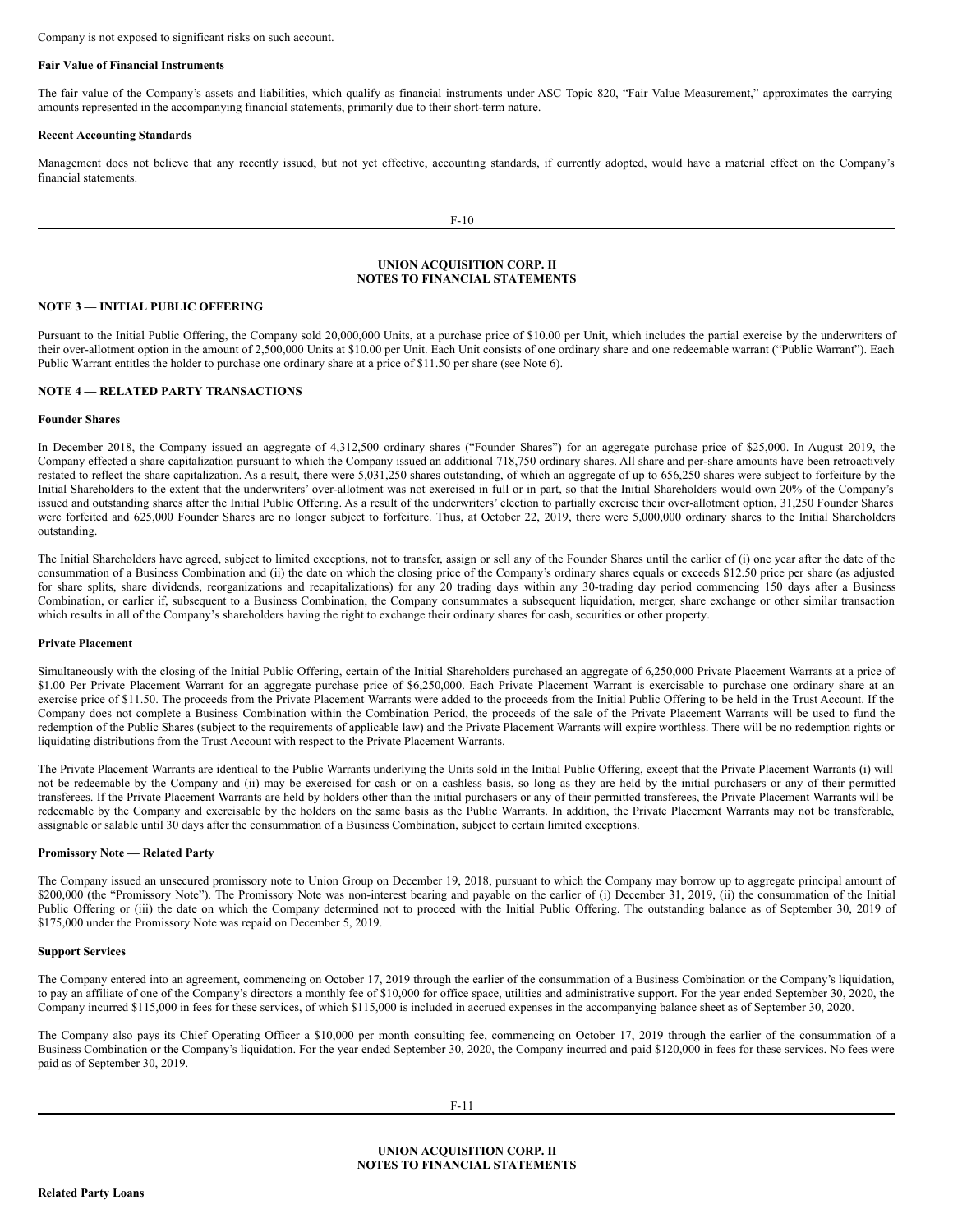Company is not exposed to significant risks on such account.

**Fair Value of Financial Instruments**

The fair value of the Company's assets and liabilities, which qualify as financial instruments under ASC Topic 820, "Fair Value Measurement," approximates the carrying amounts represented in the accompanying financial statements, primarily due to their short-term nature.

**Recent Accounting Standards**

Management does not believe that any recently issued, but not yet effective, accounting standards, if currently adopted, would have a material effect on the Company's financial statements.

## NOTE 3 — INITIAL PUBLIC OFFERING

Pursuant to the Initial Public Offering, the Company sold 20,000,000 Units, at a purchase price of $10.00 per Unit, which includes the partial exercise by the underwriters of their over-allotment option in the amount of 2,500,000 Units at $10.00 per Unit. Each Unit consists of one ordinary share and one redeemable warrant ("Public Warrant"). Each Public Warrant entitles the holder to purchase one ordinary share at a price of $11.50 per share (see Note 6).

## NOTE 4 — RELATED PARTY TRANSACTIONS

**Founder Shares**

In December 2018, the Company issued an aggregate of 4,312,500 ordinary shares ("Founder Shares") for an aggregate purchase price of $25,000. In August 2019, the Company effected a share capitalization pursuant to which the Company issued an additional 718,750 ordinary shares. All share and per-share amounts have been retroactively restated to reflect the share capitalization. As a result, there were 5,031,250 shares outstanding, of which an aggregate of up to 656,250 shares were subject to forfeiture by the Initial Shareholders to the extent that the underwriters' over-allotment was not exercised in full or in part, so that the Initial Shareholders would own 20% of the Company's issued and outstanding shares after the Initial Public Offering. As a result of the underwriters' election to partially exercise their over-allotment option, 31,250 Founder Shares were forfeited and 625,000 Founder Shares are no longer subject to forfeiture. Thus, at October 22, 2019, there were 5,000,000 ordinary shares to the Initial Shareholders outstanding.

The Initial Shareholders have agreed, subject to limited exceptions, not to transfer, assign or sell any of the Founder Shares until the earlier of (i) one year after the date of the consummation of a Business Combination and (ii) the date on which the closing price of the Company's ordinary shares equals or exceeds $12.50 price per share (as adjusted for share splits, share dividends, reorganizations and recapitalizations) for any 20 trading days within any 30-trading day period commencing 150 days after a Business Combination, or earlier if, subsequent to a Business Combination, the Company consummates a subsequent liquidation, merger, share exchange or other similar transaction which results in all of the Company's shareholders having the right to exchange their ordinary shares for cash, securities or other property.

**Private Placement**

Simultaneously with the closing of the Initial Public Offering, certain of the Initial Shareholders purchased an aggregate of 6,250,000 Private Placement Warrants at a price of $1.00 Per Private Placement Warrant for an aggregate purchase price of $6,250,000. Each Private Placement Warrant is exercisable to purchase one ordinary share at an exercise price of $11.50. The proceeds from the Private Placement Warrants were added to the proceeds from the Initial Public Offering to be held in the Trust Account. If the Company does not complete a Business Combination within the Combination Period, the proceeds of the sale of the Private Placement Warrants will be used to fund the redemption of the Public Shares (subject to the requirements of applicable law) and the Private Placement Warrants will expire worthless. There will be no redemption rights or liquidating distributions from the Trust Account with respect to the Private Placement Warrants.

The Private Placement Warrants are identical to the Public Warrants underlying the Units sold in the Initial Public Offering, except that the Private Placement Warrants (i) will not be redeemable by the Company and (ii) may be exercised for cash or on a cashless basis, so long as they are held by the initial purchasers or any of their permitted transferees. If the Private Placement Warrants are held by holders other than the initial purchasers or any of their permitted transferees, the Private Placement Warrants will be redeemable by the Company and exercisable by the holders on the same basis as the Public Warrants. In addition, the Private Placement Warrants may not be transferable, assignable or salable until 30 days after the consummation of a Business Combination, subject to certain limited exceptions.

**Promissory Note — Related Party**

The Company issued an unsecured promissory note to Union Group on December 19, 2018, pursuant to which the Company may borrow up to aggregate principal amount of $200,000 (the "Promissory Note"). The Promissory Note was non-interest bearing and payable on the earlier of (i) December 31, 2019, (ii) the consummation of the Initial Public Offering or (iii) the date on which the Company determined not to proceed with the Initial Public Offering. The outstanding balance as of September 30, 2019 of $175,000 under the Promissory Note was repaid on December 5, 2019.

**Support Services**

The Company entered into an agreement, commencing on October 17, 2019 through the earlier of the consummation of a Business Combination or the Company's liquidation, to pay an affiliate of one of the Company's directors a monthly fee of $10,000 for office space, utilities and administrative support. For the year ended September 30, 2020, the Company incurred $115,000 in fees for these services, of which $115,000 is included in accrued expenses in the accompanying balance sheet as of September 30, 2020.

The Company also pays its Chief Operating Officer a $10,000 per month consulting fee, commencing on October 17, 2019 through the earlier of the consummation of a Business Combination or the Company's liquidation. For the year ended September 30, 2020, the Company incurred and paid $120,000 in fees for these services. No fees were paid as of September 30, 2019.

**Related Party Loans**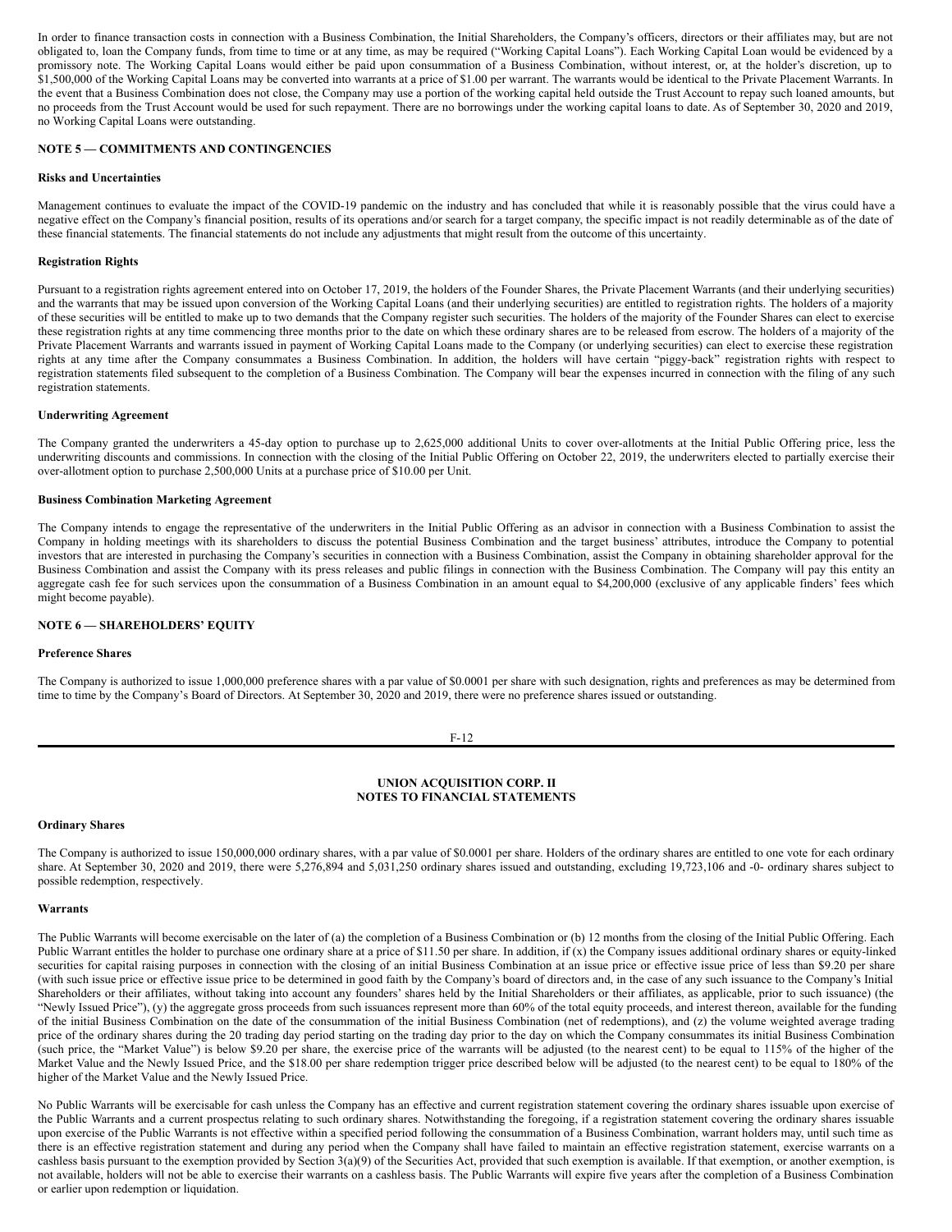In order to finance transaction costs in connection with a Business Combination, the Initial Shareholders, the Company's officers, directors or their affiliates may, but are not obligated to, loan the Company funds, from time to time or at any time, as may be required ("Working Capital Loans"). Each Working Capital Loan would be evidenced by a promissory note. The Working Capital Loans would either be paid upon consummation of a Business Combination, without interest, or, at the holder's discretion, up to $1,500,000 of the Working Capital Loans may be converted into warrants at a price of $1.00 per warrant. The warrants would be identical to the Private Placement Warrants. In the event that a Business Combination does not close, the Company may use a portion of the working capital held outside the Trust Account to repay such loaned amounts, but no proceeds from the Trust Account would be used for such repayment. There are no borrowings under the working capital loans to date. As of September 30, 2020 and 2019, no Working Capital Loans were outstanding.

## NOTE 5 — COMMITMENTS AND CONTINGENCIES

**Risks and Uncertainties**

Management continues to evaluate the impact of the COVID-19 pandemic on the industry and has concluded that while it is reasonably possible that the virus could have a negative effect on the Company's financial position, results of its operations and/or search for a target company, the specific impact is not readily determinable as of the date of these financial statements. The financial statements do not include any adjustments that might result from the outcome of this uncertainty.

**Registration Rights**

Pursuant to a registration rights agreement entered into on October 17, 2019, the holders of the Founder Shares, the Private Placement Warrants (and their underlying securities) and the warrants that may be issued upon conversion of the Working Capital Loans (and their underlying securities) are entitled to registration rights. The holders of a majority of these securities will be entitled to make up to two demands that the Company register such securities. The holders of the majority of the Founder Shares can elect to exercise these registration rights at any time commencing three months prior to the date on which these ordinary shares are to be released from escrow. The holders of a majority of the Private Placement Warrants and warrants issued in payment of Working Capital Loans made to the Company (or underlying securities) can elect to exercise these registration rights at any time after the Company consummates a Business Combination. In addition, the holders will have certain "piggy-back" registration rights with respect to registration statements filed subsequent to the completion of a Business Combination. The Company will bear the expenses incurred in connection with the filing of any such registration statements.

**Underwriting Agreement**

The Company granted the underwriters a 45-day option to purchase up to 2,625,000 additional Units to cover over-allotments at the Initial Public Offering price, less the underwriting discounts and commissions. In connection with the closing of the Initial Public Offering on October 22, 2019, the underwriters elected to partially exercise their over-allotment option to purchase 2,500,000 Units at a purchase price of $10.00 per Unit.

**Business Combination Marketing Agreement**

The Company intends to engage the representative of the underwriters in the Initial Public Offering as an advisor in connection with a Business Combination to assist the Company in holding meetings with its shareholders to discuss the potential Business Combination and the target business' attributes, introduce the Company to potential investors that are interested in purchasing the Company's securities in connection with a Business Combination, assist the Company in obtaining shareholder approval for the Business Combination and assist the Company with its press releases and public filings in connection with the Business Combination. The Company will pay this entity an aggregate cash fee for such services upon the consummation of a Business Combination in an amount equal to $4,200,000 (exclusive of any applicable finders' fees which might become payable).

## NOTE 6 — SHAREHOLDERS' EQUITY

**Preference Shares**

The Company is authorized to issue 1,000,000 preference shares with a par value of $0.0001 per share with such designation, rights and preferences as may be determined from time to time by the Company's Board of Directors. At September 30, 2020 and 2019, there were no preference shares issued or outstanding.

**Ordinary Shares**

The Company is authorized to issue 150,000,000 ordinary shares, with a par value of $0.0001 per share. Holders of the ordinary shares are entitled to one vote for each ordinary share. At September 30, 2020 and 2019, there were 5,276,894 and 5,031,250 ordinary shares issued and outstanding, excluding 19,723,106 and -0- ordinary shares subject to possible redemption, respectively.

**Warrants**

The Public Warrants will become exercisable on the later of (a) the completion of a Business Combination or (b) 12 months from the closing of the Initial Public Offering. Each Public Warrant entitles the holder to purchase one ordinary share at a price of $11.50 per share. In addition, if (x) the Company issues additional ordinary shares or equity-linked securities for capital raising purposes in connection with the closing of an initial Business Combination at an issue price or effective issue price of less than $9.20 per share (with such issue price or effective issue price to be determined in good faith by the Company's board of directors and, in the case of any such issuance to the Company's Initial Shareholders or their affiliates, without taking into account any founders' shares held by the Initial Shareholders or their affiliates, as applicable, prior to such issuance) (the "Newly Issued Price"), (y) the aggregate gross proceeds from such issuances represent more than 60% of the total equity proceeds, and interest thereon, available for the funding of the initial Business Combination on the date of the consummation of the initial Business Combination (net of redemptions), and (z) the volume weighted average trading price of the ordinary shares during the 20 trading day period starting on the trading day prior to the day on which the Company consummates its initial Business Combination (such price, the "Market Value") is below $9.20 per share, the exercise price of the warrants will be adjusted (to the nearest cent) to be equal to 115% of the higher of the Market Value and the Newly Issued Price, and the $18.00 per share redemption trigger price described below will be adjusted (to the nearest cent) to be equal to 180% of the higher of the Market Value and the Newly Issued Price.

No Public Warrants will be exercisable for cash unless the Company has an effective and current registration statement covering the ordinary shares issuable upon exercise of the Public Warrants and a current prospectus relating to such ordinary shares. Notwithstanding the foregoing, if a registration statement covering the ordinary shares issuable upon exercise of the Public Warrants is not effective within a specified period following the consummation of a Business Combination, warrant holders may, until such time as there is an effective registration statement and during any period when the Company shall have failed to maintain an effective registration statement, exercise warrants on a cashless basis pursuant to the exemption provided by Section 3(a)(9) of the Securities Act, provided that such exemption is available. If that exemption, or another exemption, is not available, holders will not be able to exercise their warrants on a cashless basis. The Public Warrants will expire five years after the completion of a Business Combination or earlier upon redemption or liquidation.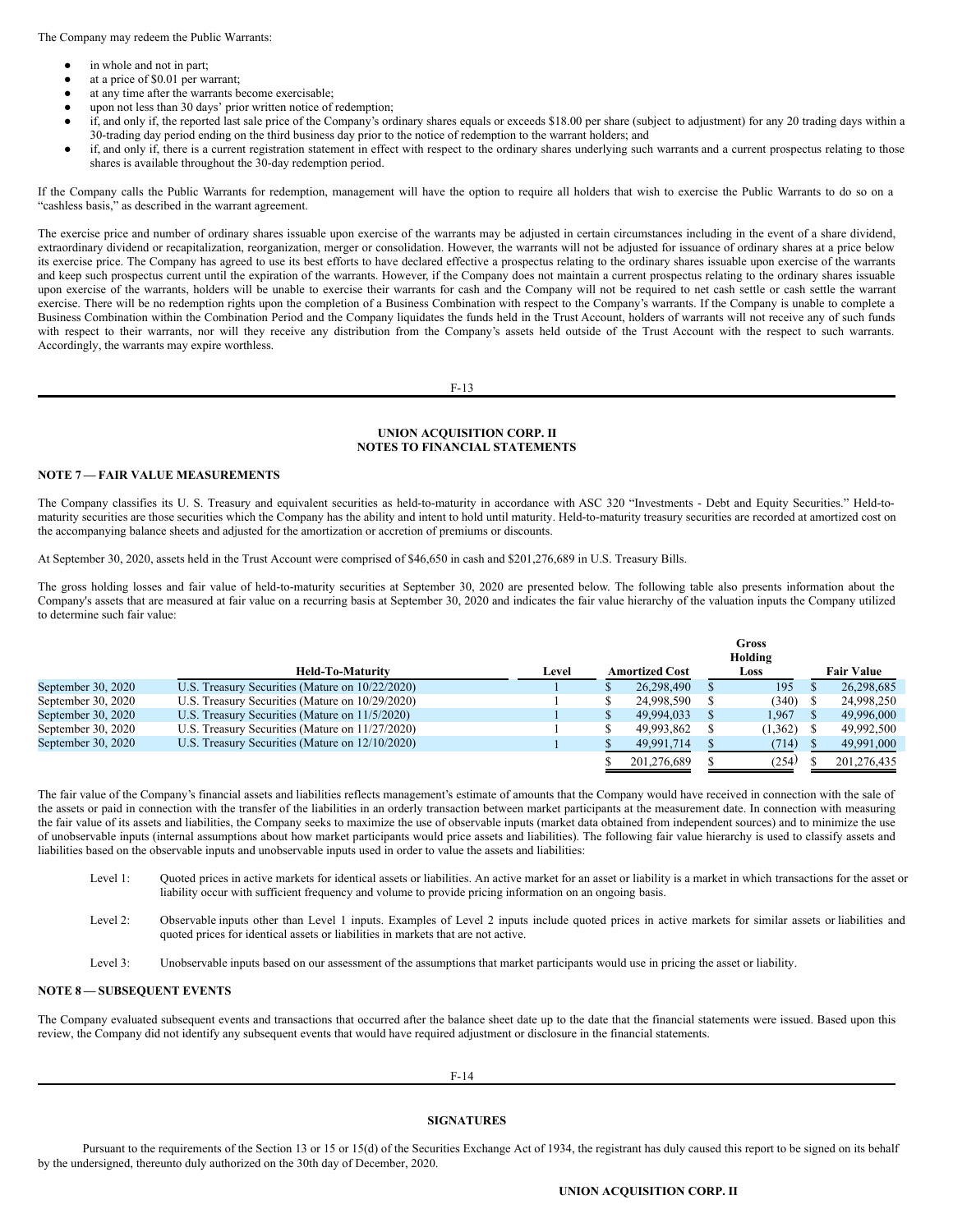The Company may redeem the Public Warrants:

- in whole and not in part;
- at a price of $0.01 per warrant;
- at any time after the warrants become exercisable;
- upon not less than 30 days' prior written notice of redemption;
- if, and only if, the reported last sale price of the Company's ordinary shares equals or exceeds $18.00 per share (subject to adjustment) for any 20 trading days within a 30-trading day period ending on the third business day prior to the notice of redemption to the warrant holders; and
- if, and only if, there is a current registration statement in effect with respect to the ordinary shares underlying such warrants and a current prospectus relating to those shares is available throughout the 30-day redemption period.

If the Company calls the Public Warrants for redemption, management will have the option to require all holders that wish to exercise the Public Warrants to do so on a "cashless basis," as described in the warrant agreement.

The exercise price and number of ordinary shares issuable upon exercise of the warrants may be adjusted in certain circumstances including in the event of a share dividend, extraordinary dividend or recapitalization, reorganization, merger or consolidation. However, the warrants will not be adjusted for issuance of ordinary shares at a price below its exercise price. The Company has agreed to use its best efforts to have declared effective a prospectus relating to the ordinary shares issuable upon exercise of the warrants and keep such prospectus current until the expiration of the warrants. However, if the Company does not maintain a current prospectus relating to the ordinary shares issuable upon exercise of the warrants, holders will be unable to exercise their warrants for cash and the Company will not be required to net cash settle or cash settle the warrant exercise. There will be no redemption rights upon the completion of a Business Combination with respect to the Company's warrants. If the Company is unable to complete a Business Combination within the Combination Period and the Company liquidates the funds held in the Trust Account, holders of warrants will not receive any of such funds with respect to their warrants, nor will they receive any distribution from the Company's assets held outside of the Trust Account with the respect to such warrants. Accordingly, the warrants may expire worthless.

**UNION ACQUISITION CORP. II**
**NOTES TO FINANCIAL STATEMENTS**

**NOTE 7 — FAIR VALUE MEASUREMENTS**

The Company classifies its U. S. Treasury and equivalent securities as held-to-maturity in accordance with ASC 320 "Investments - Debt and Equity Securities." Held-to-maturity securities are those securities which the Company has the ability and intent to hold until maturity. Held-to-maturity treasury securities are recorded at amortized cost on the accompanying balance sheets and adjusted for the amortization or accretion of premiums or discounts.

At September 30, 2020, assets held in the Trust Account were comprised of $46,650 in cash and $201,276,689 in U.S. Treasury Bills.

The gross holding losses and fair value of held-to-maturity securities at September 30, 2020 are presented below. The following table also presents information about the Company's assets that are measured at fair value on a recurring basis at September 30, 2020 and indicates the fair value hierarchy of the valuation inputs the Company utilized to determine such fair value:

| | Held-To-Maturity | Level | Amortized Cost | Gross Holding Loss | Fair Value |
|---|---|---|---|---|---|
| September 30, 2020 | U.S. Treasury Securities (Mature on 10/22/2020) | 1 | $ 26,298,490 | $ 195 | $ 26,298,685 |
| September 30, 2020 | U.S. Treasury Securities (Mature on 10/29/2020) | 1 | $ 24,998,590 | $ (340) | $ 24,998,250 |
| September 30, 2020 | U.S. Treasury Securities (Mature on 11/5/2020) | 1 | $ 49,994,033 | $ 1,967 | $ 49,996,000 |
| September 30, 2020 | U.S. Treasury Securities (Mature on 11/27/2020) | 1 | $ 49,993,862 | $ (1,362) | $ 49,992,500 |
| September 30, 2020 | U.S. Treasury Securities (Mature on 12/10/2020) | 1 | $ 49,991,714 | $ (714) | $ 49,991,000 |
| | | | $ 201,276,689 | $ (254) | $ 201,276,435 |

The fair value of the Company's financial assets and liabilities reflects management's estimate of amounts that the Company would have received in connection with the sale of the assets or paid in connection with the transfer of the liabilities in an orderly transaction between market participants at the measurement date. In connection with measuring the fair value of its assets and liabilities, the Company seeks to maximize the use of observable inputs (market data obtained from independent sources) and to minimize the use of unobservable inputs (internal assumptions about how market participants would price assets and liabilities). The following fair value hierarchy is used to classify assets and liabilities based on the observable inputs and unobservable inputs used in order to value the assets and liabilities:

Level 1: Quoted prices in active markets for identical assets or liabilities. An active market for an asset or liability is a market in which transactions for the asset or liability occur with sufficient frequency and volume to provide pricing information on an ongoing basis.

Level 2: Observable inputs other than Level 1 inputs. Examples of Level 2 inputs include quoted prices in active markets for similar assets or liabilities and quoted prices for identical assets or liabilities in markets that are not active.

Level 3: Unobservable inputs based on our assessment of the assumptions that market participants would use in pricing the asset or liability.

**NOTE 8 — SUBSEQUENT EVENTS**

The Company evaluated subsequent events and transactions that occurred after the balance sheet date up to the date that the financial statements were issued. Based upon this review, the Company did not identify any subsequent events that would have required adjustment or disclosure in the financial statements.

**SIGNATURES**

Pursuant to the requirements of the Section 13 or 15 or 15(d) of the Securities Exchange Act of 1934, the registrant has duly caused this report to be signed on its behalf by the undersigned, thereunto duly authorized on the 30th day of December, 2020.

**UNION ACQUISITION CORP. II**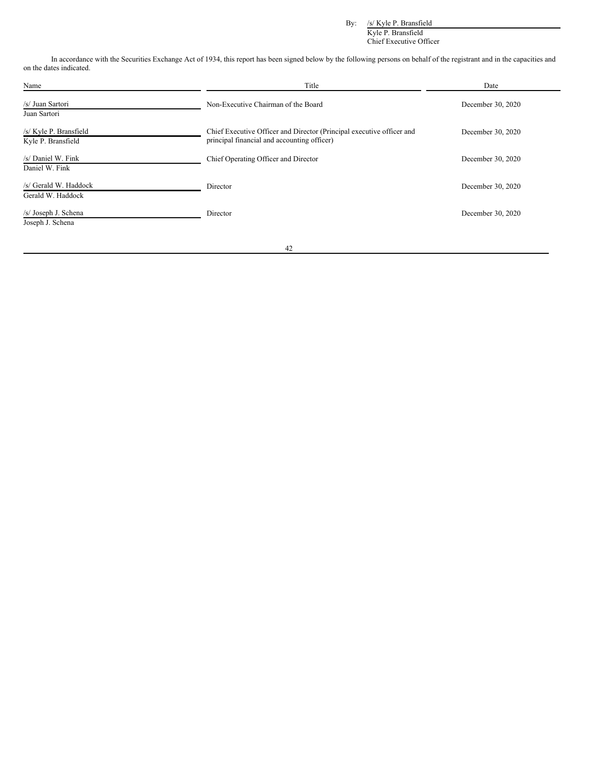By: /s/ Kyle P. Bransfield
Kyle P. Bransfield
Chief Executive Officer

In accordance with the Securities Exchange Act of 1934, this report has been signed below by the following persons on behalf of the registrant and in the capacities and on the dates indicated.

| Name | Title | Date |
|---|---|---|
| /s/ Juan Sartori<br>Juan Sartori | Non-Executive Chairman of the Board | December 30, 2020 |
| /s/ Kyle P. Bransfield<br>Kyle P. Bransfield | Chief Executive Officer and Director (Principal executive officer and principal financial and accounting officer) | December 30, 2020 |
| /s/ Daniel W. Fink<br>Daniel W. Fink | Chief Operating Officer and Director | December 30, 2020 |
| /s/ Gerald W. Haddock<br>Gerald W. Haddock | Director | December 30, 2020 |
| /s/ Joseph J. Schena<br>Joseph J. Schena | Director | December 30, 2020 |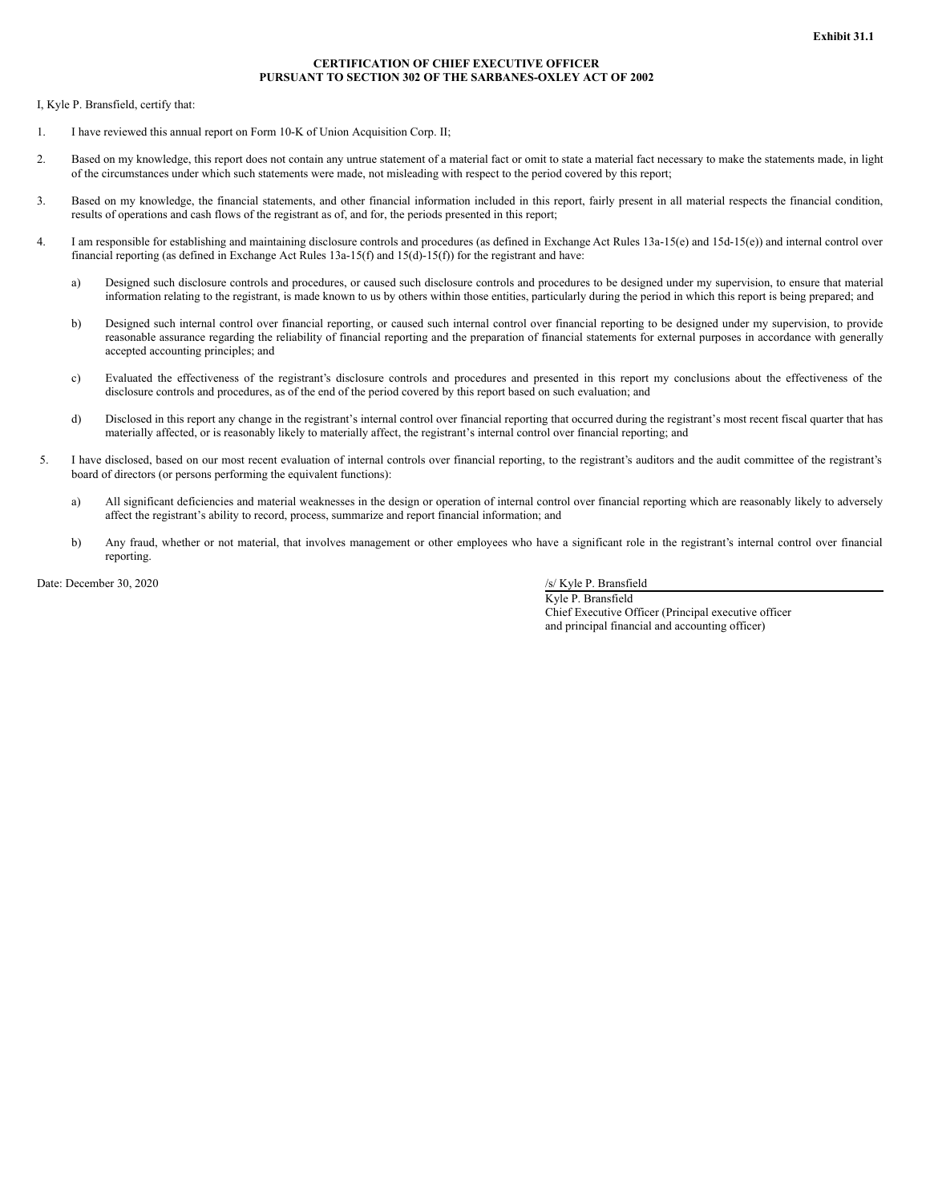**Exhibit 31.1**

**CERTIFICATION OF CHIEF EXECUTIVE OFFICER**
**PURSUANT TO SECTION 302 OF THE SARBANES-OXLEY ACT OF 2002**

I, Kyle P. Bransfield, certify that:

1. I have reviewed this annual report on Form 10-K of Union Acquisition Corp. II;

2. Based on my knowledge, this report does not contain any untrue statement of a material fact or omit to state a material fact necessary to make the statements made, in light of the circumstances under which such statements were made, not misleading with respect to the period covered by this report;

3. Based on my knowledge, the financial statements, and other financial information included in this report, fairly present in all material respects the financial condition, results of operations and cash flows of the registrant as of, and for, the periods presented in this report;

4. I am responsible for establishing and maintaining disclosure controls and procedures (as defined in Exchange Act Rules 13a-15(e) and 15d-15(e)) and internal control over financial reporting (as defined in Exchange Act Rules 13a-15(f) and 15(d)-15(f)) for the registrant and have:

    a) Designed such disclosure controls and procedures, or caused such disclosure controls and procedures to be designed under my supervision, to ensure that material information relating to the registrant, is made known to us by others within those entities, particularly during the period in which this report is being prepared; and

    b) Designed such internal control over financial reporting, or caused such internal control over financial reporting to be designed under my supervision, to provide reasonable assurance regarding the reliability of financial reporting and the preparation of financial statements for external purposes in accordance with generally accepted accounting principles; and

    c) Evaluated the effectiveness of the registrant's disclosure controls and procedures and presented in this report my conclusions about the effectiveness of the disclosure controls and procedures, as of the end of the period covered by this report based on such evaluation; and

    d) Disclosed in this report any change in the registrant's internal control over financial reporting that occurred during the registrant's most recent fiscal quarter that has materially affected, or is reasonably likely to materially affect, the registrant's internal control over financial reporting; and

5. I have disclosed, based on our most recent evaluation of internal controls over financial reporting, to the registrant's auditors and the audit committee of the registrant's board of directors (or persons performing the equivalent functions):

    a) All significant deficiencies and material weaknesses in the design or operation of internal control over financial reporting which are reasonably likely to adversely affect the registrant's ability to record, process, summarize and report financial information; and

    b) Any fraud, whether or not material, that involves management or other employees who have a significant role in the registrant's internal control over financial reporting.

Date: December 30, 2020

/s/ Kyle P. Bransfield
Kyle P. Bransfield
Chief Executive Officer (Principal executive officer and principal financial and accounting officer)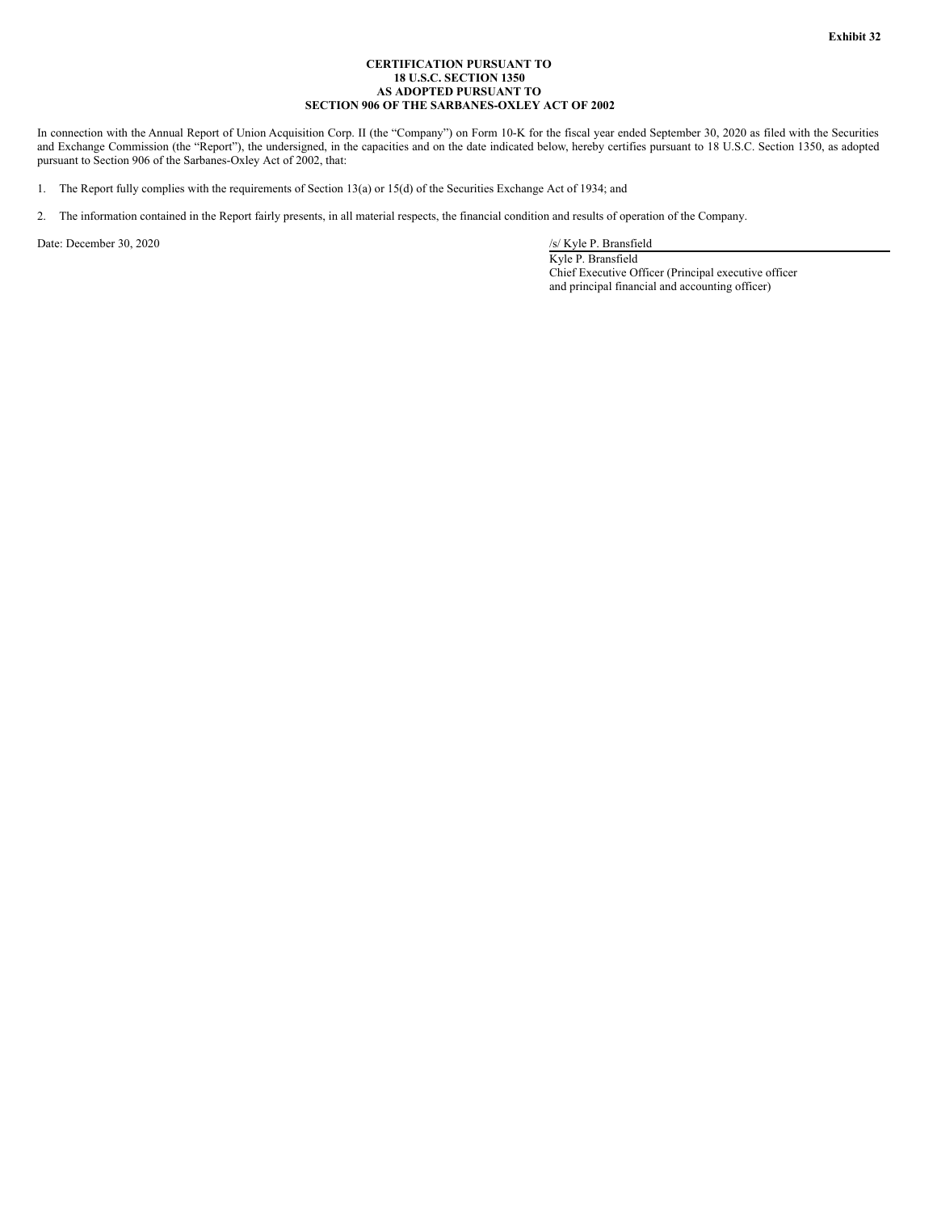**Exhibit 32**

**CERTIFICATION PURSUANT TO**
**18 U.S.C. SECTION 1350**
**AS ADOPTED PURSUANT TO**
**SECTION 906 OF THE SARBANES-OXLEY ACT OF 2002**

In connection with the Annual Report of Union Acquisition Corp. II (the "Company") on Form 10-K for the fiscal year ended September 30, 2020 as filed with the Securities and Exchange Commission (the "Report"), the undersigned, in the capacities and on the date indicated below, hereby certifies pursuant to 18 U.S.C. Section 1350, as adopted pursuant to Section 906 of the Sarbanes-Oxley Act of 2002, that:

1. The Report fully complies with the requirements of Section 13(a) or 15(d) of the Securities Exchange Act of 1934; and

2. The information contained in the Report fairly presents, in all material respects, the financial condition and results of operation of the Company.

Date: December 30, 2020

/s/ Kyle P. Bransfield
Kyle P. Bransfield
Chief Executive Officer (Principal executive officer and principal financial and accounting officer)